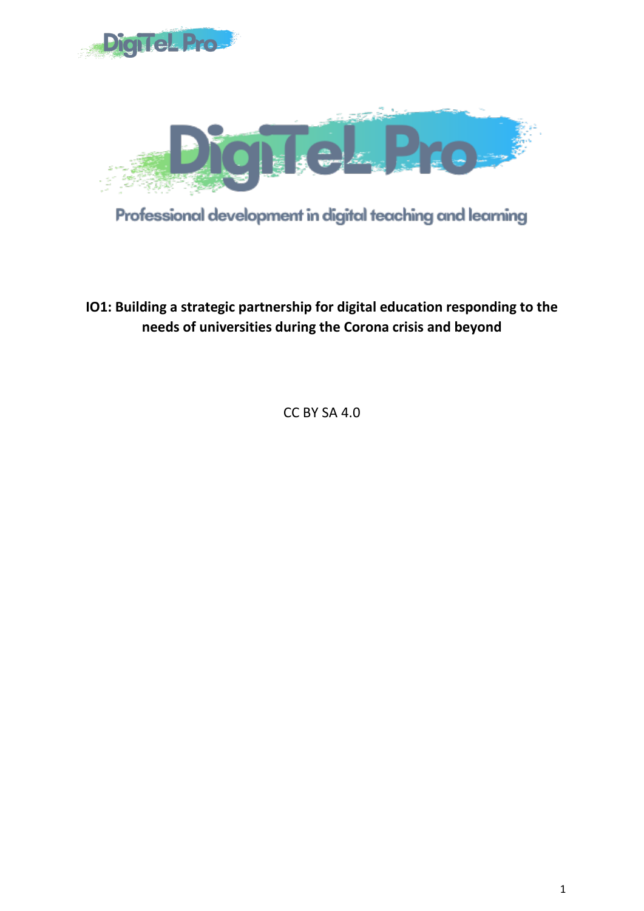DigiTeL Pro

Professional development in digital teaching and learning

**IO1: Building a strategic partnership for digital education responding to the needs of universities during the Corona crisis and beyond**

CC BY SA 4.0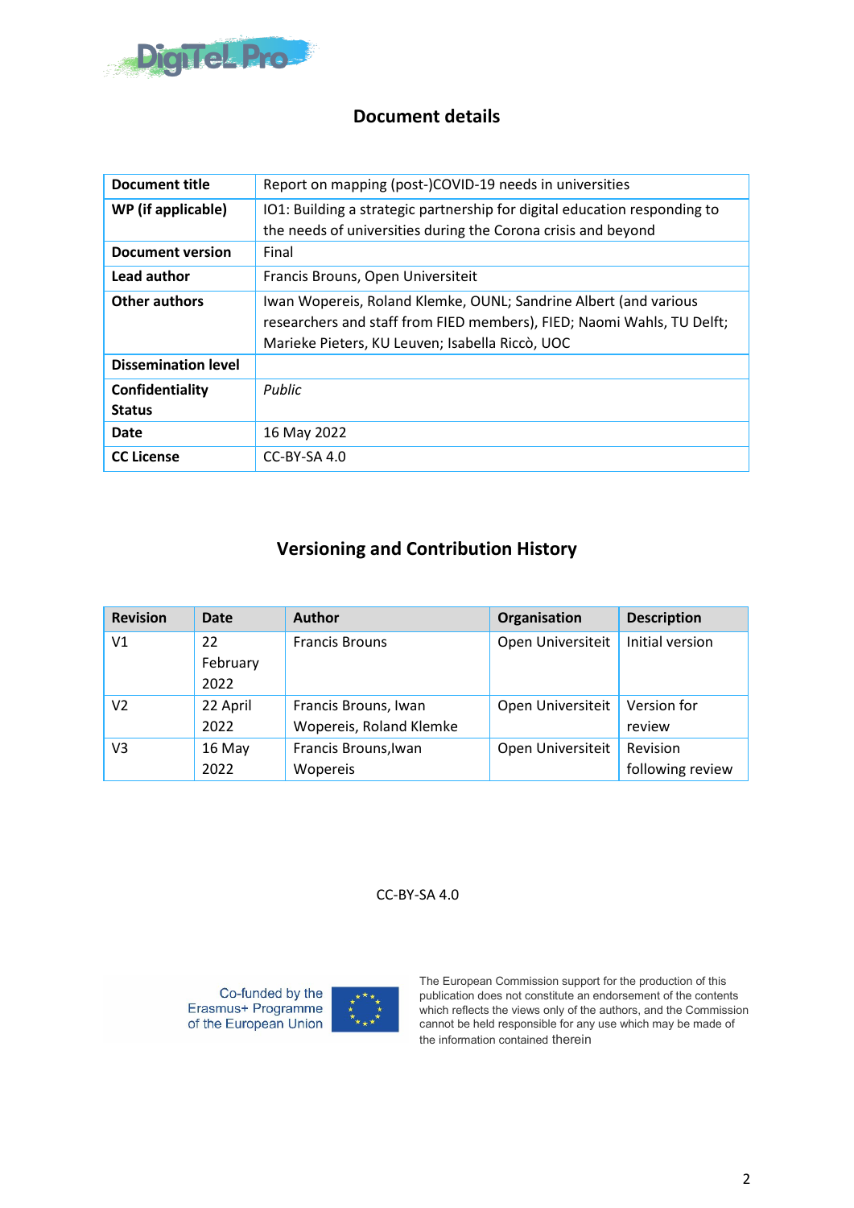## Document details

| Document title | Report on mapping (post-)COVID-19 needs in universities |
|---|---|
| WP (if applicable) | IO1: Building a strategic partnership for digital education responding to the needs of universities during the Corona crisis and beyond |
| Document version | Final |
| Lead author | Francis Brouns, Open Universiteit |
| Other authors | Iwan Wopereis, Roland Klemke, OUNL; Sandrine Albert (and various researchers and staff from FIED members), FIED; Naomi Wahls, TU Delft; Marieke Pieters, KU Leuven; Isabella Riccò, UOC |
| Dissemination level | |
| Confidentiality Status | *Public* |
| Date | 16 May 2022 |
| CC License | CC-BY-SA 4.0 |

## Versioning and Contribution History

| Revision | Date | Author | Organisation | Description |
|---|---|---|---|---|
| V1 | 22 February 2022 | Francis Brouns | Open Universiteit | Initial version |
| V2 | 22 April 2022 | Francis Brouns, Iwan Wopereis, Roland Klemke | Open Universiteit | Version for review |
| V3 | 16 May 2022 | Francis Brouns,Iwan Wopereis | Open Universiteit | Revision following review |

CC-BY-SA 4.0

Co-funded by the Erasmus+ Programme of the European Union

The European Commission support for the production of this publication does not constitute an endorsement of the contents which reflects the views only of the authors, and the Commission cannot be held responsible for any use which may be made of the information contained therein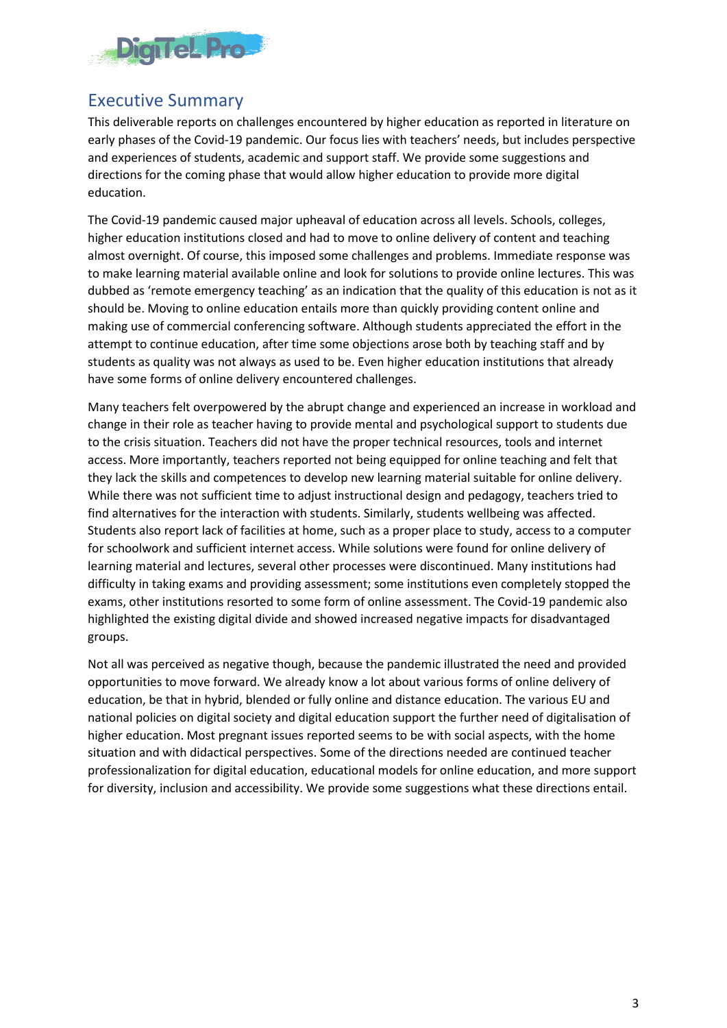# Executive Summary

This deliverable reports on challenges encountered by higher education as reported in literature on early phases of the Covid-19 pandemic. Our focus lies with teachers' needs, but includes perspective and experiences of students, academic and support staff. We provide some suggestions and directions for the coming phase that would allow higher education to provide more digital education.

The Covid-19 pandemic caused major upheaval of education across all levels. Schools, colleges, higher education institutions closed and had to move to online delivery of content and teaching almost overnight. Of course, this imposed some challenges and problems. Immediate response was to make learning material available online and look for solutions to provide online lectures. This was dubbed as 'remote emergency teaching' as an indication that the quality of this education is not as it should be. Moving to online education entails more than quickly providing content online and making use of commercial conferencing software. Although students appreciated the effort in the attempt to continue education, after time some objections arose both by teaching staff and by students as quality was not always as used to be. Even higher education institutions that already have some forms of online delivery encountered challenges.

Many teachers felt overpowered by the abrupt change and experienced an increase in workload and change in their role as teacher having to provide mental and psychological support to students due to the crisis situation. Teachers did not have the proper technical resources, tools and internet access. More importantly, teachers reported not being equipped for online teaching and felt that they lack the skills and competences to develop new learning material suitable for online delivery. While there was not sufficient time to adjust instructional design and pedagogy, teachers tried to find alternatives for the interaction with students. Similarly, students wellbeing was affected. Students also report lack of facilities at home, such as a proper place to study, access to a computer for schoolwork and sufficient internet access. While solutions were found for online delivery of learning material and lectures, several other processes were discontinued. Many institutions had difficulty in taking exams and providing assessment; some institutions even completely stopped the exams, other institutions resorted to some form of online assessment. The Covid-19 pandemic also highlighted the existing digital divide and showed increased negative impacts for disadvantaged groups.

Not all was perceived as negative though, because the pandemic illustrated the need and provided opportunities to move forward. We already know a lot about various forms of online delivery of education, be that in hybrid, blended or fully online and distance education. The various EU and national policies on digital society and digital education support the further need of digitalisation of higher education. Most pregnant issues reported seems to be with social aspects, with the home situation and with didactical perspectives. Some of the directions needed are continued teacher professionalization for digital education, educational models for online education, and more support for diversity, inclusion and accessibility. We provide some suggestions what these directions entail.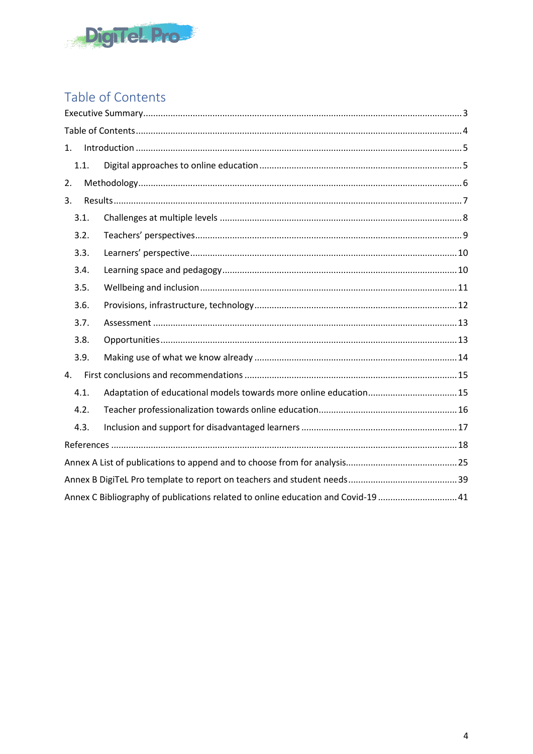## Table of Contents

Executive Summary ........ 3

Table of Contents ........ 4

1. Introduction ........ 5
   - 1.1. Digital approaches to online education ........ 5
2. Methodology ........ 6
3. Results ........ 7
   - 3.1. Challenges at multiple levels ........ 8
   - 3.2. Teachers' perspectives ........ 9
   - 3.3. Learners' perspective ........ 10
   - 3.4. Learning space and pedagogy ........ 10
   - 3.5. Wellbeing and inclusion ........ 11
   - 3.6. Provisions, infrastructure, technology ........ 12
   - 3.7. Assessment ........ 13
   - 3.8. Opportunities ........ 13
   - 3.9. Making use of what we know already ........ 14
4. First conclusions and recommendations ........ 15
   - 4.1. Adaptation of educational models towards more online education ........ 15
   - 4.2. Teacher professionalization towards online education ........ 16
   - 4.3. Inclusion and support for disadvantaged learners ........ 17

References ........ 18

Annex A List of publications to append and to choose from for analysis ........ 25

Annex B DigiTeL Pro template to report on teachers and student needs ........ 39

Annex C Bibliography of publications related to online education and Covid-19 ........ 41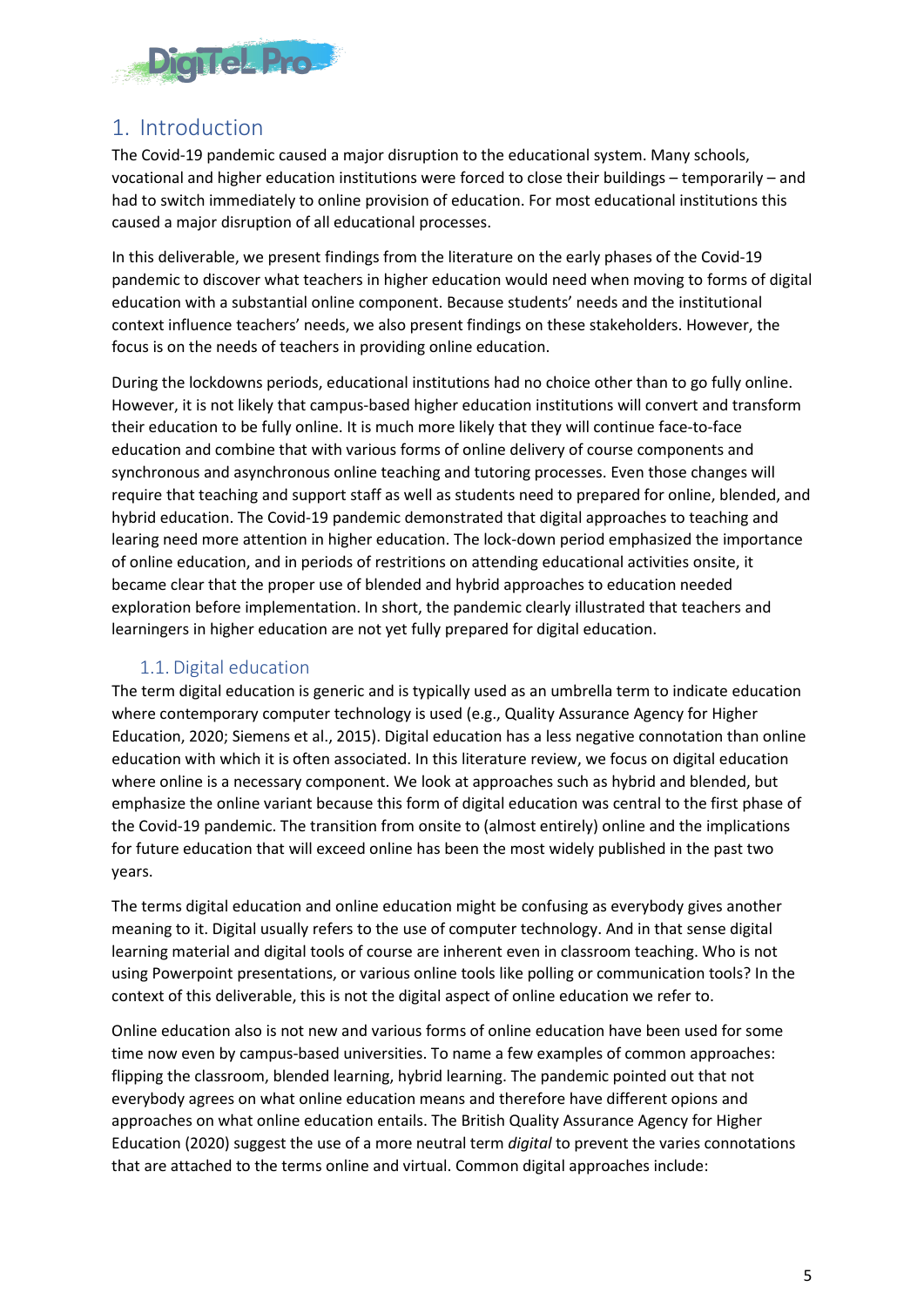# 1. Introduction

The Covid-19 pandemic caused a major disruption to the educational system. Many schools, vocational and higher education institutions were forced to close their buildings – temporarily – and had to switch immediately to online provision of education. For most educational institutions this caused a major disruption of all educational processes.

In this deliverable, we present findings from the literature on the early phases of the Covid-19 pandemic to discover what teachers in higher education would need when moving to forms of digital education with a substantial online component. Because students' needs and the institutional context influence teachers' needs, we also present findings on these stakeholders. However, the focus is on the needs of teachers in providing online education.

During the lockdowns periods, educational institutions had no choice other than to go fully online. However, it is not likely that campus-based higher education institutions will convert and transform their education to be fully online. It is much more likely that they will continue face-to-face education and combine that with various forms of online delivery of course components and synchronous and asynchronous online teaching and tutoring processes. Even those changes will require that teaching and support staff as well as students need to prepared for online, blended, and hybrid education. The Covid-19 pandemic demonstrated that digital approaches to teaching and learing need more attention in higher education. The lock-down period emphasized the importance of online education, and in periods of restritions on attending educational activities onsite, it became clear that the proper use of blended and hybrid approaches to education needed exploration before implementation. In short, the pandemic clearly illustrated that teachers and learningers in higher education are not yet fully prepared for digital education.

## 1.1. Digital education

The term digital education is generic and is typically used as an umbrella term to indicate education where contemporary computer technology is used (e.g., Quality Assurance Agency for Higher Education, 2020; Siemens et al., 2015). Digital education has a less negative connotation than online education with which it is often associated. In this literature review, we focus on digital education where online is a necessary component. We look at approaches such as hybrid and blended, but emphasize the online variant because this form of digital education was central to the first phase of the Covid-19 pandemic. The transition from onsite to (almost entirely) online and the implications for future education that will exceed online has been the most widely published in the past two years.

The terms digital education and online education might be confusing as everybody gives another meaning to it. Digital usually refers to the use of computer technology. And in that sense digital learning material and digital tools of course are inherent even in classroom teaching. Who is not using Powerpoint presentations, or various online tools like polling or communication tools? In the context of this deliverable, this is not the digital aspect of online education we refer to.

Online education also is not new and various forms of online education have been used for some time now even by campus-based universities. To name a few examples of common approaches: flipping the classroom, blended learning, hybrid learning. The pandemic pointed out that not everybody agrees on what online education means and therefore have different opions and approaches on what online education entails. The British Quality Assurance Agency for Higher Education (2020) suggest the use of a more neutral term *digital* to prevent the varies connotations that are attached to the terms online and virtual. Common digital approaches include: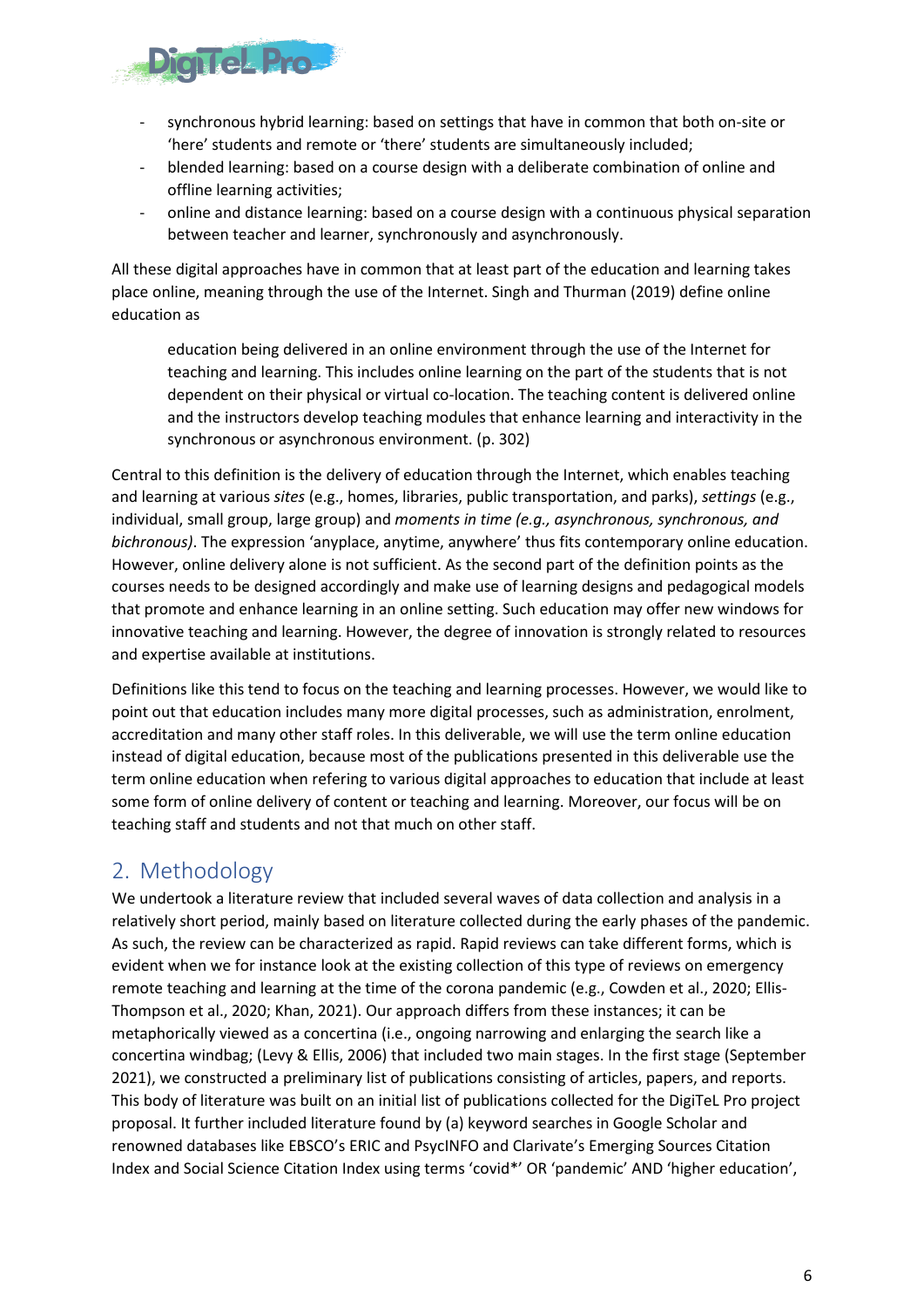- synchronous hybrid learning: based on settings that have in common that both on-site or 'here' students and remote or 'there' students are simultaneously included;
- blended learning: based on a course design with a deliberate combination of online and offline learning activities;
- online and distance learning: based on a course design with a continuous physical separation between teacher and learner, synchronously and asynchronously.

All these digital approaches have in common that at least part of the education and learning takes place online, meaning through the use of the Internet. Singh and Thurman (2019) define online education as

> education being delivered in an online environment through the use of the Internet for teaching and learning. This includes online learning on the part of the students that is not dependent on their physical or virtual co-location. The teaching content is delivered online and the instructors develop teaching modules that enhance learning and interactivity in the synchronous or asynchronous environment. (p. 302)

Central to this definition is the delivery of education through the Internet, which enables teaching and learning at various *sites* (e.g., homes, libraries, public transportation, and parks), *settings* (e.g., individual, small group, large group) and *moments in time (e.g., asynchronous, synchronous, and bichronous)*. The expression 'anyplace, anytime, anywhere' thus fits contemporary online education. However, online delivery alone is not sufficient. As the second part of the definition points as the courses needs to be designed accordingly and make use of learning designs and pedagogical models that promote and enhance learning in an online setting. Such education may offer new windows for innovative teaching and learning. However, the degree of innovation is strongly related to resources and expertise available at institutions.

Definitions like this tend to focus on the teaching and learning processes. However, we would like to point out that education includes many more digital processes, such as administration, enrolment, accreditation and many other staff roles. In this deliverable, we will use the term online education instead of digital education, because most of the publications presented in this deliverable use the term online education when refering to various digital approaches to education that include at least some form of online delivery of content or teaching and learning. Moreover, our focus will be on teaching staff and students and not that much on other staff.

## 2. Methodology

We undertook a literature review that included several waves of data collection and analysis in a relatively short period, mainly based on literature collected during the early phases of the pandemic. As such, the review can be characterized as rapid. Rapid reviews can take different forms, which is evident when we for instance look at the existing collection of this type of reviews on emergency remote teaching and learning at the time of the corona pandemic (e.g., Cowden et al., 2020; Ellis-Thompson et al., 2020; Khan, 2021). Our approach differs from these instances; it can be metaphorically viewed as a concertina (i.e., ongoing narrowing and enlarging the search like a concertina windbag; (Levy & Ellis, 2006) that included two main stages. In the first stage (September 2021), we constructed a preliminary list of publications consisting of articles, papers, and reports. This body of literature was built on an initial list of publications collected for the DigiTeL Pro project proposal. It further included literature found by (a) keyword searches in Google Scholar and renowned databases like EBSCO's ERIC and PsycINFO and Clarivate's Emerging Sources Citation Index and Social Science Citation Index using terms 'covid*' OR 'pandemic' AND 'higher education',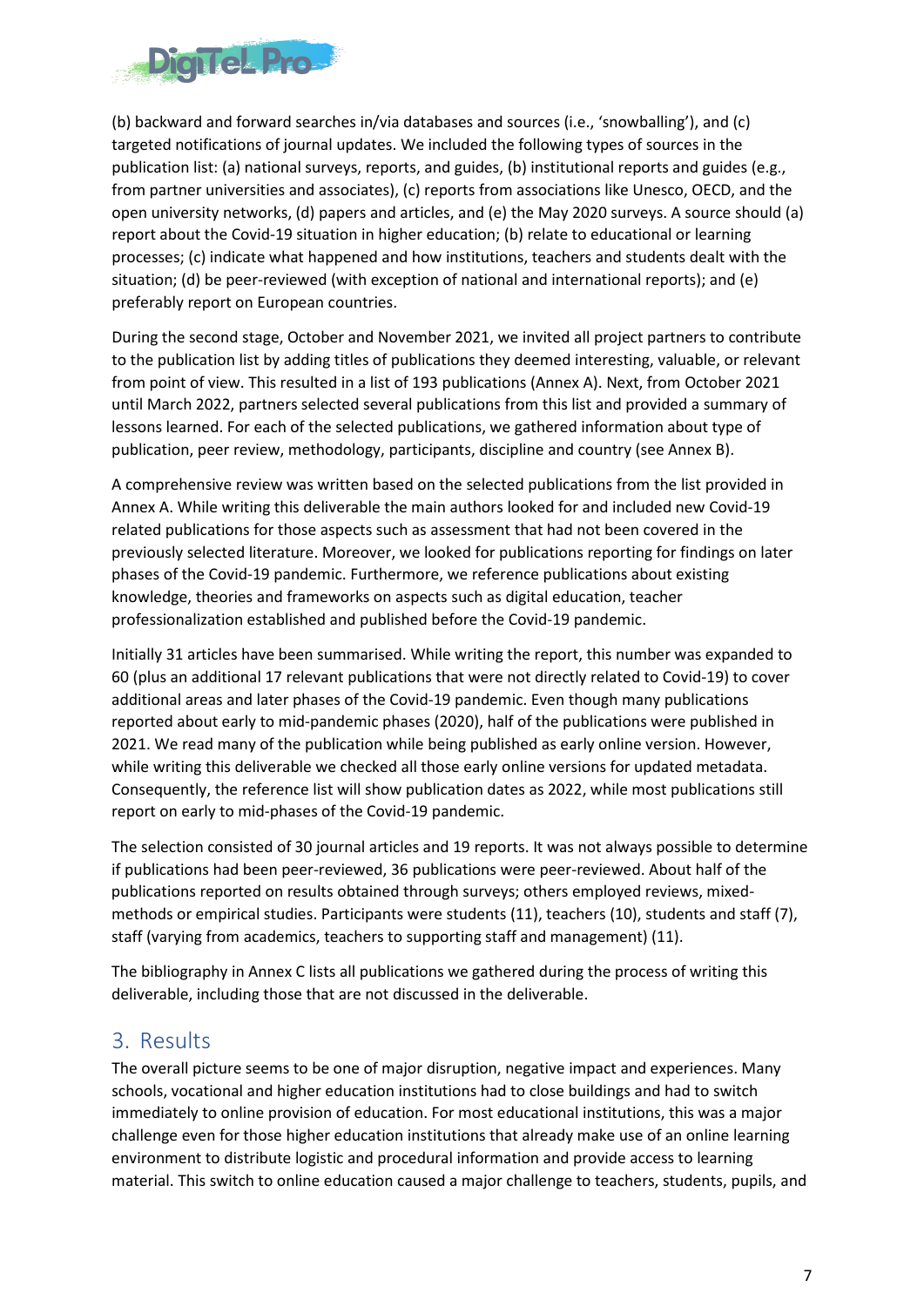(b) backward and forward searches in/via databases and sources (i.e., 'snowballing'), and (c) targeted notifications of journal updates. We included the following types of sources in the publication list: (a) national surveys, reports, and guides, (b) institutional reports and guides (e.g., from partner universities and associates), (c) reports from associations like Unesco, OECD, and the open university networks, (d) papers and articles, and (e) the May 2020 surveys. A source should (a) report about the Covid-19 situation in higher education; (b) relate to educational or learning processes; (c) indicate what happened and how institutions, teachers and students dealt with the situation; (d) be peer-reviewed (with exception of national and international reports); and (e) preferably report on European countries.

During the second stage, October and November 2021, we invited all project partners to contribute to the publication list by adding titles of publications they deemed interesting, valuable, or relevant from point of view. This resulted in a list of 193 publications (Annex A). Next, from October 2021 until March 2022, partners selected several publications from this list and provided a summary of lessons learned. For each of the selected publications, we gathered information about type of publication, peer review, methodology, participants, discipline and country (see Annex B).

A comprehensive review was written based on the selected publications from the list provided in Annex A. While writing this deliverable the main authors looked for and included new Covid-19 related publications for those aspects such as assessment that had not been covered in the previously selected literature. Moreover, we looked for publications reporting for findings on later phases of the Covid-19 pandemic. Furthermore, we reference publications about existing knowledge, theories and frameworks on aspects such as digital education, teacher professionalization established and published before the Covid-19 pandemic.

Initially 31 articles have been summarised. While writing the report, this number was expanded to 60 (plus an additional 17 relevant publications that were not directly related to Covid-19) to cover additional areas and later phases of the Covid-19 pandemic. Even though many publications reported about early to mid-pandemic phases (2020), half of the publications were published in 2021. We read many of the publication while being published as early online version. However, while writing this deliverable we checked all those early online versions for updated metadata. Consequently, the reference list will show publication dates as 2022, while most publications still report on early to mid-phases of the Covid-19 pandemic.

The selection consisted of 30 journal articles and 19 reports. It was not always possible to determine if publications had been peer-reviewed, 36 publications were peer-reviewed. About half of the publications reported on results obtained through surveys; others employed reviews, mixed-methods or empirical studies. Participants were students (11), teachers (10), students and staff (7), staff (varying from academics, teachers to supporting staff and management) (11).

The bibliography in Annex C lists all publications we gathered during the process of writing this deliverable, including those that are not discussed in the deliverable.

## 3. Results

The overall picture seems to be one of major disruption, negative impact and experiences. Many schools, vocational and higher education institutions had to close buildings and had to switch immediately to online provision of education. For most educational institutions, this was a major challenge even for those higher education institutions that already make use of an online learning environment to distribute logistic and procedural information and provide access to learning material. This switch to online education caused a major challenge to teachers, students, pupils, and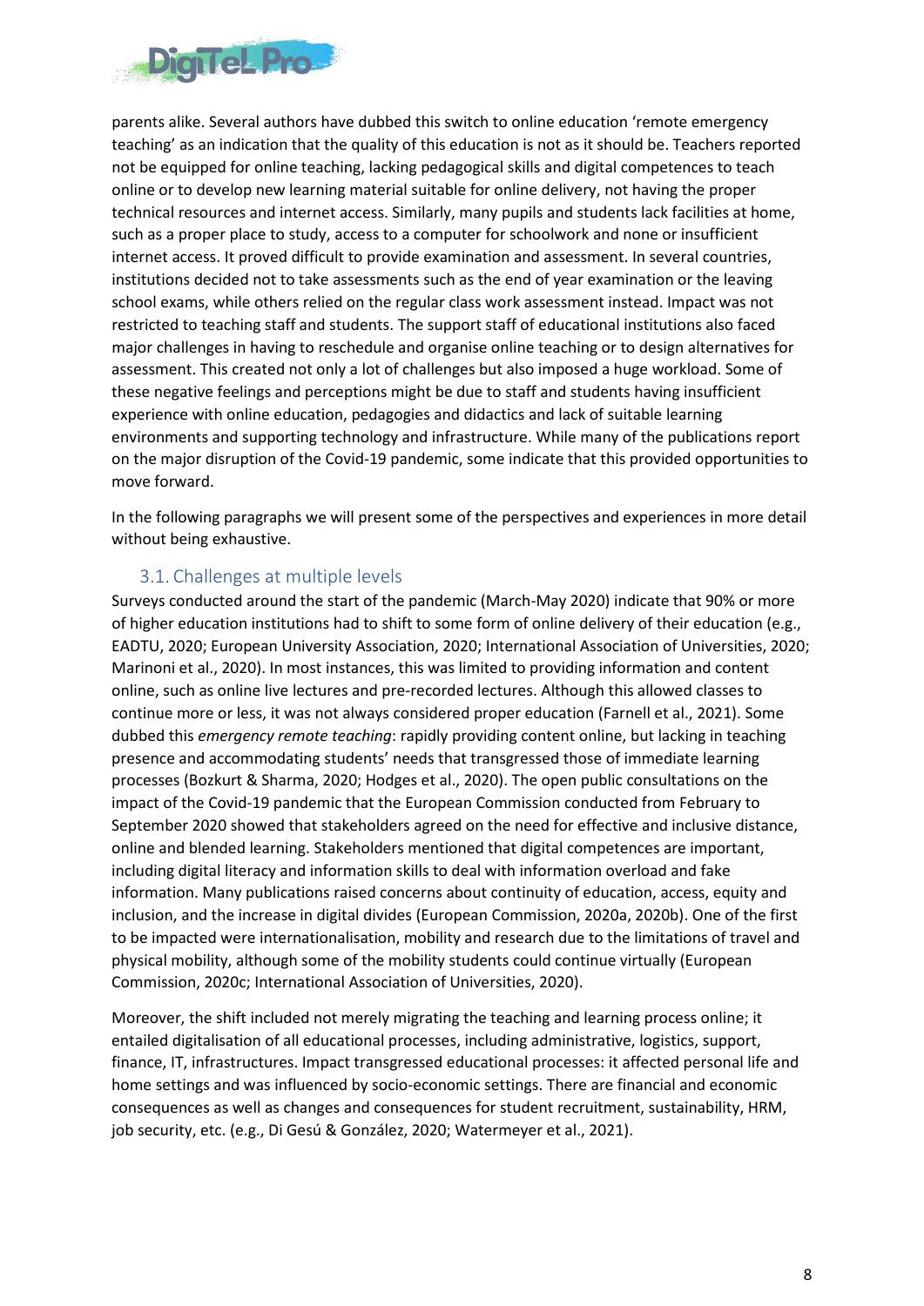parents alike. Several authors have dubbed this switch to online education 'remote emergency teaching' as an indication that the quality of this education is not as it should be. Teachers reported not be equipped for online teaching, lacking pedagogical skills and digital competences to teach online or to develop new learning material suitable for online delivery, not having the proper technical resources and internet access. Similarly, many pupils and students lack facilities at home, such as a proper place to study, access to a computer for schoolwork and none or insufficient internet access. It proved difficult to provide examination and assessment. In several countries, institutions decided not to take assessments such as the end of year examination or the leaving school exams, while others relied on the regular class work assessment instead. Impact was not restricted to teaching staff and students. The support staff of educational institutions also faced major challenges in having to reschedule and organise online teaching or to design alternatives for assessment. This created not only a lot of challenges but also imposed a huge workload. Some of these negative feelings and perceptions might be due to staff and students having insufficient experience with online education, pedagogies and didactics and lack of suitable learning environments and supporting technology and infrastructure. While many of the publications report on the major disruption of the Covid-19 pandemic, some indicate that this provided opportunities to move forward.

In the following paragraphs we will present some of the perspectives and experiences in more detail without being exhaustive.

## 3.1. Challenges at multiple levels

Surveys conducted around the start of the pandemic (March-May 2020) indicate that 90% or more of higher education institutions had to shift to some form of online delivery of their education (e.g., EADTU, 2020; European University Association, 2020; International Association of Universities, 2020; Marinoni et al., 2020). In most instances, this was limited to providing information and content online, such as online live lectures and pre-recorded lectures. Although this allowed classes to continue more or less, it was not always considered proper education (Farnell et al., 2021). Some dubbed this *emergency remote teaching*: rapidly providing content online, but lacking in teaching presence and accommodating students' needs that transgressed those of immediate learning processes (Bozkurt & Sharma, 2020; Hodges et al., 2020). The open public consultations on the impact of the Covid-19 pandemic that the European Commission conducted from February to September 2020 showed that stakeholders agreed on the need for effective and inclusive distance, online and blended learning. Stakeholders mentioned that digital competences are important, including digital literacy and information skills to deal with information overload and fake information. Many publications raised concerns about continuity of education, access, equity and inclusion, and the increase in digital divides (European Commission, 2020a, 2020b). One of the first to be impacted were internationalisation, mobility and research due to the limitations of travel and physical mobility, although some of the mobility students could continue virtually (European Commission, 2020c; International Association of Universities, 2020).

Moreover, the shift included not merely migrating the teaching and learning process online; it entailed digitalisation of all educational processes, including administrative, logistics, support, finance, IT, infrastructures. Impact transgressed educational processes: it affected personal life and home settings and was influenced by socio-economic settings. There are financial and economic consequences as well as changes and consequences for student recruitment, sustainability, HRM, job security, etc. (e.g., Di Gesú & González, 2020; Watermeyer et al., 2021).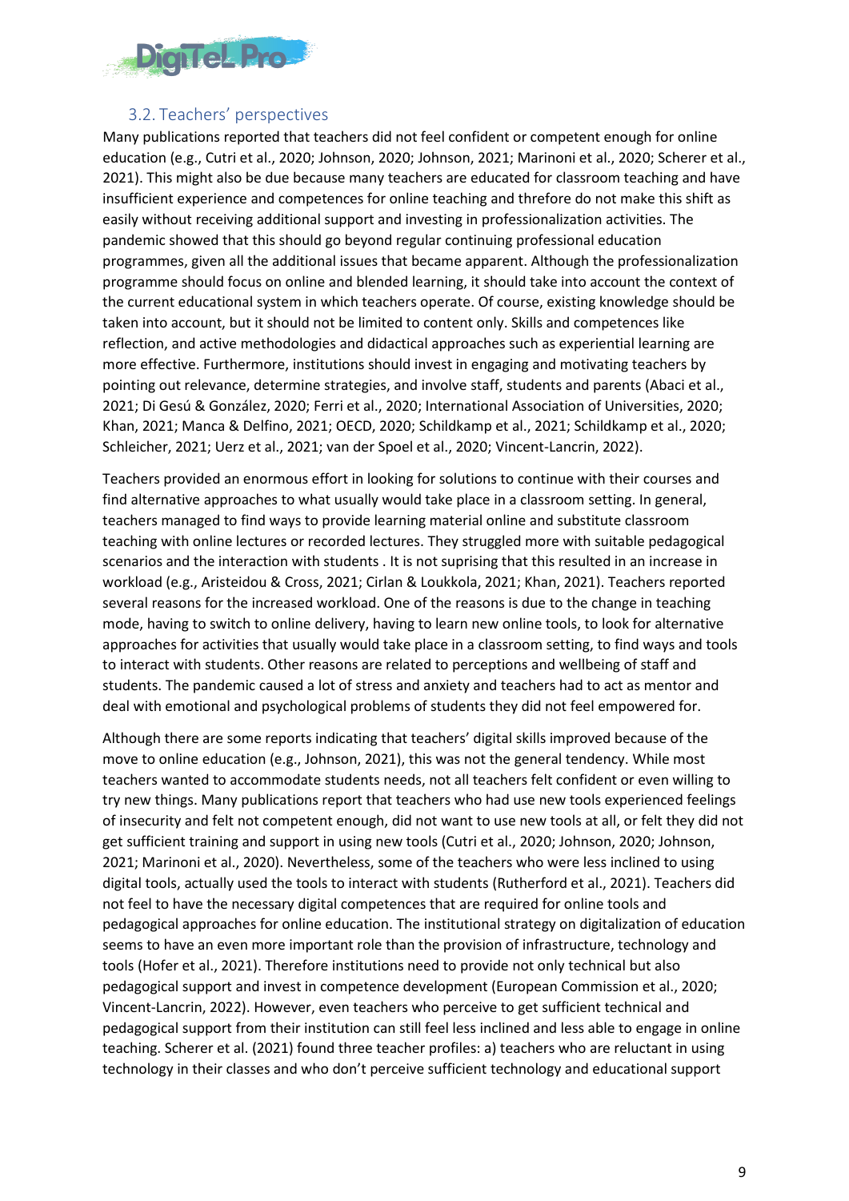### 3.2. Teachers' perspectives

Many publications reported that teachers did not feel confident or competent enough for online education (e.g., Cutri et al., 2020; Johnson, 2020; Johnson, 2021; Marinoni et al., 2020; Scherer et al., 2021). This might also be due because many teachers are educated for classroom teaching and have insufficient experience and competences for online teaching and threfore do not make this shift as easily without receiving additional support and investing in professionalization activities. The pandemic showed that this should go beyond regular continuing professional education programmes, given all the additional issues that became apparent. Although the professionalization programme should focus on online and blended learning, it should take into account the context of the current educational system in which teachers operate. Of course, existing knowledge should be taken into account, but it should not be limited to content only. Skills and competences like reflection, and active methodologies and didactical approaches such as experiential learning are more effective. Furthermore, institutions should invest in engaging and motivating teachers by pointing out relevance, determine strategies, and involve staff, students and parents (Abaci et al., 2021; Di Gesú & González, 2020; Ferri et al., 2020; International Association of Universities, 2020; Khan, 2021; Manca & Delfino, 2021; OECD, 2020; Schildkamp et al., 2021; Schildkamp et al., 2020; Schleicher, 2021; Uerz et al., 2021; van der Spoel et al., 2020; Vincent-Lancrin, 2022).

Teachers provided an enormous effort in looking for solutions to continue with their courses and find alternative approaches to what usually would take place in a classroom setting. In general, teachers managed to find ways to provide learning material online and substitute classroom teaching with online lectures or recorded lectures. They struggled more with suitable pedagogical scenarios and the interaction with students . It is not suprising that this resulted in an increase in workload (e.g., Aristeidou & Cross, 2021; Cirlan & Loukkola, 2021; Khan, 2021). Teachers reported several reasons for the increased workload. One of the reasons is due to the change in teaching mode, having to switch to online delivery, having to learn new online tools, to look for alternative approaches for activities that usually would take place in a classroom setting, to find ways and tools to interact with students. Other reasons are related to perceptions and wellbeing of staff and students. The pandemic caused a lot of stress and anxiety and teachers had to act as mentor and deal with emotional and psychological problems of students they did not feel empowered for.

Although there are some reports indicating that teachers' digital skills improved because of the move to online education (e.g., Johnson, 2021), this was not the general tendency. While most teachers wanted to accommodate students needs, not all teachers felt confident or even willing to try new things. Many publications report that teachers who had use new tools experienced feelings of insecurity and felt not competent enough, did not want to use new tools at all, or felt they did not get sufficient training and support in using new tools (Cutri et al., 2020; Johnson, 2020; Johnson, 2021; Marinoni et al., 2020). Nevertheless, some of the teachers who were less inclined to using digital tools, actually used the tools to interact with students (Rutherford et al., 2021). Teachers did not feel to have the necessary digital competences that are required for online tools and pedagogical approaches for online education. The institutional strategy on digitalization of education seems to have an even more important role than the provision of infrastructure, technology and tools (Hofer et al., 2021). Therefore institutions need to provide not only technical but also pedagogical support and invest in competence development (European Commission et al., 2020; Vincent-Lancrin, 2022). However, even teachers who perceive to get sufficient technical and pedagogical support from their institution can still feel less inclined and less able to engage in online teaching. Scherer et al. (2021) found three teacher profiles: a) teachers who are reluctant in using technology in their classes and who don't perceive sufficient technology and educational support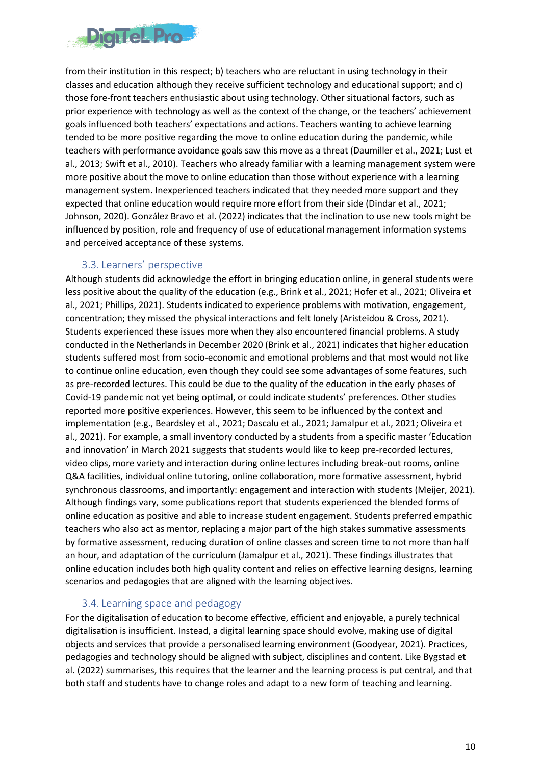from their institution in this respect; b) teachers who are reluctant in using technology in their classes and education although they receive sufficient technology and educational support; and c) those fore-front teachers enthusiastic about using technology. Other situational factors, such as prior experience with technology as well as the context of the change, or the teachers' achievement goals influenced both teachers' expectations and actions. Teachers wanting to achieve learning tended to be more positive regarding the move to online education during the pandemic, while teachers with performance avoidance goals saw this move as a threat (Daumiller et al., 2021; Lust et al., 2013; Swift et al., 2010). Teachers who already familiar with a learning management system were more positive about the move to online education than those without experience with a learning management system. Inexperienced teachers indicated that they needed more support and they expected that online education would require more effort from their side (Dindar et al., 2021; Johnson, 2020). González Bravo et al. (2022) indicates that the inclination to use new tools might be influenced by position, role and frequency of use of educational management information systems and perceived acceptance of these systems.

### 3.3. Learners' perspective

Although students did acknowledge the effort in bringing education online, in general students were less positive about the quality of the education (e.g., Brink et al., 2021; Hofer et al., 2021; Oliveira et al., 2021; Phillips, 2021). Students indicated to experience problems with motivation, engagement, concentration; they missed the physical interactions and felt lonely (Aristeidou & Cross, 2021). Students experienced these issues more when they also encountered financial problems. A study conducted in the Netherlands in December 2020 (Brink et al., 2021) indicates that higher education students suffered most from socio-economic and emotional problems and that most would not like to continue online education, even though they could see some advantages of some features, such as pre-recorded lectures. This could be due to the quality of the education in the early phases of Covid-19 pandemic not yet being optimal, or could indicate students' preferences. Other studies reported more positive experiences. However, this seem to be influenced by the context and implementation (e.g., Beardsley et al., 2021; Dascalu et al., 2021; Jamalpur et al., 2021; Oliveira et al., 2021). For example, a small inventory conducted by a students from a specific master 'Education and innovation' in March 2021 suggests that students would like to keep pre-recorded lectures, video clips, more variety and interaction during online lectures including break-out rooms, online Q&A facilities, individual online tutoring, online collaboration, more formative assessment, hybrid synchronous classrooms, and importantly: engagement and interaction with students (Meijer, 2021). Although findings vary, some publications report that students experienced the blended forms of online education as positive and able to increase student engagement. Students preferred empathic teachers who also act as mentor, replacing a major part of the high stakes summative assessments by formative assessment, reducing duration of online classes and screen time to not more than half an hour, and adaptation of the curriculum (Jamalpur et al., 2021). These findings illustrates that online education includes both high quality content and relies on effective learning designs, learning scenarios and pedagogies that are aligned with the learning objectives.

### 3.4. Learning space and pedagogy

For the digitalisation of education to become effective, efficient and enjoyable, a purely technical digitalisation is insufficient. Instead, a digital learning space should evolve, making use of digital objects and services that provide a personalised learning environment (Goodyear, 2021). Practices, pedagogies and technology should be aligned with subject, disciplines and content. Like Bygstad et al. (2022) summarises, this requires that the learner and the learning process is put central, and that both staff and students have to change roles and adapt to a new form of teaching and learning.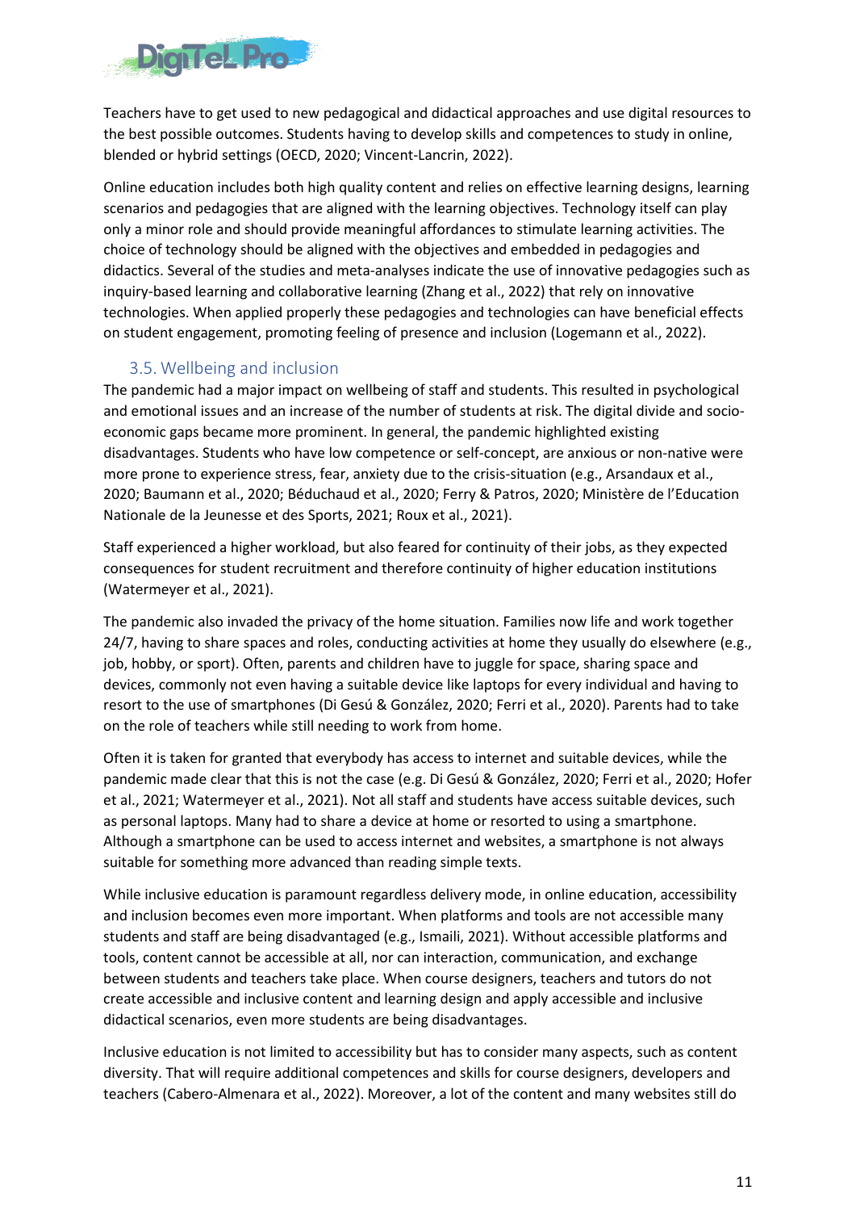Teachers have to get used to new pedagogical and didactical approaches and use digital resources to the best possible outcomes. Students having to develop skills and competences to study in online, blended or hybrid settings (OECD, 2020; Vincent-Lancrin, 2022).

Online education includes both high quality content and relies on effective learning designs, learning scenarios and pedagogies that are aligned with the learning objectives. Technology itself can play only a minor role and should provide meaningful affordances to stimulate learning activities. The choice of technology should be aligned with the objectives and embedded in pedagogies and didactics. Several of the studies and meta-analyses indicate the use of innovative pedagogies such as inquiry-based learning and collaborative learning (Zhang et al., 2022) that rely on innovative technologies. When applied properly these pedagogies and technologies can have beneficial effects on student engagement, promoting feeling of presence and inclusion (Logemann et al., 2022).

### 3.5. Wellbeing and inclusion

The pandemic had a major impact on wellbeing of staff and students. This resulted in psychological and emotional issues and an increase of the number of students at risk. The digital divide and socio-economic gaps became more prominent. In general, the pandemic highlighted existing disadvantages. Students who have low competence or self-concept, are anxious or non-native were more prone to experience stress, fear, anxiety due to the crisis-situation (e.g., Arsandaux et al., 2020; Baumann et al., 2020; Béduchaud et al., 2020; Ferry & Patros, 2020; Ministère de l'Education Nationale de la Jeunesse et des Sports, 2021; Roux et al., 2021).

Staff experienced a higher workload, but also feared for continuity of their jobs, as they expected consequences for student recruitment and therefore continuity of higher education institutions (Watermeyer et al., 2021).

The pandemic also invaded the privacy of the home situation. Families now life and work together 24/7, having to share spaces and roles, conducting activities at home they usually do elsewhere (e.g., job, hobby, or sport). Often, parents and children have to juggle for space, sharing space and devices, commonly not even having a suitable device like laptops for every individual and having to resort to the use of smartphones (Di Gesú & González, 2020; Ferri et al., 2020). Parents had to take on the role of teachers while still needing to work from home.

Often it is taken for granted that everybody has access to internet and suitable devices, while the pandemic made clear that this is not the case (e.g. Di Gesú & González, 2020; Ferri et al., 2020; Hofer et al., 2021; Watermeyer et al., 2021). Not all staff and students have access suitable devices, such as personal laptops. Many had to share a device at home or resorted to using a smartphone. Although a smartphone can be used to access internet and websites, a smartphone is not always suitable for something more advanced than reading simple texts.

While inclusive education is paramount regardless delivery mode, in online education, accessibility and inclusion becomes even more important. When platforms and tools are not accessible many students and staff are being disadvantaged (e.g., Ismaili, 2021). Without accessible platforms and tools, content cannot be accessible at all, nor can interaction, communication, and exchange between students and teachers take place. When course designers, teachers and tutors do not create accessible and inclusive content and learning design and apply accessible and inclusive didactical scenarios, even more students are being disadvantages.

Inclusive education is not limited to accessibility but has to consider many aspects, such as content diversity. That will require additional competences and skills for course designers, developers and teachers (Cabero-Almenara et al., 2022). Moreover, a lot of the content and many websites still do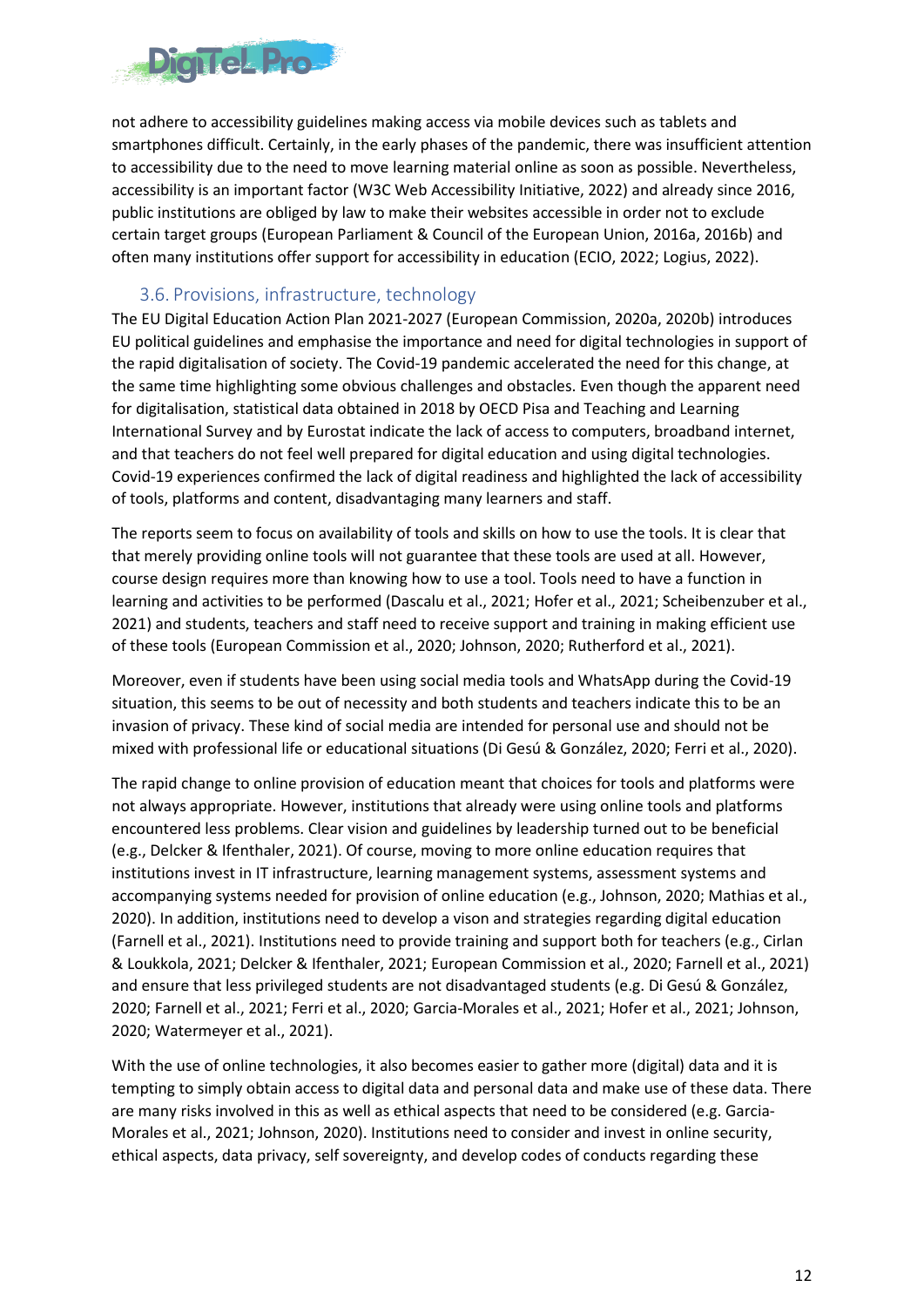not adhere to accessibility guidelines making access via mobile devices such as tablets and smartphones difficult. Certainly, in the early phases of the pandemic, there was insufficient attention to accessibility due to the need to move learning material online as soon as possible. Nevertheless, accessibility is an important factor (W3C Web Accessibility Initiative, 2022) and already since 2016, public institutions are obliged by law to make their websites accessible in order not to exclude certain target groups (European Parliament & Council of the European Union, 2016a, 2016b) and often many institutions offer support for accessibility in education (ECIO, 2022; Logius, 2022).

### 3.6. Provisions, infrastructure, technology

The EU Digital Education Action Plan 2021-2027 (European Commission, 2020a, 2020b) introduces EU political guidelines and emphasise the importance and need for digital technologies in support of the rapid digitalisation of society. The Covid-19 pandemic accelerated the need for this change, at the same time highlighting some obvious challenges and obstacles. Even though the apparent need for digitalisation, statistical data obtained in 2018 by OECD Pisa and Teaching and Learning International Survey and by Eurostat indicate the lack of access to computers, broadband internet, and that teachers do not feel well prepared for digital education and using digital technologies. Covid-19 experiences confirmed the lack of digital readiness and highlighted the lack of accessibility of tools, platforms and content, disadvantaging many learners and staff.

The reports seem to focus on availability of tools and skills on how to use the tools. It is clear that that merely providing online tools will not guarantee that these tools are used at all. However, course design requires more than knowing how to use a tool. Tools need to have a function in learning and activities to be performed (Dascalu et al., 2021; Hofer et al., 2021; Scheibenzuber et al., 2021) and students, teachers and staff need to receive support and training in making efficient use of these tools (European Commission et al., 2020; Johnson, 2020; Rutherford et al., 2021).

Moreover, even if students have been using social media tools and WhatsApp during the Covid-19 situation, this seems to be out of necessity and both students and teachers indicate this to be an invasion of privacy. These kind of social media are intended for personal use and should not be mixed with professional life or educational situations (Di Gesú & González, 2020; Ferri et al., 2020).

The rapid change to online provision of education meant that choices for tools and platforms were not always appropriate. However, institutions that already were using online tools and platforms encountered less problems. Clear vision and guidelines by leadership turned out to be beneficial (e.g., Delcker & Ifenthaler, 2021). Of course, moving to more online education requires that institutions invest in IT infrastructure, learning management systems, assessment systems and accompanying systems needed for provision of online education (e.g., Johnson, 2020; Mathias et al., 2020). In addition, institutions need to develop a vison and strategies regarding digital education (Farnell et al., 2021). Institutions need to provide training and support both for teachers (e.g., Cirlan & Loukkola, 2021; Delcker & Ifenthaler, 2021; European Commission et al., 2020; Farnell et al., 2021) and ensure that less privileged students are not disadvantaged students (e.g. Di Gesú & González, 2020; Farnell et al., 2021; Ferri et al., 2020; Garcia-Morales et al., 2021; Hofer et al., 2021; Johnson, 2020; Watermeyer et al., 2021).

With the use of online technologies, it also becomes easier to gather more (digital) data and it is tempting to simply obtain access to digital data and personal data and make use of these data. There are many risks involved in this as well as ethical aspects that need to be considered (e.g. Garcia-Morales et al., 2021; Johnson, 2020). Institutions need to consider and invest in online security, ethical aspects, data privacy, self sovereignty, and develop codes of conducts regarding these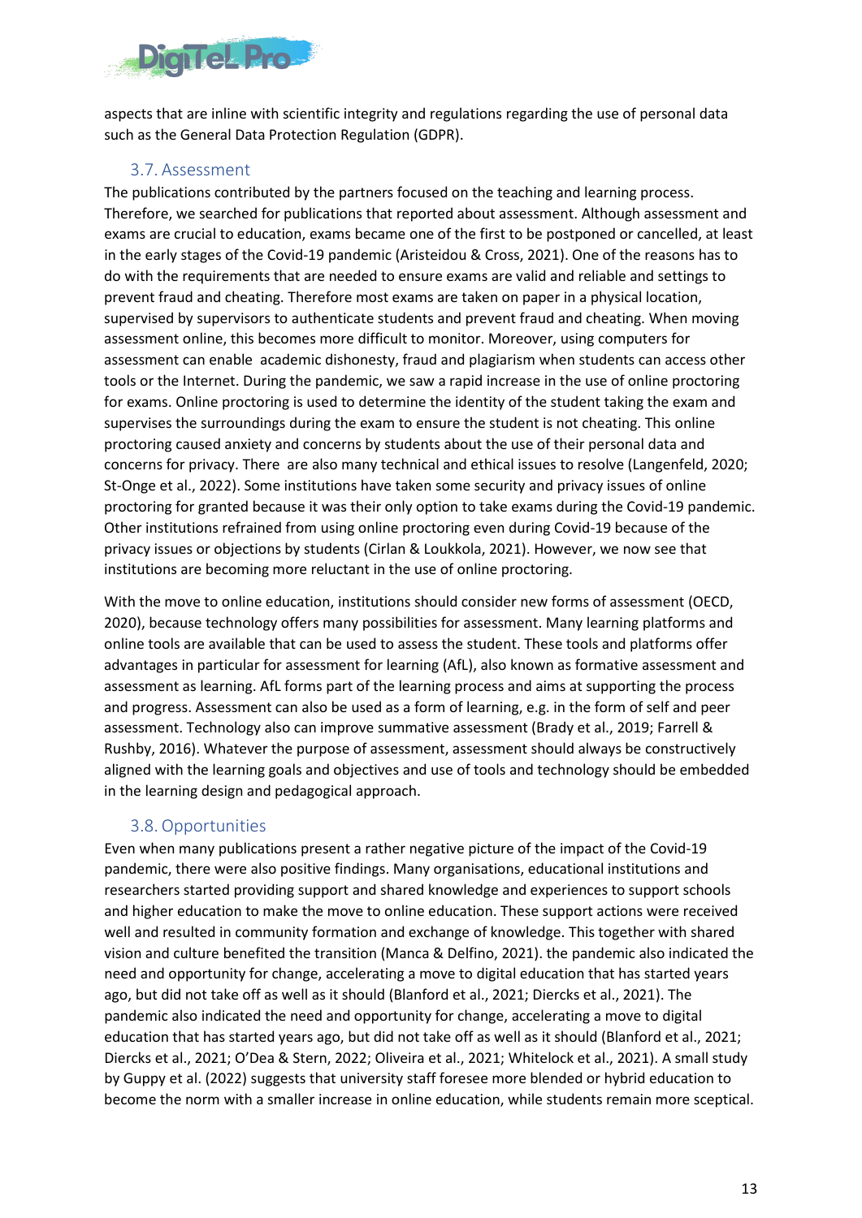aspects that are inline with scientific integrity and regulations regarding the use of personal data such as the General Data Protection Regulation (GDPR).

### 3.7. Assessment

The publications contributed by the partners focused on the teaching and learning process. Therefore, we searched for publications that reported about assessment. Although assessment and exams are crucial to education, exams became one of the first to be postponed or cancelled, at least in the early stages of the Covid-19 pandemic (Aristeidou & Cross, 2021). One of the reasons has to do with the requirements that are needed to ensure exams are valid and reliable and settings to prevent fraud and cheating. Therefore most exams are taken on paper in a physical location, supervised by supervisors to authenticate students and prevent fraud and cheating. When moving assessment online, this becomes more difficult to monitor. Moreover, using computers for assessment can enable academic dishonesty, fraud and plagiarism when students can access other tools or the Internet. During the pandemic, we saw a rapid increase in the use of online proctoring for exams. Online proctoring is used to determine the identity of the student taking the exam and supervises the surroundings during the exam to ensure the student is not cheating. This online proctoring caused anxiety and concerns by students about the use of their personal data and concerns for privacy. There are also many technical and ethical issues to resolve (Langenfeld, 2020; St-Onge et al., 2022). Some institutions have taken some security and privacy issues of online proctoring for granted because it was their only option to take exams during the Covid-19 pandemic. Other institutions refrained from using online proctoring even during Covid-19 because of the privacy issues or objections by students (Cirlan & Loukkola, 2021). However, we now see that institutions are becoming more reluctant in the use of online proctoring.

With the move to online education, institutions should consider new forms of assessment (OECD, 2020), because technology offers many possibilities for assessment. Many learning platforms and online tools are available that can be used to assess the student. These tools and platforms offer advantages in particular for assessment for learning (AfL), also known as formative assessment and assessment as learning. AfL forms part of the learning process and aims at supporting the process and progress. Assessment can also be used as a form of learning, e.g. in the form of self and peer assessment. Technology also can improve summative assessment (Brady et al., 2019; Farrell & Rushby, 2016). Whatever the purpose of assessment, assessment should always be constructively aligned with the learning goals and objectives and use of tools and technology should be embedded in the learning design and pedagogical approach.

### 3.8. Opportunities

Even when many publications present a rather negative picture of the impact of the Covid-19 pandemic, there were also positive findings. Many organisations, educational institutions and researchers started providing support and shared knowledge and experiences to support schools and higher education to make the move to online education. These support actions were received well and resulted in community formation and exchange of knowledge. This together with shared vision and culture benefited the transition (Manca & Delfino, 2021). the pandemic also indicated the need and opportunity for change, accelerating a move to digital education that has started years ago, but did not take off as well as it should (Blanford et al., 2021; Diercks et al., 2021). The pandemic also indicated the need and opportunity for change, accelerating a move to digital education that has started years ago, but did not take off as well as it should (Blanford et al., 2021; Diercks et al., 2021; O'Dea & Stern, 2022; Oliveira et al., 2021; Whitelock et al., 2021). A small study by Guppy et al. (2022) suggests that university staff foresee more blended or hybrid education to become the norm with a smaller increase in online education, while students remain more sceptical.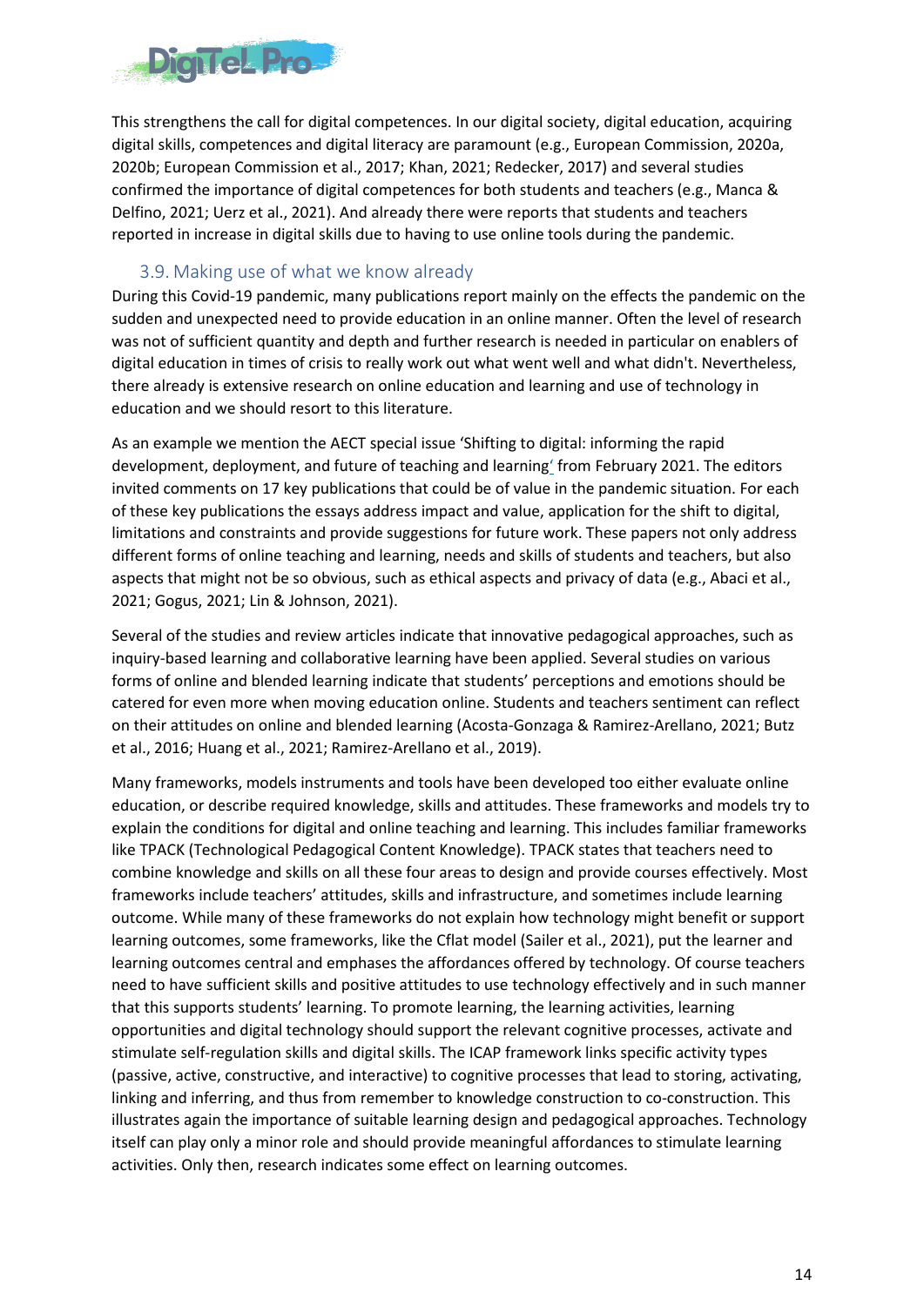This strengthens the call for digital competences. In our digital society, digital education, acquiring digital skills, competences and digital literacy are paramount (e.g., European Commission, 2020a, 2020b; European Commission et al., 2017; Khan, 2021; Redecker, 2017) and several studies confirmed the importance of digital competences for both students and teachers (e.g., Manca & Delfino, 2021; Uerz et al., 2021). And already there were reports that students and teachers reported in increase in digital skills due to having to use online tools during the pandemic.

## 3.9. Making use of what we know already

During this Covid-19 pandemic, many publications report mainly on the effects the pandemic on the sudden and unexpected need to provide education in an online manner. Often the level of research was not of sufficient quantity and depth and further research is needed in particular on enablers of digital education in times of crisis to really work out what went well and what didn't. Nevertheless, there already is extensive research on online education and learning and use of technology in education and we should resort to this literature.

As an example we mention the AECT special issue 'Shifting to digital: informing the rapid development, deployment, and future of teaching and learning' from February 2021. The editors invited comments on 17 key publications that could be of value in the pandemic situation. For each of these key publications the essays address impact and value, application for the shift to digital, limitations and constraints and provide suggestions for future work. These papers not only address different forms of online teaching and learning, needs and skills of students and teachers, but also aspects that might not be so obvious, such as ethical aspects and privacy of data (e.g., Abaci et al., 2021; Gogus, 2021; Lin & Johnson, 2021).

Several of the studies and review articles indicate that innovative pedagogical approaches, such as inquiry-based learning and collaborative learning have been applied. Several studies on various forms of online and blended learning indicate that students' perceptions and emotions should be catered for even more when moving education online. Students and teachers sentiment can reflect on their attitudes on online and blended learning (Acosta-Gonzaga & Ramirez-Arellano, 2021; Butz et al., 2016; Huang et al., 2021; Ramirez-Arellano et al., 2019).

Many frameworks, models instruments and tools have been developed too either evaluate online education, or describe required knowledge, skills and attitudes. These frameworks and models try to explain the conditions for digital and online teaching and learning. This includes familiar frameworks like TPACK (Technological Pedagogical Content Knowledge). TPACK states that teachers need to combine knowledge and skills on all these four areas to design and provide courses effectively. Most frameworks include teachers' attitudes, skills and infrastructure, and sometimes include learning outcome. While many of these frameworks do not explain how technology might benefit or support learning outcomes, some frameworks, like the Cflat model (Sailer et al., 2021), put the learner and learning outcomes central and emphases the affordances offered by technology. Of course teachers need to have sufficient skills and positive attitudes to use technology effectively and in such manner that this supports students' learning. To promote learning, the learning activities, learning opportunities and digital technology should support the relevant cognitive processes, activate and stimulate self-regulation skills and digital skills. The ICAP framework links specific activity types (passive, active, constructive, and interactive) to cognitive processes that lead to storing, activating, linking and inferring, and thus from remember to knowledge construction to co-construction. This illustrates again the importance of suitable learning design and pedagogical approaches. Technology itself can play only a minor role and should provide meaningful affordances to stimulate learning activities. Only then, research indicates some effect on learning outcomes.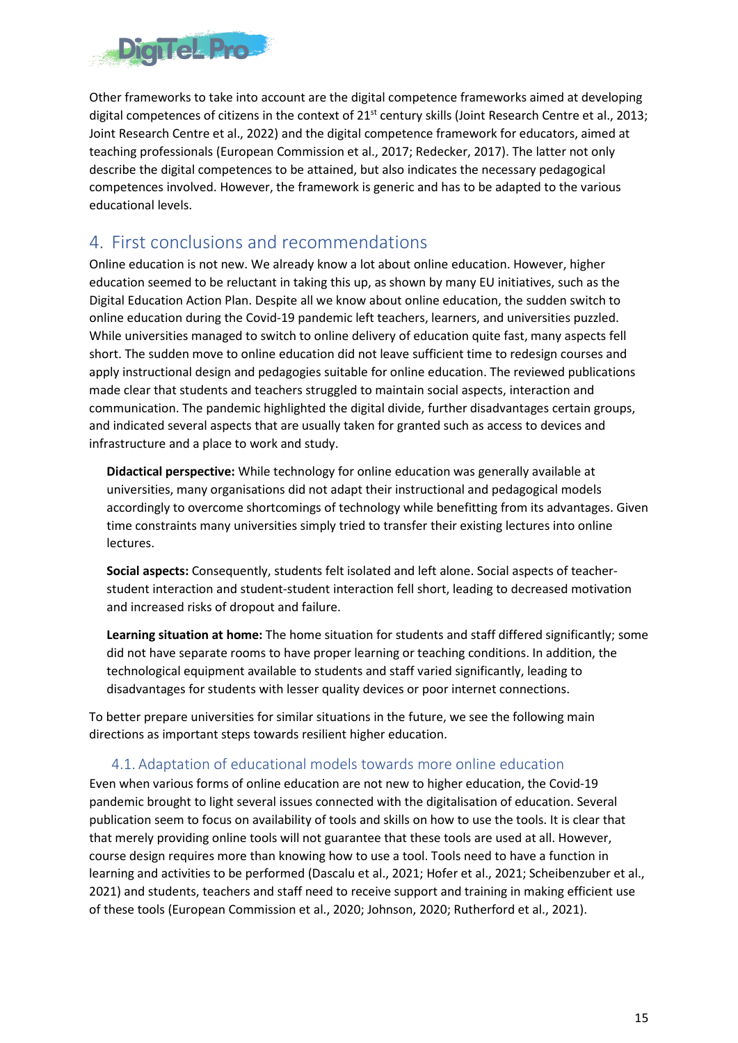Other frameworks to take into account are the digital competence frameworks aimed at developing digital competences of citizens in the context of 21st century skills (Joint Research Centre et al., 2013; Joint Research Centre et al., 2022) and the digital competence framework for educators, aimed at teaching professionals (European Commission et al., 2017; Redecker, 2017). The latter not only describe the digital competences to be attained, but also indicates the necessary pedagogical competences involved. However, the framework is generic and has to be adapted to the various educational levels.

# 4. First conclusions and recommendations

Online education is not new. We already know a lot about online education. However, higher education seemed to be reluctant in taking this up, as shown by many EU initiatives, such as the Digital Education Action Plan. Despite all we know about online education, the sudden switch to online education during the Covid-19 pandemic left teachers, learners, and universities puzzled. While universities managed to switch to online delivery of education quite fast, many aspects fell short. The sudden move to online education did not leave sufficient time to redesign courses and apply instructional design and pedagogies suitable for online education. The reviewed publications made clear that students and teachers struggled to maintain social aspects, interaction and communication. The pandemic highlighted the digital divide, further disadvantages certain groups, and indicated several aspects that are usually taken for granted such as access to devices and infrastructure and a place to work and study.

**Didactical perspective:** While technology for online education was generally available at universities, many organisations did not adapt their instructional and pedagogical models accordingly to overcome shortcomings of technology while benefitting from its advantages. Given time constraints many universities simply tried to transfer their existing lectures into online lectures.

**Social aspects:** Consequently, students felt isolated and left alone. Social aspects of teacher-student interaction and student-student interaction fell short, leading to decreased motivation and increased risks of dropout and failure.

**Learning situation at home:** The home situation for students and staff differed significantly; some did not have separate rooms to have proper learning or teaching conditions. In addition, the technological equipment available to students and staff varied significantly, leading to disadvantages for students with lesser quality devices or poor internet connections.

To better prepare universities for similar situations in the future, we see the following main directions as important steps towards resilient higher education.

## 4.1. Adaptation of educational models towards more online education

Even when various forms of online education are not new to higher education, the Covid-19 pandemic brought to light several issues connected with the digitalisation of education. Several publication seem to focus on availability of tools and skills on how to use the tools. It is clear that that merely providing online tools will not guarantee that these tools are used at all. However, course design requires more than knowing how to use a tool. Tools need to have a function in learning and activities to be performed (Dascalu et al., 2021; Hofer et al., 2021; Scheibenzuber et al., 2021) and students, teachers and staff need to receive support and training in making efficient use of these tools (European Commission et al., 2020; Johnson, 2020; Rutherford et al., 2021).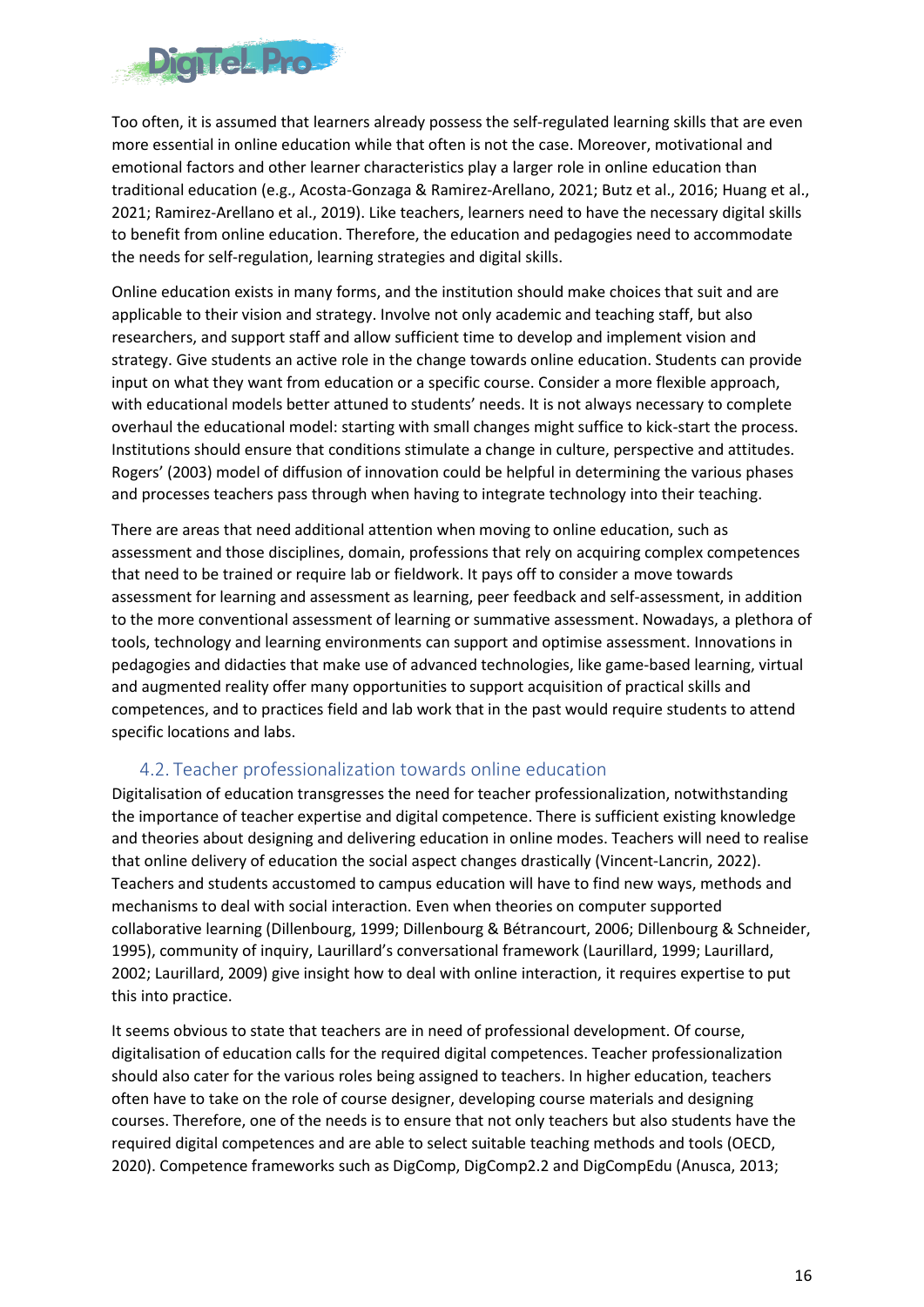Too often, it is assumed that learners already possess the self-regulated learning skills that are even more essential in online education while that often is not the case. Moreover, motivational and emotional factors and other learner characteristics play a larger role in online education than traditional education (e.g., Acosta-Gonzaga & Ramirez-Arellano, 2021; Butz et al., 2016; Huang et al., 2021; Ramirez-Arellano et al., 2019). Like teachers, learners need to have the necessary digital skills to benefit from online education. Therefore, the education and pedagogies need to accommodate the needs for self-regulation, learning strategies and digital skills.

Online education exists in many forms, and the institution should make choices that suit and are applicable to their vision and strategy. Involve not only academic and teaching staff, but also researchers, and support staff and allow sufficient time to develop and implement vision and strategy. Give students an active role in the change towards online education. Students can provide input on what they want from education or a specific course. Consider a more flexible approach, with educational models better attuned to students' needs. It is not always necessary to complete overhaul the educational model: starting with small changes might suffice to kick-start the process. Institutions should ensure that conditions stimulate a change in culture, perspective and attitudes. Rogers' (2003) model of diffusion of innovation could be helpful in determining the various phases and processes teachers pass through when having to integrate technology into their teaching.

There are areas that need additional attention when moving to online education, such as assessment and those disciplines, domain, professions that rely on acquiring complex competences that need to be trained or require lab or fieldwork. It pays off to consider a move towards assessment for learning and assessment as learning, peer feedback and self-assessment, in addition to the more conventional assessment of learning or summative assessment. Nowadays, a plethora of tools, technology and learning environments can support and optimise assessment. Innovations in pedagogies and didacties that make use of advanced technologies, like game-based learning, virtual and augmented reality offer many opportunities to support acquisition of practical skills and competences, and to practices field and lab work that in the past would require students to attend specific locations and labs.

## 4.2. Teacher professionalization towards online education

Digitalisation of education transgresses the need for teacher professionalization, notwithstanding the importance of teacher expertise and digital competence. There is sufficient existing knowledge and theories about designing and delivering education in online modes. Teachers will need to realise that online delivery of education the social aspect changes drastically (Vincent-Lancrin, 2022). Teachers and students accustomed to campus education will have to find new ways, methods and mechanisms to deal with social interaction. Even when theories on computer supported collaborative learning (Dillenbourg, 1999; Dillenbourg & Bétrancourt, 2006; Dillenbourg & Schneider, 1995), community of inquiry, Laurillard's conversational framework (Laurillard, 1999; Laurillard, 2002; Laurillard, 2009) give insight how to deal with online interaction, it requires expertise to put this into practice.

It seems obvious to state that teachers are in need of professional development. Of course, digitalisation of education calls for the required digital competences. Teacher professionalization should also cater for the various roles being assigned to teachers. In higher education, teachers often have to take on the role of course designer, developing course materials and designing courses. Therefore, one of the needs is to ensure that not only teachers but also students have the required digital competences and are able to select suitable teaching methods and tools (OECD, 2020). Competence frameworks such as DigComp, DigComp2.2 and DigCompEdu (Anusca, 2013;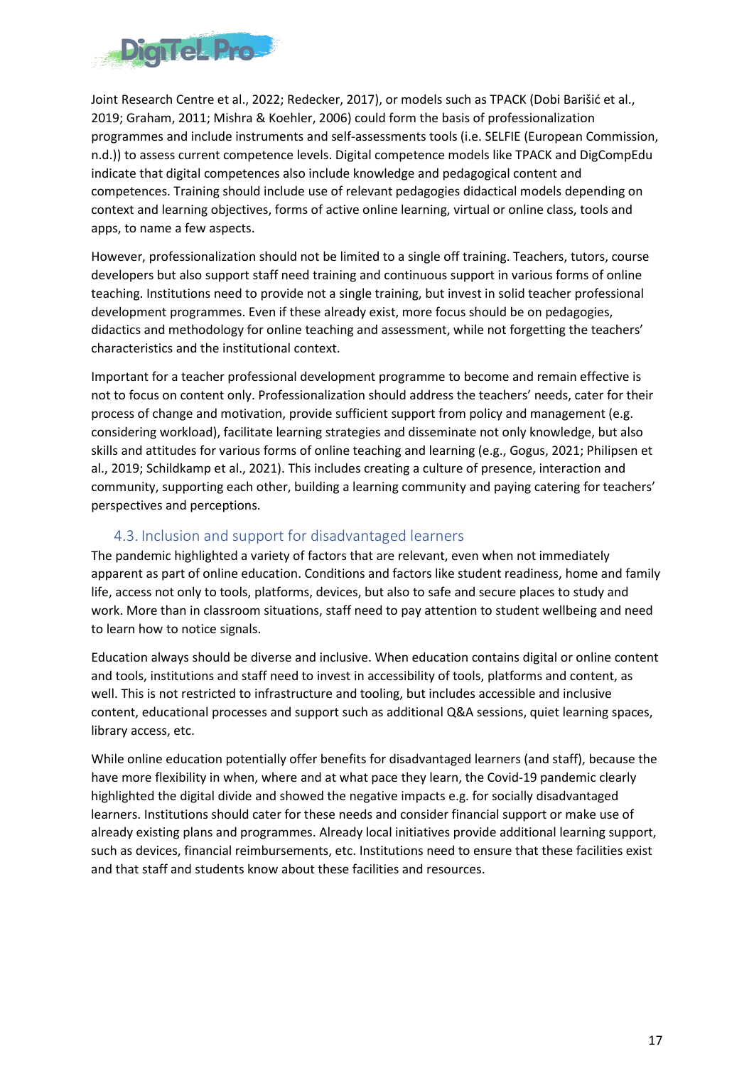Joint Research Centre et al., 2022; Redecker, 2017), or models such as TPACK (Dobi Barišić et al., 2019; Graham, 2011; Mishra & Koehler, 2006) could form the basis of professionalization programmes and include instruments and self-assessments tools (i.e. SELFIE (European Commission, n.d.)) to assess current competence levels. Digital competence models like TPACK and DigCompEdu indicate that digital competences also include knowledge and pedagogical content and competences. Training should include use of relevant pedagogies didactical models depending on context and learning objectives, forms of active online learning, virtual or online class, tools and apps, to name a few aspects.

However, professionalization should not be limited to a single off training. Teachers, tutors, course developers but also support staff need training and continuous support in various forms of online teaching. Institutions need to provide not a single training, but invest in solid teacher professional development programmes. Even if these already exist, more focus should be on pedagogies, didactics and methodology for online teaching and assessment, while not forgetting the teachers' characteristics and the institutional context.

Important for a teacher professional development programme to become and remain effective is not to focus on content only. Professionalization should address the teachers' needs, cater for their process of change and motivation, provide sufficient support from policy and management (e.g. considering workload), facilitate learning strategies and disseminate not only knowledge, but also skills and attitudes for various forms of online teaching and learning (e.g., Gogus, 2021; Philipsen et al., 2019; Schildkamp et al., 2021). This includes creating a culture of presence, interaction and community, supporting each other, building a learning community and paying catering for teachers' perspectives and perceptions.

## 4.3. Inclusion and support for disadvantaged learners

The pandemic highlighted a variety of factors that are relevant, even when not immediately apparent as part of online education. Conditions and factors like student readiness, home and family life, access not only to tools, platforms, devices, but also to safe and secure places to study and work. More than in classroom situations, staff need to pay attention to student wellbeing and need to learn how to notice signals.

Education always should be diverse and inclusive. When education contains digital or online content and tools, institutions and staff need to invest in accessibility of tools, platforms and content, as well. This is not restricted to infrastructure and tooling, but includes accessible and inclusive content, educational processes and support such as additional Q&A sessions, quiet learning spaces, library access, etc.

While online education potentially offer benefits for disadvantaged learners (and staff), because the have more flexibility in when, where and at what pace they learn, the Covid-19 pandemic clearly highlighted the digital divide and showed the negative impacts e.g. for socially disadvantaged learners. Institutions should cater for these needs and consider financial support or make use of already existing plans and programmes. Already local initiatives provide additional learning support, such as devices, financial reimbursements, etc. Institutions need to ensure that these facilities exist and that staff and students know about these facilities and resources.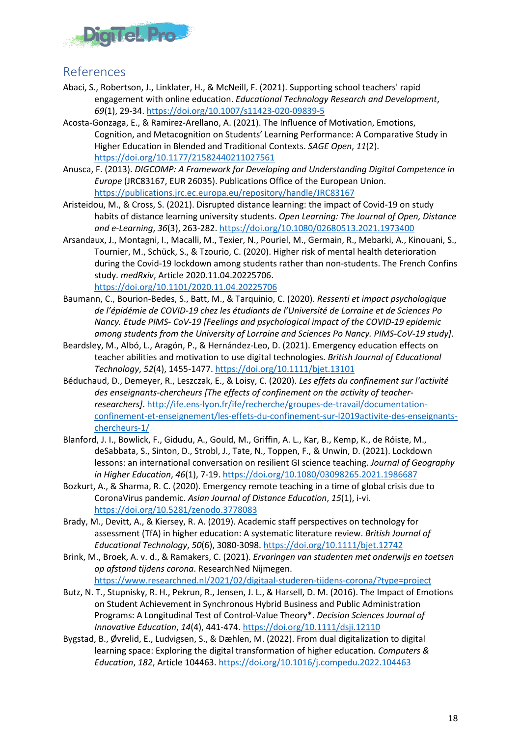## References

Abaci, S., Robertson, J., Linklater, H., & McNeill, F. (2021). Supporting school teachers' rapid engagement with online education. *Educational Technology Research and Development*, *69*(1), 29-34. https://doi.org/10.1007/s11423-020-09839-5

Acosta-Gonzaga, E., & Ramirez-Arellano, A. (2021). The Influence of Motivation, Emotions, Cognition, and Metacognition on Students' Learning Performance: A Comparative Study in Higher Education in Blended and Traditional Contexts. *SAGE Open*, *11*(2). https://doi.org/10.1177/21582440211027561

Anusca, F. (2013). *DIGCOMP: A Framework for Developing and Understanding Digital Competence in Europe* (JRC83167, EUR 26035). Publications Office of the European Union. https://publications.jrc.ec.europa.eu/repository/handle/JRC83167

Aristeidou, M., & Cross, S. (2021). Disrupted distance learning: the impact of Covid-19 on study habits of distance learning university students. *Open Learning: The Journal of Open, Distance and e-Learning*, *36*(3), 263-282. https://doi.org/10.1080/02680513.2021.1973400

Arsandaux, J., Montagni, I., Macalli, M., Texier, N., Pouriel, M., Germain, R., Mebarki, A., Kinouani, S., Tournier, M., Schück, S., & Tzourio, C. (2020). Higher risk of mental health deterioration during the Covid-19 lockdown among students rather than non-students. The French Confins study. *medRxiv*, Article 2020.11.04.20225706. https://doi.org/10.1101/2020.11.04.20225706

Baumann, C., Bourion-Bedes, S., Batt, M., & Tarquinio, C. (2020). *Ressenti et impact psychologique de l'épidémie de COVID-19 chez les étudiants de l'Université de Lorraine et de Sciences Po Nancy. Etude PIMS- CoV-19 [Feelings and psychological impact of the COVID-19 epidemic among students from the University of Lorraine and Sciences Po Nancy. PIMS-CoV-19 study]*.

Beardsley, M., Albó, L., Aragón, P., & Hernández-Leo, D. (2021). Emergency education effects on teacher abilities and motivation to use digital technologies. *British Journal of Educational Technology*, *52*(4), 1455-1477. https://doi.org/10.1111/bjet.13101

Béduchaud, D., Demeyer, R., Leszczak, E., & Loisy, C. (2020). *Les effets du confinement sur l'activité des enseignants-chercheurs [The effects of confinement on the activity of teacher-researchers]*. http://ife.ens-lyon.fr/ife/recherche/groupes-de-travail/documentation-confinement-et-enseignement/les-effets-du-confinement-sur-l2019activite-des-enseignants-chercheurs-1/

Blanford, J. I., Bowlick, F., Gidudu, A., Gould, M., Griffin, A. L., Kar, B., Kemp, K., de Róiste, M., deSabbata, S., Sinton, D., Strobl, J., Tate, N., Toppen, F., & Unwin, D. (2021). Lockdown lessons: an international conversation on resilient GI science teaching. *Journal of Geography in Higher Education*, *46*(1), 7-19. https://doi.org/10.1080/03098265.2021.1986687

Bozkurt, A., & Sharma, R. C. (2020). Emergency remote teaching in a time of global crisis due to CoronaVirus pandemic. *Asian Journal of Distance Education*, *15*(1), i-vi. https://doi.org/10.5281/zenodo.3778083

Brady, M., Devitt, A., & Kiersey, R. A. (2019). Academic staff perspectives on technology for assessment (TfA) in higher education: A systematic literature review. *British Journal of Educational Technology*, *50*(6), 3080-3098. https://doi.org/10.1111/bjet.12742

Brink, M., Broek, A. v. d., & Ramakers, C. (2021). *Ervaringen van studenten met onderwijs en toetsen op afstand tijdens corona*. ResearchNed Nijmegen. https://www.researchned.nl/2021/02/digitaal-studeren-tijdens-corona/?type=project

Butz, N. T., Stupnisky, R. H., Pekrun, R., Jensen, J. L., & Harsell, D. M. (2016). The Impact of Emotions on Student Achievement in Synchronous Hybrid Business and Public Administration Programs: A Longitudinal Test of Control-Value Theory*. *Decision Sciences Journal of Innovative Education*, *14*(4), 441-474. https://doi.org/10.1111/dsji.12110

Bygstad, B., Øvrelid, E., Ludvigsen, S., & Dæhlen, M. (2022). From dual digitalization to digital learning space: Exploring the digital transformation of higher education. *Computers & Education*, *182*, Article 104463. https://doi.org/10.1016/j.compedu.2022.104463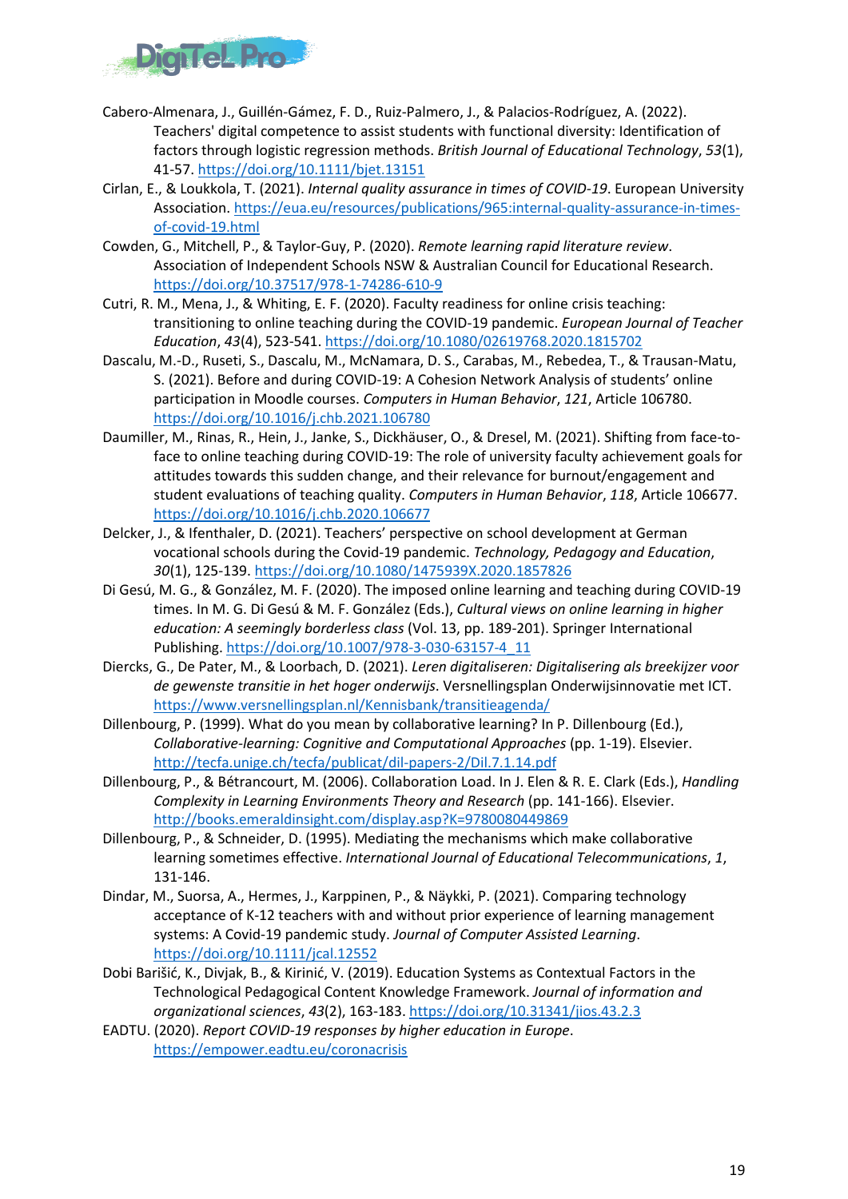Cabero-Almenara, J., Guillén-Gámez, F. D., Ruiz-Palmero, J., & Palacios-Rodríguez, A. (2022). Teachers' digital competence to assist students with functional diversity: Identification of factors through logistic regression methods. *British Journal of Educational Technology*, *53*(1), 41-57. https://doi.org/10.1111/bjet.13151

Cirlan, E., & Loukkola, T. (2021). *Internal quality assurance in times of COVID-19*. European University Association. https://eua.eu/resources/publications/965:internal-quality-assurance-in-times-of-covid-19.html

Cowden, G., Mitchell, P., & Taylor-Guy, P. (2020). *Remote learning rapid literature review*. Association of Independent Schools NSW & Australian Council for Educational Research. https://doi.org/10.37517/978-1-74286-610-9

Cutri, R. M., Mena, J., & Whiting, E. F. (2020). Faculty readiness for online crisis teaching: transitioning to online teaching during the COVID-19 pandemic. *European Journal of Teacher Education*, *43*(4), 523-541. https://doi.org/10.1080/02619768.2020.1815702

Dascalu, M.-D., Ruseti, S., Dascalu, M., McNamara, D. S., Carabas, M., Rebedea, T., & Trausan-Matu, S. (2021). Before and during COVID-19: A Cohesion Network Analysis of students' online participation in Moodle courses. *Computers in Human Behavior*, *121*, Article 106780. https://doi.org/10.1016/j.chb.2021.106780

Daumiller, M., Rinas, R., Hein, J., Janke, S., Dickhäuser, O., & Dresel, M. (2021). Shifting from face-to-face to online teaching during COVID-19: The role of university faculty achievement goals for attitudes towards this sudden change, and their relevance for burnout/engagement and student evaluations of teaching quality. *Computers in Human Behavior*, *118*, Article 106677. https://doi.org/10.1016/j.chb.2020.106677

Delcker, J., & Ifenthaler, D. (2021). Teachers' perspective on school development at German vocational schools during the Covid-19 pandemic. *Technology, Pedagogy and Education*, *30*(1), 125-139. https://doi.org/10.1080/1475939X.2020.1857826

Di Gesú, M. G., & González, M. F. (2020). The imposed online learning and teaching during COVID-19 times. In M. G. Di Gesú & M. F. González (Eds.), *Cultural views on online learning in higher education: A seemingly borderless class* (Vol. 13, pp. 189-201). Springer International Publishing. https://doi.org/10.1007/978-3-030-63157-4_11

Diercks, G., De Pater, M., & Loorbach, D. (2021). *Leren digitaliseren: Digitalisering als breekijzer voor de gewenste transitie in het hoger onderwijs*. Versnellingsplan Onderwijsinnovatie met ICT. https://www.versnellingsplan.nl/Kennisbank/transitieagenda/

Dillenbourg, P. (1999). What do you mean by collaborative learning? In P. Dillenbourg (Ed.), *Collaborative-learning: Cognitive and Computational Approaches* (pp. 1-19). Elsevier. http://tecfa.unige.ch/tecfa/publicat/dil-papers-2/Dil.7.1.14.pdf

Dillenbourg, P., & Bétrancourt, M. (2006). Collaboration Load. In J. Elen & R. E. Clark (Eds.), *Handling Complexity in Learning Environments Theory and Research* (pp. 141-166). Elsevier. http://books.emeraldinsight.com/display.asp?K=9780080449869

Dillenbourg, P., & Schneider, D. (1995). Mediating the mechanisms which make collaborative learning sometimes effective. *International Journal of Educational Telecommunications*, *1*, 131-146.

Dindar, M., Suorsa, A., Hermes, J., Karppinen, P., & Näykki, P. (2021). Comparing technology acceptance of K-12 teachers with and without prior experience of learning management systems: A Covid-19 pandemic study. *Journal of Computer Assisted Learning*. https://doi.org/10.1111/jcal.12552

Dobi Barišić, K., Divjak, B., & Kirinić, V. (2019). Education Systems as Contextual Factors in the Technological Pedagogical Content Knowledge Framework. *Journal of information and organizational sciences*, *43*(2), 163-183. https://doi.org/10.31341/jios.43.2.3

EADTU. (2020). *Report COVID-19 responses by higher education in Europe*. https://empower.eadtu.eu/coronacrisis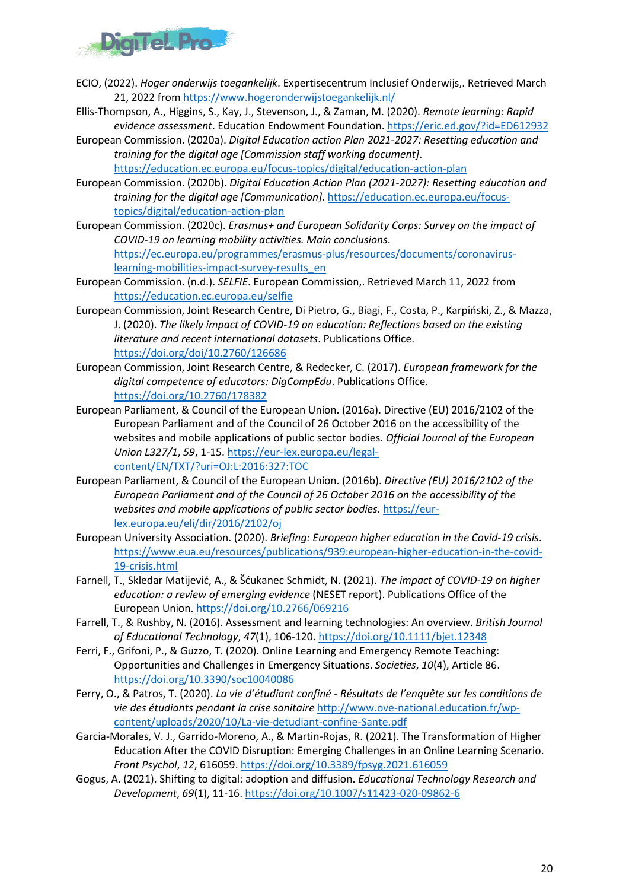ECIO, (2022). *Hoger onderwijs toegankelijk*. Expertisecentrum Inclusief Onderwijs,. Retrieved March 21, 2022 from https://www.hogeronderwijstoegankelijk.nl/

Ellis-Thompson, A., Higgins, S., Kay, J., Stevenson, J., & Zaman, M. (2020). *Remote learning: Rapid evidence assessment*. Education Endowment Foundation. https://eric.ed.gov/?id=ED612932

European Commission. (2020a). *Digital Education action Plan 2021-2027: Resetting education and training for the digital age [Commission staff working document]*. https://education.ec.europa.eu/focus-topics/digital/education-action-plan

European Commission. (2020b). *Digital Education Action Plan (2021-2027): Resetting education and training for the digital age [Communication]*. https://education.ec.europa.eu/focus-topics/digital/education-action-plan

European Commission. (2020c). *Erasmus+ and European Solidarity Corps: Survey on the impact of COVID-19 on learning mobility activities. Main conclusions*. https://ec.europa.eu/programmes/erasmus-plus/resources/documents/coronavirus-learning-mobilities-impact-survey-results_en

European Commission. (n.d.). *SELFIE*. European Commission,. Retrieved March 11, 2022 from https://education.ec.europa.eu/selfie

European Commission, Joint Research Centre, Di Pietro, G., Biagi, F., Costa, P., Karpiński, Z., & Mazza, J. (2020). *The likely impact of COVID-19 on education: Reflections based on the existing literature and recent international datasets*. Publications Office. https://doi.org/doi/10.2760/126686

European Commission, Joint Research Centre, & Redecker, C. (2017). *European framework for the digital competence of educators: DigCompEdu*. Publications Office. https://doi.org/10.2760/178382

European Parliament, & Council of the European Union. (2016a). Directive (EU) 2016/2102 of the European Parliament and of the Council of 26 October 2016 on the accessibility of the websites and mobile applications of public sector bodies. *Official Journal of the European Union L327/1*, *59*, 1-15. https://eur-lex.europa.eu/legal-content/EN/TXT/?uri=OJ:L:2016:327:TOC

European Parliament, & Council of the European Union. (2016b). *Directive (EU) 2016/2102 of the European Parliament and of the Council of 26 October 2016 on the accessibility of the websites and mobile applications of public sector bodies*. https://eur-lex.europa.eu/eli/dir/2016/2102/oj

European University Association. (2020). *Briefing: European higher education in the Covid-19 crisis*. https://www.eua.eu/resources/publications/939:european-higher-education-in-the-covid-19-crisis.html

Farnell, T., Skledar Matijević, A., & Šćukanec Schmidt, N. (2021). *The impact of COVID-19 on higher education: a review of emerging evidence* (NESET report). Publications Office of the European Union. https://doi.org/10.2766/069216

Farrell, T., & Rushby, N. (2016). Assessment and learning technologies: An overview. *British Journal of Educational Technology*, *47*(1), 106-120. https://doi.org/10.1111/bjet.12348

Ferri, F., Grifoni, P., & Guzzo, T. (2020). Online Learning and Emergency Remote Teaching: Opportunities and Challenges in Emergency Situations. *Societies*, *10*(4), Article 86. https://doi.org/10.3390/soc10040086

Ferry, O., & Patros, T. (2020). *La vie d'étudiant confiné - Résultats de l'enquête sur les conditions de vie des étudiants pendant la crise sanitaire* http://www.ove-national.education.fr/wp-content/uploads/2020/10/La-vie-detudiant-confine-Sante.pdf

Garcia-Morales, V. J., Garrido-Moreno, A., & Martin-Rojas, R. (2021). The Transformation of Higher Education After the COVID Disruption: Emerging Challenges in an Online Learning Scenario. *Front Psychol*, *12*, 616059. https://doi.org/10.3389/fpsyg.2021.616059

Gogus, A. (2021). Shifting to digital: adoption and diffusion. *Educational Technology Research and Development*, *69*(1), 11-16. https://doi.org/10.1007/s11423-020-09862-6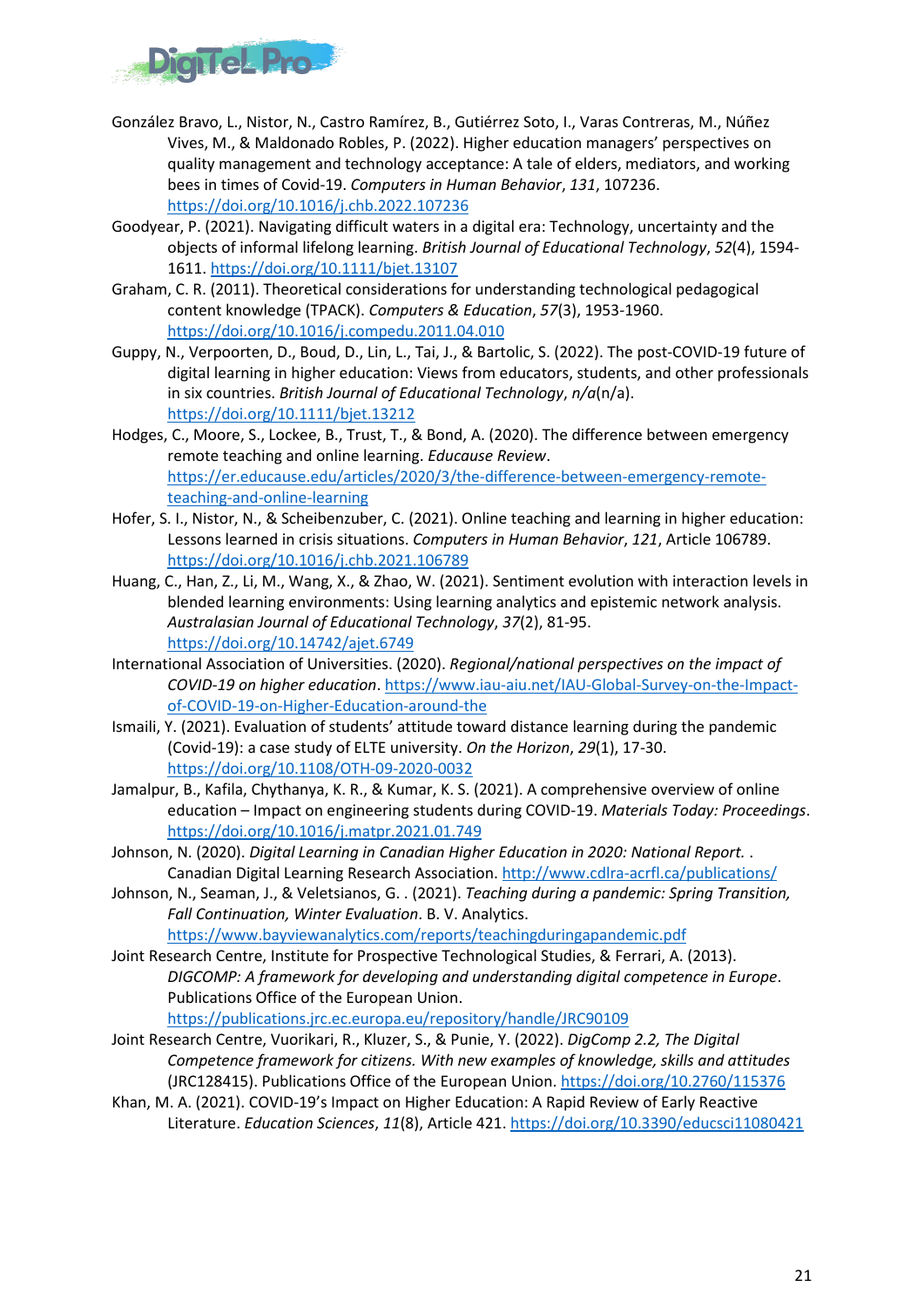González Bravo, L., Nistor, N., Castro Ramírez, B., Gutiérrez Soto, I., Varas Contreras, M., Núñez Vives, M., & Maldonado Robles, P. (2022). Higher education managers' perspectives on quality management and technology acceptance: A tale of elders, mediators, and working bees in times of Covid-19. *Computers in Human Behavior*, *131*, 107236. https://doi.org/10.1016/j.chb.2022.107236

Goodyear, P. (2021). Navigating difficult waters in a digital era: Technology, uncertainty and the objects of informal lifelong learning. *British Journal of Educational Technology*, *52*(4), 1594-1611. https://doi.org/10.1111/bjet.13107

Graham, C. R. (2011). Theoretical considerations for understanding technological pedagogical content knowledge (TPACK). *Computers & Education*, *57*(3), 1953-1960. https://doi.org/10.1016/j.compedu.2011.04.010

Guppy, N., Verpoorten, D., Boud, D., Lin, L., Tai, J., & Bartolic, S. (2022). The post-COVID-19 future of digital learning in higher education: Views from educators, students, and other professionals in six countries. *British Journal of Educational Technology*, *n/a*(n/a). https://doi.org/10.1111/bjet.13212

Hodges, C., Moore, S., Lockee, B., Trust, T., & Bond, A. (2020). The difference between emergency remote teaching and online learning. *Educause Review*. https://er.educause.edu/articles/2020/3/the-difference-between-emergency-remote-teaching-and-online-learning

Hofer, S. I., Nistor, N., & Scheibenzuber, C. (2021). Online teaching and learning in higher education: Lessons learned in crisis situations. *Computers in Human Behavior*, *121*, Article 106789. https://doi.org/10.1016/j.chb.2021.106789

Huang, C., Han, Z., Li, M., Wang, X., & Zhao, W. (2021). Sentiment evolution with interaction levels in blended learning environments: Using learning analytics and epistemic network analysis. *Australasian Journal of Educational Technology*, *37*(2), 81-95. https://doi.org/10.14742/ajet.6749

International Association of Universities. (2020). *Regional/national perspectives on the impact of COVID-19 on higher education*. https://www.iau-aiu.net/IAU-Global-Survey-on-the-Impact-of-COVID-19-on-Higher-Education-around-the

Ismaili, Y. (2021). Evaluation of students' attitude toward distance learning during the pandemic (Covid-19): a case study of ELTE university. *On the Horizon*, *29*(1), 17-30. https://doi.org/10.1108/OTH-09-2020-0032

Jamalpur, B., Kafila, Chythanya, K. R., & Kumar, K. S. (2021). A comprehensive overview of online education – Impact on engineering students during COVID-19. *Materials Today: Proceedings*. https://doi.org/10.1016/j.matpr.2021.01.749

Johnson, N. (2020). *Digital Learning in Canadian Higher Education in 2020: National Report.* . Canadian Digital Learning Research Association. http://www.cdlra-acrfl.ca/publications/

Johnson, N., Seaman, J., & Veletsianos, G. . (2021). *Teaching during a pandemic: Spring Transition, Fall Continuation, Winter Evaluation*. B. V. Analytics. https://www.bayviewanalytics.com/reports/teachingduringapandemic.pdf

Joint Research Centre, Institute for Prospective Technological Studies, & Ferrari, A. (2013). *DIGCOMP: A framework for developing and understanding digital competence in Europe*. Publications Office of the European Union. https://publications.jrc.ec.europa.eu/repository/handle/JRC90109

Joint Research Centre, Vuorikari, R., Kluzer, S., & Punie, Y. (2022). *DigComp 2.2, The Digital Competence framework for citizens. With new examples of knowledge, skills and attitudes* (JRC128415). Publications Office of the European Union. https://doi.org/10.2760/115376

Khan, M. A. (2021). COVID-19's Impact on Higher Education: A Rapid Review of Early Reactive Literature. *Education Sciences*, *11*(8), Article 421. https://doi.org/10.3390/educsci11080421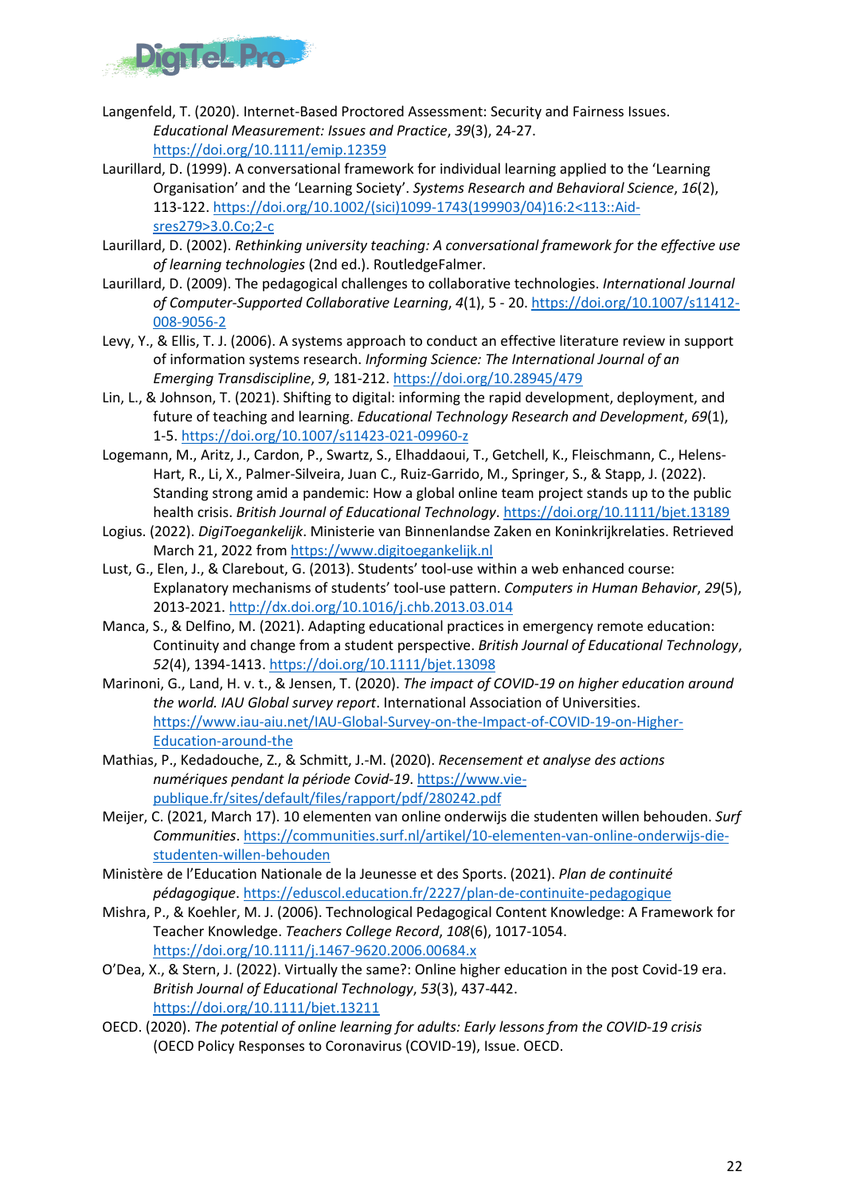Langenfeld, T. (2020). Internet-Based Proctored Assessment: Security and Fairness Issues. *Educational Measurement: Issues and Practice*, *39*(3), 24-27. https://doi.org/10.1111/emip.12359

Laurillard, D. (1999). A conversational framework for individual learning applied to the 'Learning Organisation' and the 'Learning Society'. *Systems Research and Behavioral Science*, *16*(2), 113-122. https://doi.org/10.1002/(sici)1099-1743(199903/04)16:2<113::Aid-sres279>3.0.Co;2-c

Laurillard, D. (2002). *Rethinking university teaching: A conversational framework for the effective use of learning technologies* (2nd ed.). RoutledgeFalmer.

Laurillard, D. (2009). The pedagogical challenges to collaborative technologies. *International Journal of Computer-Supported Collaborative Learning*, *4*(1), 5 - 20. https://doi.org/10.1007/s11412-008-9056-2

Levy, Y., & Ellis, T. J. (2006). A systems approach to conduct an effective literature review in support of information systems research. *Informing Science: The International Journal of an Emerging Transdiscipline*, *9*, 181-212. https://doi.org/10.28945/479

Lin, L., & Johnson, T. (2021). Shifting to digital: informing the rapid development, deployment, and future of teaching and learning. *Educational Technology Research and Development*, *69*(1), 1-5. https://doi.org/10.1007/s11423-021-09960-z

Logemann, M., Aritz, J., Cardon, P., Swartz, S., Elhaddaoui, T., Getchell, K., Fleischmann, C., Helens-Hart, R., Li, X., Palmer-Silveira, Juan C., Ruiz-Garrido, M., Springer, S., & Stapp, J. (2022). Standing strong amid a pandemic: How a global online team project stands up to the public health crisis. *British Journal of Educational Technology*. https://doi.org/10.1111/bjet.13189

Logius. (2022). *DigiToegankelijk*. Ministerie van Binnenlandse Zaken en Koninkrijkrelaties. Retrieved March 21, 2022 from https://www.digitoegankelijk.nl

Lust, G., Elen, J., & Clarebout, G. (2013). Students' tool-use within a web enhanced course: Explanatory mechanisms of students' tool-use pattern. *Computers in Human Behavior*, *29*(5), 2013-2021. http://dx.doi.org/10.1016/j.chb.2013.03.014

Manca, S., & Delfino, M. (2021). Adapting educational practices in emergency remote education: Continuity and change from a student perspective. *British Journal of Educational Technology*, *52*(4), 1394-1413. https://doi.org/10.1111/bjet.13098

Marinoni, G., Land, H. v. t., & Jensen, T. (2020). *The impact of COVID-19 on higher education around the world. IAU Global survey report*. International Association of Universities. https://www.iau-aiu.net/IAU-Global-Survey-on-the-Impact-of-COVID-19-on-Higher-Education-around-the

Mathias, P., Kedadouche, Z., & Schmitt, J.-M. (2020). *Recensement et analyse des actions numériques pendant la période Covid-19*. https://www.vie-publique.fr/sites/default/files/rapport/pdf/280242.pdf

Meijer, C. (2021, March 17). 10 elementen van online onderwijs die studenten willen behouden. *Surf Communities*. https://communities.surf.nl/artikel/10-elementen-van-online-onderwijs-die-studenten-willen-behouden

Ministère de l'Education Nationale de la Jeunesse et des Sports. (2021). *Plan de continuité pédagogique*. https://eduscol.education.fr/2227/plan-de-continuite-pedagogique

Mishra, P., & Koehler, M. J. (2006). Technological Pedagogical Content Knowledge: A Framework for Teacher Knowledge. *Teachers College Record*, *108*(6), 1017-1054. https://doi.org/10.1111/j.1467-9620.2006.00684.x

O'Dea, X., & Stern, J. (2022). Virtually the same?: Online higher education in the post Covid-19 era. *British Journal of Educational Technology*, *53*(3), 437-442. https://doi.org/10.1111/bjet.13211

OECD. (2020). *The potential of online learning for adults: Early lessons from the COVID-19 crisis* (OECD Policy Responses to Coronavirus (COVID-19), Issue. OECD.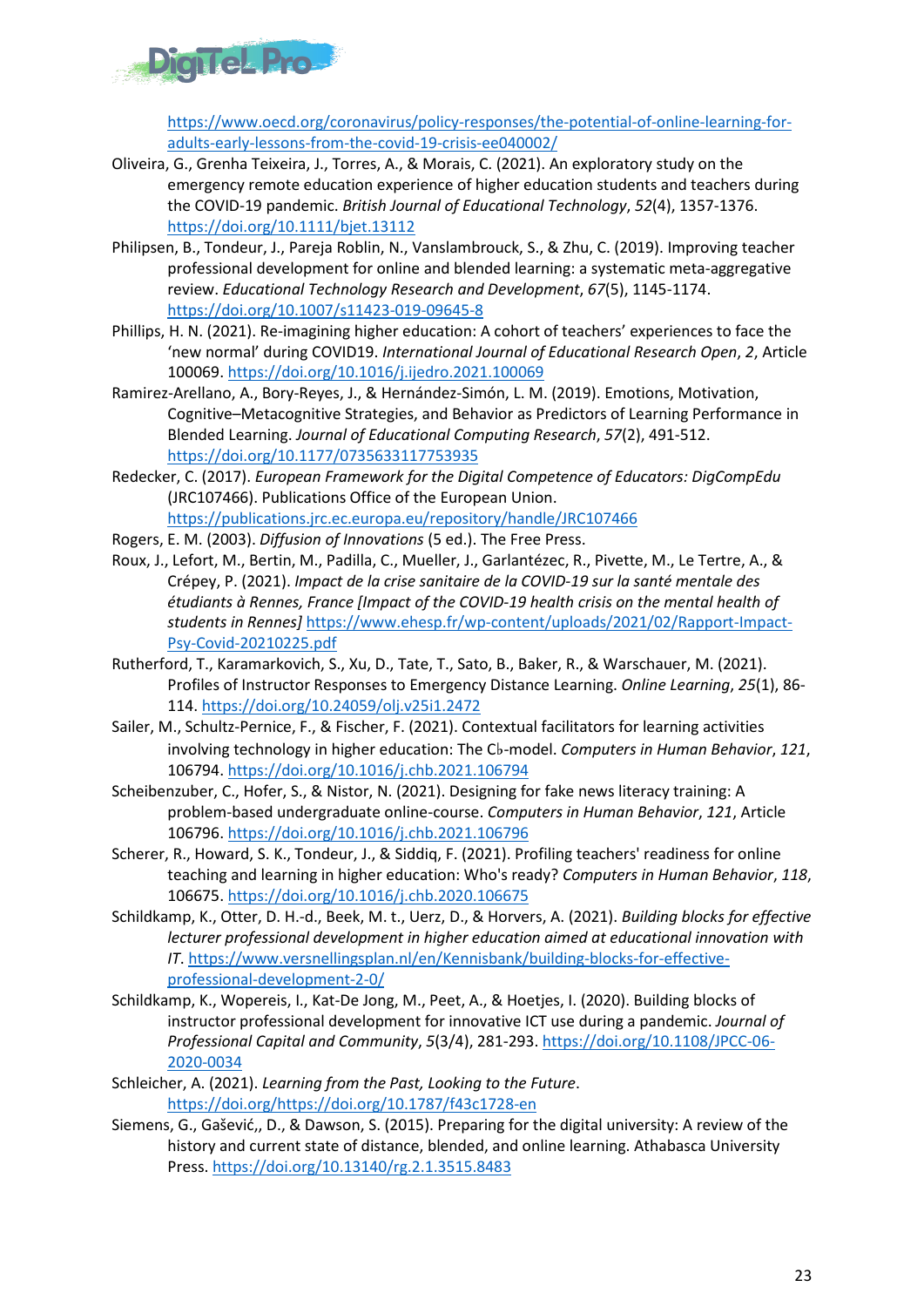https://www.oecd.org/coronavirus/policy-responses/the-potential-of-online-learning-for-adults-early-lessons-from-the-covid-19-crisis-ee040002/

Oliveira, G., Grenha Teixeira, J., Torres, A., & Morais, C. (2021). An exploratory study on the emergency remote education experience of higher education students and teachers during the COVID-19 pandemic. *British Journal of Educational Technology*, *52*(4), 1357-1376. https://doi.org/10.1111/bjet.13112

Philipsen, B., Tondeur, J., Pareja Roblin, N., Vanslambrouck, S., & Zhu, C. (2019). Improving teacher professional development for online and blended learning: a systematic meta-aggregative review. *Educational Technology Research and Development*, *67*(5), 1145-1174. https://doi.org/10.1007/s11423-019-09645-8

Phillips, H. N. (2021). Re-imagining higher education: A cohort of teachers' experiences to face the 'new normal' during COVID19. *International Journal of Educational Research Open*, *2*, Article 100069. https://doi.org/10.1016/j.ijedro.2021.100069

Ramirez-Arellano, A., Bory-Reyes, J., & Hernández-Simón, L. M. (2019). Emotions, Motivation, Cognitive–Metacognitive Strategies, and Behavior as Predictors of Learning Performance in Blended Learning. *Journal of Educational Computing Research*, *57*(2), 491-512. https://doi.org/10.1177/0735633117753935

Redecker, C. (2017). *European Framework for the Digital Competence of Educators: DigCompEdu* (JRC107466). Publications Office of the European Union. https://publications.jrc.ec.europa.eu/repository/handle/JRC107466

Rogers, E. M. (2003). *Diffusion of Innovations* (5 ed.). The Free Press.

Roux, J., Lefort, M., Bertin, M., Padilla, C., Mueller, J., Garlantézec, R., Pivette, M., Le Tertre, A., & Crépey, P. (2021). *Impact de la crise sanitaire de la COVID-19 sur la santé mentale des étudiants à Rennes, France [Impact of the COVID-19 health crisis on the mental health of students in Rennes]* https://www.ehesp.fr/wp-content/uploads/2021/02/Rapport-Impact-Psy-Covid-20210225.pdf

Rutherford, T., Karamarkovich, S., Xu, D., Tate, T., Sato, B., Baker, R., & Warschauer, M. (2021). Profiles of Instructor Responses to Emergency Distance Learning. *Online Learning*, *25*(1), 86-114. https://doi.org/10.24059/olj.v25i1.2472

Sailer, M., Schultz-Pernice, F., & Fischer, F. (2021). Contextual facilitators for learning activities involving technology in higher education: The C♭-model. *Computers in Human Behavior*, *121*, 106794. https://doi.org/10.1016/j.chb.2021.106794

Scheibenzuber, C., Hofer, S., & Nistor, N. (2021). Designing for fake news literacy training: A problem-based undergraduate online-course. *Computers in Human Behavior*, *121*, Article 106796. https://doi.org/10.1016/j.chb.2021.106796

Scherer, R., Howard, S. K., Tondeur, J., & Siddiq, F. (2021). Profiling teachers' readiness for online teaching and learning in higher education: Who's ready? *Computers in Human Behavior*, *118*, 106675. https://doi.org/10.1016/j.chb.2020.106675

Schildkamp, K., Otter, D. H.-d., Beek, M. t., Uerz, D., & Horvers, A. (2021). *Building blocks for effective lecturer professional development in higher education aimed at educational innovation with IT*. https://www.versnellingsplan.nl/en/Kennisbank/building-blocks-for-effective-professional-development-2-0/

Schildkamp, K., Wopereis, I., Kat-De Jong, M., Peet, A., & Hoetjes, I. (2020). Building blocks of instructor professional development for innovative ICT use during a pandemic. *Journal of Professional Capital and Community*, *5*(3/4), 281-293. https://doi.org/10.1108/JPCC-06-2020-0034

Schleicher, A. (2021). *Learning from the Past, Looking to the Future*. https://doi.org/https://doi.org/10.1787/f43c1728-en

Siemens, G., Gašević,, D., & Dawson, S. (2015). Preparing for the digital university: A review of the history and current state of distance, blended, and online learning. Athabasca University Press. https://doi.org/10.13140/rg.2.1.3515.8483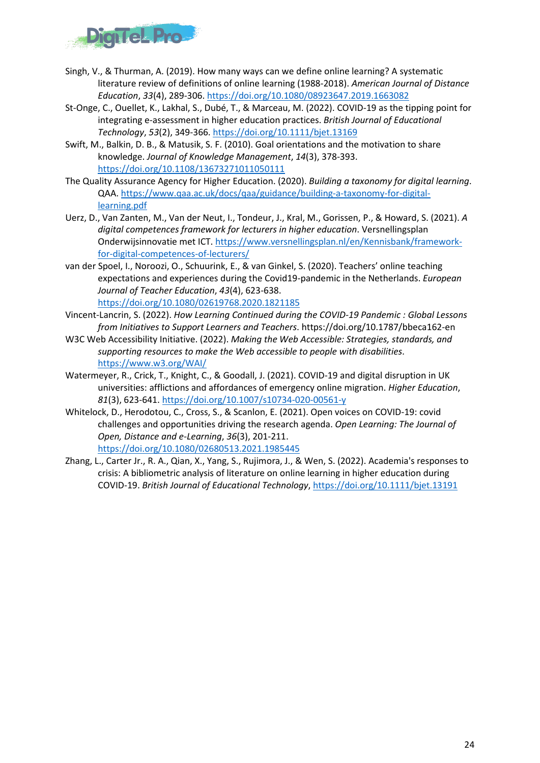Singh, V., & Thurman, A. (2019). How many ways can we define online learning? A systematic literature review of definitions of online learning (1988-2018). *American Journal of Distance Education*, *33*(4), 289-306. https://doi.org/10.1080/08923647.2019.1663082

St-Onge, C., Ouellet, K., Lakhal, S., Dubé, T., & Marceau, M. (2022). COVID-19 as the tipping point for integrating e-assessment in higher education practices. *British Journal of Educational Technology*, *53*(2), 349-366. https://doi.org/10.1111/bjet.13169

Swift, M., Balkin, D. B., & Matusik, S. F. (2010). Goal orientations and the motivation to share knowledge. *Journal of Knowledge Management*, *14*(3), 378-393. https://doi.org/10.1108/13673271011050111

The Quality Assurance Agency for Higher Education. (2020). *Building a taxonomy for digital learning*. QAA. https://www.qaa.ac.uk/docs/qaa/guidance/building-a-taxonomy-for-digital-learning.pdf

Uerz, D., Van Zanten, M., Van der Neut, I., Tondeur, J., Kral, M., Gorissen, P., & Howard, S. (2021). *A digital competences framework for lecturers in higher education*. Versnellingsplan Onderwijsinnovatie met ICT. https://www.versnellingsplan.nl/en/Kennisbank/framework-for-digital-competences-of-lecturers/

van der Spoel, I., Noroozi, O., Schuurink, E., & van Ginkel, S. (2020). Teachers' online teaching expectations and experiences during the Covid19-pandemic in the Netherlands. *European Journal of Teacher Education*, *43*(4), 623-638. https://doi.org/10.1080/02619768.2020.1821185

Vincent-Lancrin, S. (2022). *How Learning Continued during the COVID-19 Pandemic : Global Lessons from Initiatives to Support Learners and Teachers*. https://doi.org/10.1787/bbeca162-en

W3C Web Accessibility Initiative. (2022). *Making the Web Accessible: Strategies, standards, and supporting resources to make the Web accessible to people with disabilities*. https://www.w3.org/WAI/

Watermeyer, R., Crick, T., Knight, C., & Goodall, J. (2021). COVID-19 and digital disruption in UK universities: afflictions and affordances of emergency online migration. *Higher Education*, *81*(3), 623-641. https://doi.org/10.1007/s10734-020-00561-y

Whitelock, D., Herodotou, C., Cross, S., & Scanlon, E. (2021). Open voices on COVID-19: covid challenges and opportunities driving the research agenda. *Open Learning: The Journal of Open, Distance and e-Learning*, *36*(3), 201-211. https://doi.org/10.1080/02680513.2021.1985445

Zhang, L., Carter Jr., R. A., Qian, X., Yang, S., Rujimora, J., & Wen, S. (2022). Academia's responses to crisis: A bibliometric analysis of literature on online learning in higher education during COVID-19. *British Journal of Educational Technology*, https://doi.org/10.1111/bjet.13191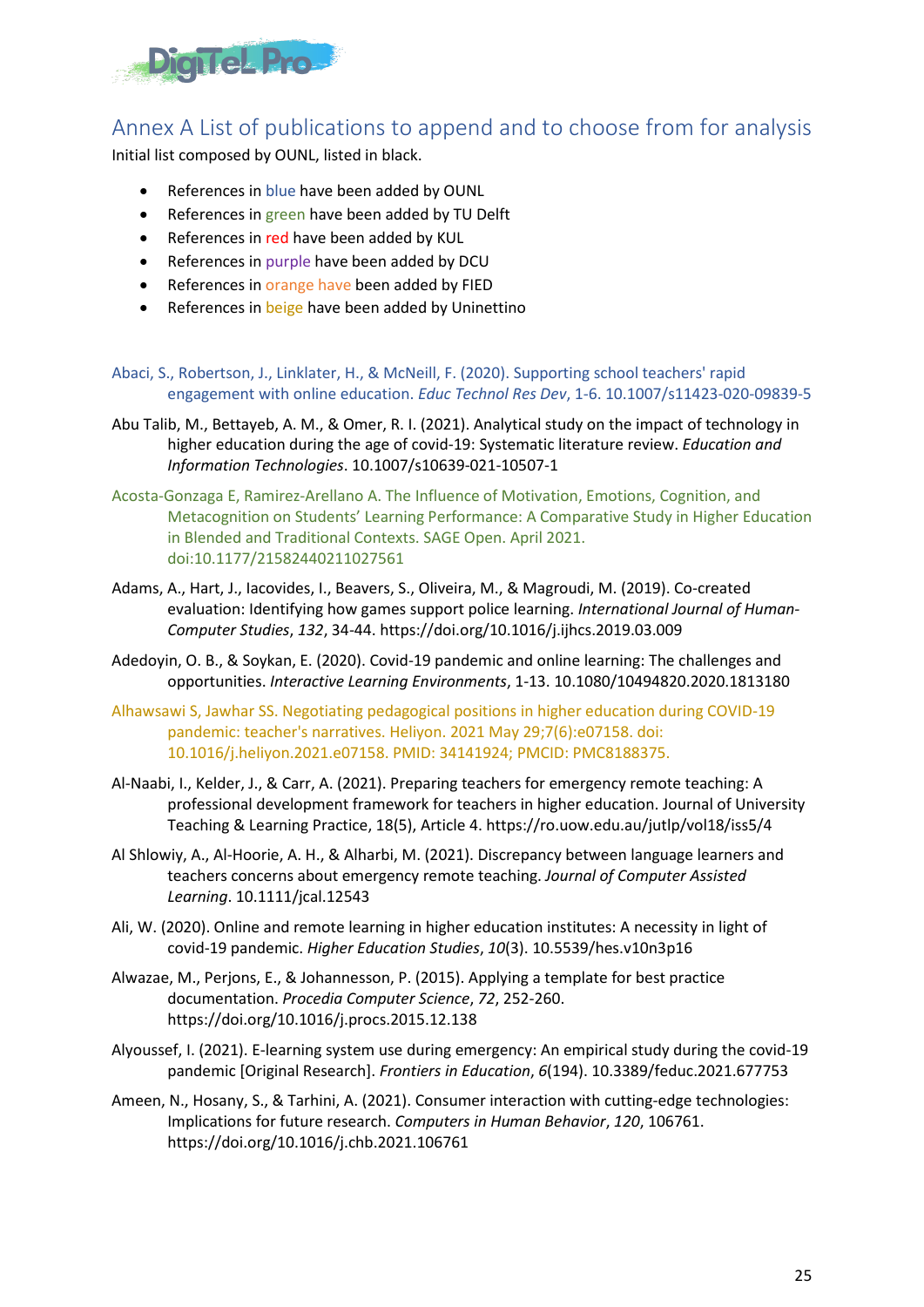## Annex A List of publications to append and to choose from for analysis

Initial list composed by OUNL, listed in black.

- References in blue have been added by OUNL
- References in green have been added by TU Delft
- References in red have been added by KUL
- References in purple have been added by DCU
- References in orange have been added by FIED
- References in beige have been added by Uninettino

Abaci, S., Robertson, J., Linklater, H., & McNeill, F. (2020). Supporting school teachers' rapid engagement with online education. *Educ Technol Res Dev*, 1-6. 10.1007/s11423-020-09839-5

Abu Talib, M., Bettayeb, A. M., & Omer, R. I. (2021). Analytical study on the impact of technology in higher education during the age of covid-19: Systematic literature review. *Education and Information Technologies*. 10.1007/s10639-021-10507-1

Acosta-Gonzaga E, Ramirez-Arellano A. The Influence of Motivation, Emotions, Cognition, and Metacognition on Students' Learning Performance: A Comparative Study in Higher Education in Blended and Traditional Contexts. SAGE Open. April 2021. doi:10.1177/21582440211027561

Adams, A., Hart, J., Iacovides, I., Beavers, S., Oliveira, M., & Magroudi, M. (2019). Co-created evaluation: Identifying how games support police learning. *International Journal of Human-Computer Studies*, *132*, 34-44. https://doi.org/10.1016/j.ijhcs.2019.03.009

Adedoyin, O. B., & Soykan, E. (2020). Covid-19 pandemic and online learning: The challenges and opportunities. *Interactive Learning Environments*, 1-13. 10.1080/10494820.2020.1813180

Alhawsawi S, Jawhar SS. Negotiating pedagogical positions in higher education during COVID-19 pandemic: teacher's narratives. Heliyon. 2021 May 29;7(6):e07158. doi: 10.1016/j.heliyon.2021.e07158. PMID: 34141924; PMCID: PMC8188375.

Al-Naabi, I., Kelder, J., & Carr, A. (2021). Preparing teachers for emergency remote teaching: A professional development framework for teachers in higher education. Journal of University Teaching & Learning Practice, 18(5), Article 4. https://ro.uow.edu.au/jutlp/vol18/iss5/4

Al Shlowiy, A., Al-Hoorie, A. H., & Alharbi, M. (2021). Discrepancy between language learners and teachers concerns about emergency remote teaching. *Journal of Computer Assisted Learning*. 10.1111/jcal.12543

Ali, W. (2020). Online and remote learning in higher education institutes: A necessity in light of covid-19 pandemic. *Higher Education Studies*, *10*(3). 10.5539/hes.v10n3p16

Alwazae, M., Perjons, E., & Johannesson, P. (2015). Applying a template for best practice documentation. *Procedia Computer Science*, *72*, 252-260. https://doi.org/10.1016/j.procs.2015.12.138

Alyoussef, I. (2021). E-learning system use during emergency: An empirical study during the covid-19 pandemic [Original Research]. *Frontiers in Education*, *6*(194). 10.3389/feduc.2021.677753

Ameen, N., Hosany, S., & Tarhini, A. (2021). Consumer interaction with cutting-edge technologies: Implications for future research. *Computers in Human Behavior*, *120*, 106761. https://doi.org/10.1016/j.chb.2021.106761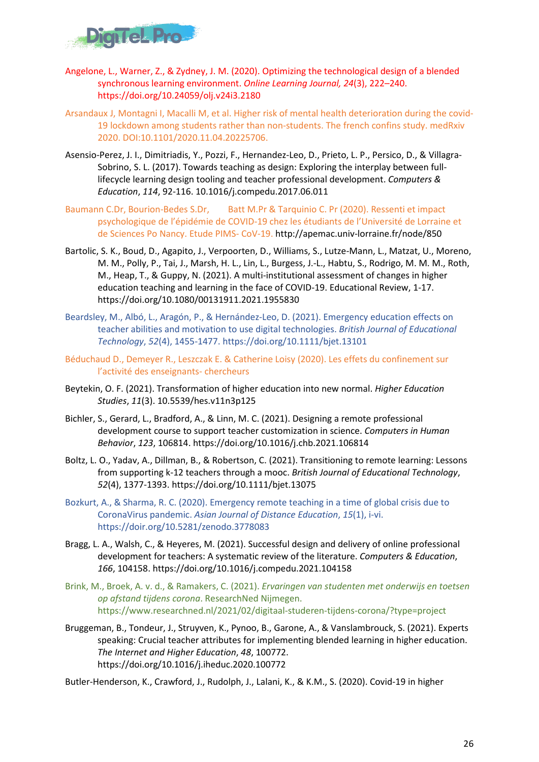Angelone, L., Warner, Z., & Zydney, J. M. (2020). Optimizing the technological design of a blended synchronous learning environment. *Online Learning Journal, 24*(3), 222–240. https://doi.org/10.24059/olj.v24i3.2180

Arsandaux J, Montagni I, Macalli M, et al. Higher risk of mental health deterioration during the covid-19 lockdown among students rather than non-students. The french confins study. medRxiv 2020. DOI:10.1101/2020.11.04.20225706.

Asensio-Perez, J. I., Dimitriadis, Y., Pozzi, F., Hernandez-Leo, D., Prieto, L. P., Persico, D., & Villagra-Sobrino, S. L. (2017). Towards teaching as design: Exploring the interplay between full-lifecycle learning design tooling and teacher professional development. *Computers & Education*, *114*, 92-116. 10.1016/j.compedu.2017.06.011

Baumann C.Dr, Bourion-Bedes S.Dr, Batt M.Pr & Tarquinio C. Pr (2020). Ressenti et impact psychologique de l'épidémie de COVID-19 chez les étudiants de l'Université de Lorraine et de Sciences Po Nancy. Etude PIMS- CoV-19. http://apemac.univ-lorraine.fr/node/850

Bartolic, S. K., Boud, D., Agapito, J., Verpoorten, D., Williams, S., Lutze-Mann, L., Matzat, U., Moreno, M. M., Polly, P., Tai, J., Marsh, H. L., Lin, L., Burgess, J.-L., Habtu, S., Rodrigo, M. M. M., Roth, M., Heap, T., & Guppy, N. (2021). A multi-institutional assessment of changes in higher education teaching and learning in the face of COVID-19. Educational Review, 1-17. https://doi.org/10.1080/00131911.2021.1955830

Beardsley, M., Albó, L., Aragón, P., & Hernández-Leo, D. (2021). Emergency education effects on teacher abilities and motivation to use digital technologies. *British Journal of Educational Technology*, *52*(4), 1455-1477. https://doi.org/10.1111/bjet.13101

Béduchaud D., Demeyer R., Leszczak E. & Catherine Loisy (2020). Les effets du confinement sur l'activité des enseignants- chercheurs

Beytekin, O. F. (2021). Transformation of higher education into new normal. *Higher Education Studies*, *11*(3). 10.5539/hes.v11n3p125

Bichler, S., Gerard, L., Bradford, A., & Linn, M. C. (2021). Designing a remote professional development course to support teacher customization in science. *Computers in Human Behavior*, *123*, 106814. https://doi.org/10.1016/j.chb.2021.106814

Boltz, L. O., Yadav, A., Dillman, B., & Robertson, C. (2021). Transitioning to remote learning: Lessons from supporting k-12 teachers through a mooc. *British Journal of Educational Technology*, *52*(4), 1377-1393. https://doi.org/10.1111/bjet.13075

Bozkurt, A., & Sharma, R. C. (2020). Emergency remote teaching in a time of global crisis due to CoronaVirus pandemic. *Asian Journal of Distance Education*, *15*(1), i-vi. https://doir.org/10.5281/zenodo.3778083

Bragg, L. A., Walsh, C., & Heyeres, M. (2021). Successful design and delivery of online professional development for teachers: A systematic review of the literature. *Computers & Education*, *166*, 104158. https://doi.org/10.1016/j.compedu.2021.104158

Brink, M., Broek, A. v. d., & Ramakers, C. (2021). *Ervaringen van studenten met onderwijs en toetsen op afstand tijdens corona*. ResearchNed Nijmegen. https://www.researchned.nl/2021/02/digitaal-studeren-tijdens-corona/?type=project

Bruggeman, B., Tondeur, J., Struyven, K., Pynoo, B., Garone, A., & Vanslambrouck, S. (2021). Experts speaking: Crucial teacher attributes for implementing blended learning in higher education. *The Internet and Higher Education*, *48*, 100772. https://doi.org/10.1016/j.iheduc.2020.100772

Butler-Henderson, K., Crawford, J., Rudolph, J., Lalani, K., & K.M., S. (2020). Covid-19 in higher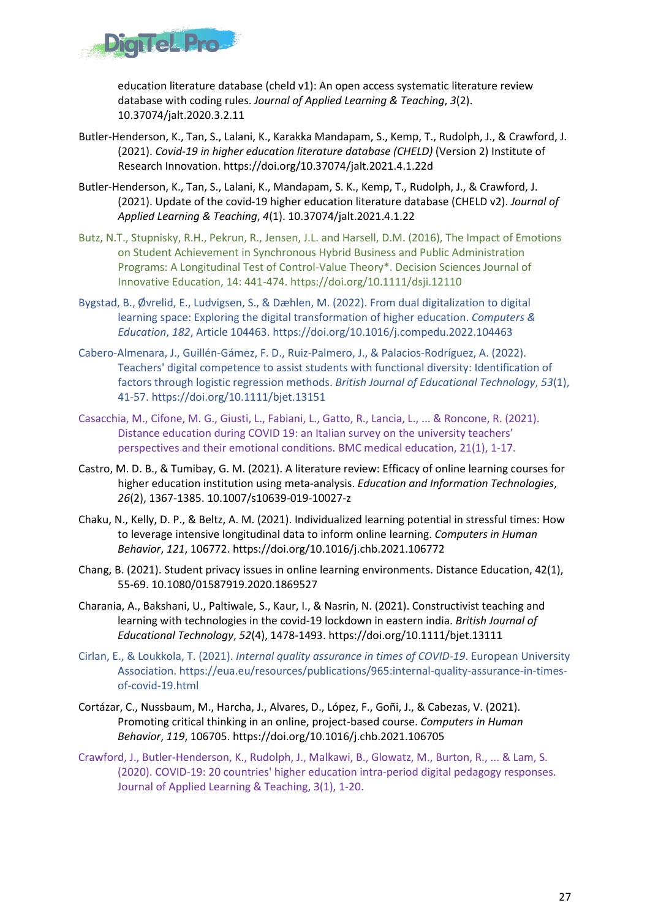education literature database (cheld v1): An open access systematic literature review database with coding rules. *Journal of Applied Learning & Teaching*, *3*(2). 10.37074/jalt.2020.3.2.11

Butler-Henderson, K., Tan, S., Lalani, K., Karakka Mandapam, S., Kemp, T., Rudolph, J., & Crawford, J. (2021). *Covid-19 in higher education literature database (CHELD)* (Version 2) Institute of Research Innovation. https://doi.org/10.37074/jalt.2021.4.1.22d

Butler-Henderson, K., Tan, S., Lalani, K., Mandapam, S. K., Kemp, T., Rudolph, J., & Crawford, J. (2021). Update of the covid-19 higher education literature database (CHELD v2). *Journal of Applied Learning & Teaching*, *4*(1). 10.37074/jalt.2021.4.1.22

Butz, N.T., Stupnisky, R.H., Pekrun, R., Jensen, J.L. and Harsell, D.M. (2016), The Impact of Emotions on Student Achievement in Synchronous Hybrid Business and Public Administration Programs: A Longitudinal Test of Control-Value Theory*. Decision Sciences Journal of Innovative Education, 14: 441-474. https://doi.org/10.1111/dsji.12110

Bygstad, B., Øvrelid, E., Ludvigsen, S., & Dæhlen, M. (2022). From dual digitalization to digital learning space: Exploring the digital transformation of higher education. *Computers & Education*, *182*, Article 104463. https://doi.org/10.1016/j.compedu.2022.104463

Cabero-Almenara, J., Guillén-Gámez, F. D., Ruiz-Palmero, J., & Palacios-Rodríguez, A. (2022). Teachers' digital competence to assist students with functional diversity: Identification of factors through logistic regression methods. *British Journal of Educational Technology*, *53*(1), 41-57. https://doi.org/10.1111/bjet.13151

Casacchia, M., Cifone, M. G., Giusti, L., Fabiani, L., Gatto, R., Lancia, L., ... & Roncone, R. (2021). Distance education during COVID 19: an Italian survey on the university teachers' perspectives and their emotional conditions. BMC medical education, 21(1), 1-17.

Castro, M. D. B., & Tumibay, G. M. (2021). A literature review: Efficacy of online learning courses for higher education institution using meta-analysis. *Education and Information Technologies*, *26*(2), 1367-1385. 10.1007/s10639-019-10027-z

Chaku, N., Kelly, D. P., & Beltz, A. M. (2021). Individualized learning potential in stressful times: How to leverage intensive longitudinal data to inform online learning. *Computers in Human Behavior*, *121*, 106772. https://doi.org/10.1016/j.chb.2021.106772

Chang, B. (2021). Student privacy issues in online learning environments. Distance Education, 42(1), 55-69. 10.1080/01587919.2020.1869527

Charania, A., Bakshani, U., Paltiwale, S., Kaur, I., & Nasrin, N. (2021). Constructivist teaching and learning with technologies in the covid-19 lockdown in eastern india. *British Journal of Educational Technology*, *52*(4), 1478-1493. https://doi.org/10.1111/bjet.13111

Cirlan, E., & Loukkola, T. (2021). *Internal quality assurance in times of COVID-19*. European University Association. https://eua.eu/resources/publications/965:internal-quality-assurance-in-times-of-covid-19.html

Cortázar, C., Nussbaum, M., Harcha, J., Alvares, D., López, F., Goñi, J., & Cabezas, V. (2021). Promoting critical thinking in an online, project-based course. *Computers in Human Behavior*, *119*, 106705. https://doi.org/10.1016/j.chb.2021.106705

Crawford, J., Butler-Henderson, K., Rudolph, J., Malkawi, B., Glowatz, M., Burton, R., ... & Lam, S. (2020). COVID-19: 20 countries' higher education intra-period digital pedagogy responses. Journal of Applied Learning & Teaching, 3(1), 1-20.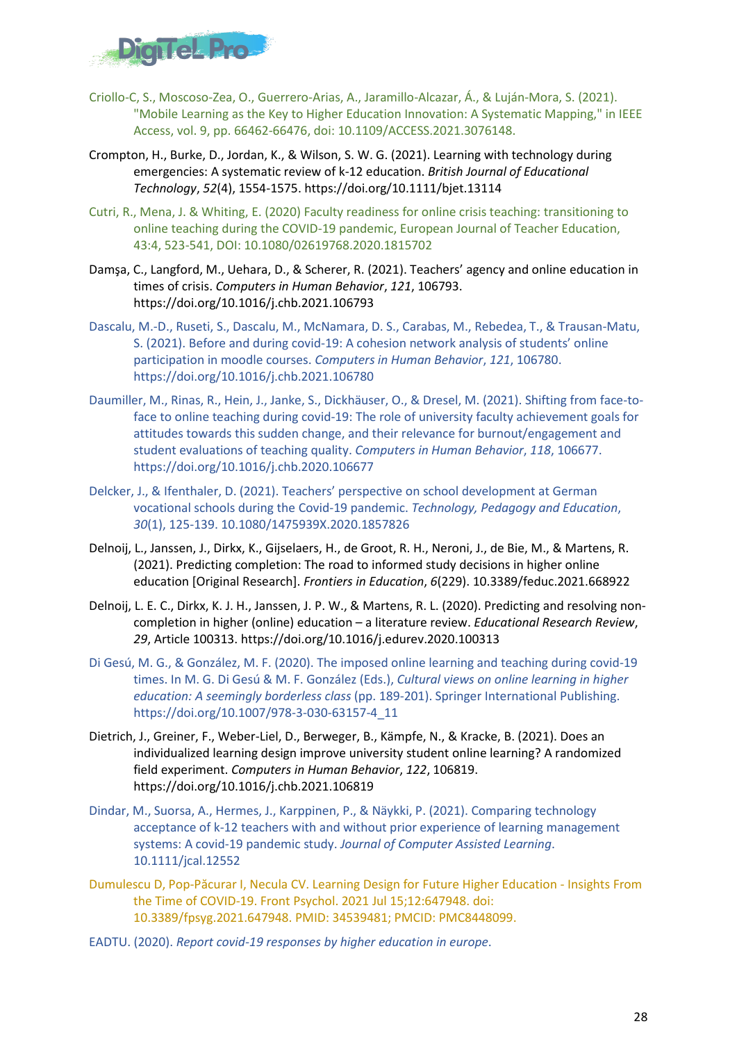Criollo-C, S., Moscoso-Zea, O., Guerrero-Arias, A., Jaramillo-Alcazar, Á., & Luján-Mora, S. (2021). "Mobile Learning as the Key to Higher Education Innovation: A Systematic Mapping," in IEEE Access, vol. 9, pp. 66462-66476, doi: 10.1109/ACCESS.2021.3076148.

Crompton, H., Burke, D., Jordan, K., & Wilson, S. W. G. (2021). Learning with technology during emergencies: A systematic review of k-12 education. *British Journal of Educational Technology*, *52*(4), 1554-1575. https://doi.org/10.1111/bjet.13114

Cutri, R., Mena, J. & Whiting, E. (2020) Faculty readiness for online crisis teaching: transitioning to online teaching during the COVID-19 pandemic, European Journal of Teacher Education, 43:4, 523-541, DOI: 10.1080/02619768.2020.1815702

Damşa, C., Langford, M., Uehara, D., & Scherer, R. (2021). Teachers' agency and online education in times of crisis. *Computers in Human Behavior*, *121*, 106793. https://doi.org/10.1016/j.chb.2021.106793

Dascalu, M.-D., Ruseti, S., Dascalu, M., McNamara, D. S., Carabas, M., Rebedea, T., & Trausan-Matu, S. (2021). Before and during covid-19: A cohesion network analysis of students' online participation in moodle courses. *Computers in Human Behavior*, *121*, 106780. https://doi.org/10.1016/j.chb.2021.106780

Daumiller, M., Rinas, R., Hein, J., Janke, S., Dickhäuser, O., & Dresel, M. (2021). Shifting from face-to-face to online teaching during covid-19: The role of university faculty achievement goals for attitudes towards this sudden change, and their relevance for burnout/engagement and student evaluations of teaching quality. *Computers in Human Behavior*, *118*, 106677. https://doi.org/10.1016/j.chb.2020.106677

Delcker, J., & Ifenthaler, D. (2021). Teachers' perspective on school development at German vocational schools during the Covid-19 pandemic. *Technology, Pedagogy and Education*, *30*(1), 125-139. 10.1080/1475939X.2020.1857826

Delnoij, L., Janssen, J., Dirkx, K., Gijselaers, H., de Groot, R. H., Neroni, J., de Bie, M., & Martens, R. (2021). Predicting completion: The road to informed study decisions in higher online education [Original Research]. *Frontiers in Education*, *6*(229). 10.3389/feduc.2021.668922

Delnoij, L. E. C., Dirkx, K. J. H., Janssen, J. P. W., & Martens, R. L. (2020). Predicting and resolving non-completion in higher (online) education – a literature review. *Educational Research Review*, *29*, Article 100313. https://doi.org/10.1016/j.edurev.2020.100313

Di Gesú, M. G., & González, M. F. (2020). The imposed online learning and teaching during covid-19 times. In M. G. Di Gesú & M. F. González (Eds.), *Cultural views on online learning in higher education: A seemingly borderless class* (pp. 189-201). Springer International Publishing. https://doi.org/10.1007/978-3-030-63157-4_11

Dietrich, J., Greiner, F., Weber-Liel, D., Berweger, B., Kämpfe, N., & Kracke, B. (2021). Does an individualized learning design improve university student online learning? A randomized field experiment. *Computers in Human Behavior*, *122*, 106819. https://doi.org/10.1016/j.chb.2021.106819

Dindar, M., Suorsa, A., Hermes, J., Karppinen, P., & Näykki, P. (2021). Comparing technology acceptance of k-12 teachers with and without prior experience of learning management systems: A covid-19 pandemic study. *Journal of Computer Assisted Learning*. 10.1111/jcal.12552

Dumulescu D, Pop-Păcurar I, Necula CV. Learning Design for Future Higher Education - Insights From the Time of COVID-19. Front Psychol. 2021 Jul 15;12:647948. doi: 10.3389/fpsyg.2021.647948. PMID: 34539481; PMCID: PMC8448099.

EADTU. (2020). *Report covid-19 responses by higher education in europe*.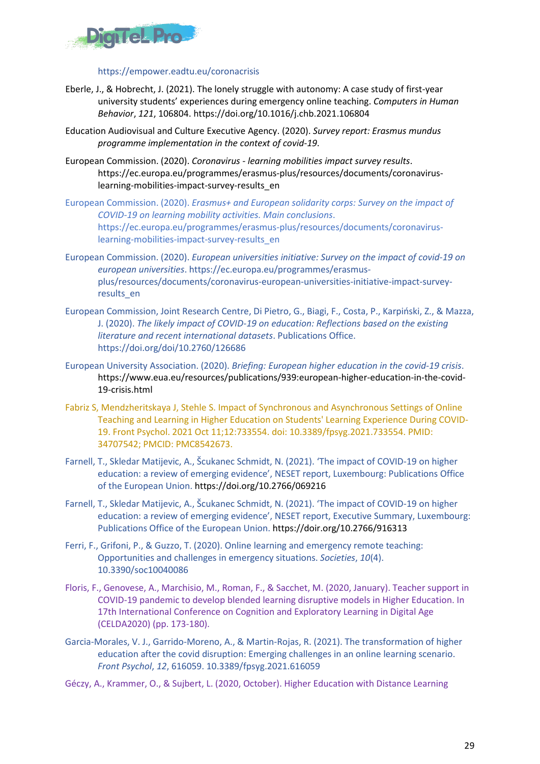https://empower.eadtu.eu/coronacrisis

Eberle, J., & Hobrecht, J. (2021). The lonely struggle with autonomy: A case study of first-year university students' experiences during emergency online teaching. *Computers in Human Behavior*, *121*, 106804. https://doi.org/10.1016/j.chb.2021.106804

Education Audiovisual and Culture Executive Agency. (2020). *Survey report: Erasmus mundus programme implementation in the context of covid-19*.

European Commission. (2020). *Coronavirus - learning mobilities impact survey results*. https://ec.europa.eu/programmes/erasmus-plus/resources/documents/coronavirus-learning-mobilities-impact-survey-results_en

European Commission. (2020). *Erasmus+ and European solidarity corps: Survey on the impact of COVID-19 on learning mobility activities. Main conclusions*. https://ec.europa.eu/programmes/erasmus-plus/resources/documents/coronavirus-learning-mobilities-impact-survey-results_en

European Commission. (2020). *European universities initiative: Survey on the impact of covid-19 on european universities*. https://ec.europa.eu/programmes/erasmus-plus/resources/documents/coronavirus-european-universities-initiative-impact-survey-results_en

European Commission, Joint Research Centre, Di Pietro, G., Biagi, F., Costa, P., Karpiński, Z., & Mazza, J. (2020). *The likely impact of COVID-19 on education: Reflections based on the existing literature and recent international datasets*. Publications Office. https://doi.org/doi/10.2760/126686

European University Association. (2020). *Briefing: European higher education in the covid-19 crisis*. https://www.eua.eu/resources/publications/939:european-higher-education-in-the-covid-19-crisis.html

Fabriz S, Mendzheritskaya J, Stehle S. Impact of Synchronous and Asynchronous Settings of Online Teaching and Learning in Higher Education on Students' Learning Experience During COVID-19. Front Psychol. 2021 Oct 11;12:733554. doi: 10.3389/fpsyg.2021.733554. PMID: 34707542; PMCID: PMC8542673.

Farnell, T., Skledar Matijevic, A., Šcukanec Schmidt, N. (2021). 'The impact of COVID-19 on higher education: a review of emerging evidence', NESET report, Luxembourg: Publications Office of the European Union. https://doi.org/10.2766/069216

Farnell, T., Skledar Matijevic, A., Šcukanec Schmidt, N. (2021). 'The impact of COVID-19 on higher education: a review of emerging evidence', NESET report, Executive Summary, Luxembourg: Publications Office of the European Union. https://doir.org/10.2766/916313

Ferri, F., Grifoni, P., & Guzzo, T. (2020). Online learning and emergency remote teaching: Opportunities and challenges in emergency situations. *Societies*, *10*(4). 10.3390/soc10040086

Floris, F., Genovese, A., Marchisio, M., Roman, F., & Sacchet, M. (2020, January). Teacher support in COVID-19 pandemic to develop blended learning disruptive models in Higher Education. In 17th International Conference on Cognition and Exploratory Learning in Digital Age (CELDA2020) (pp. 173-180).

Garcia-Morales, V. J., Garrido-Moreno, A., & Martin-Rojas, R. (2021). The transformation of higher education after the covid disruption: Emerging challenges in an online learning scenario. *Front Psychol*, *12*, 616059. 10.3389/fpsyg.2021.616059

Géczy, A., Krammer, O., & Sujbert, L. (2020, October). Higher Education with Distance Learning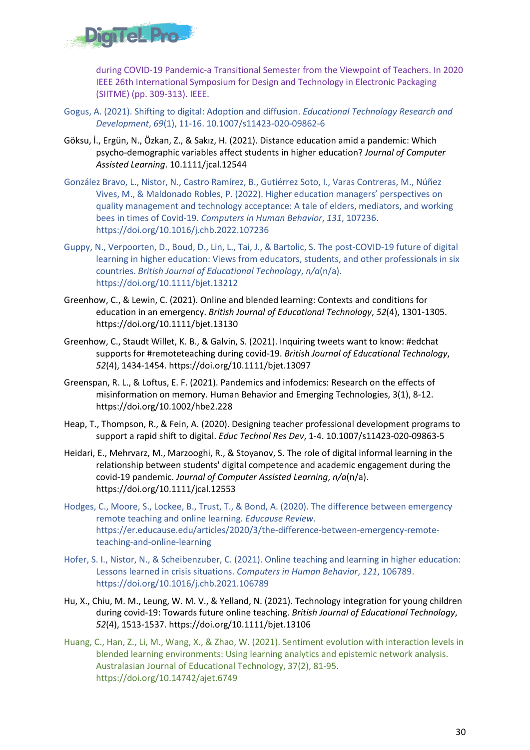during COVID-19 Pandemic-a Transitional Semester from the Viewpoint of Teachers. In 2020 IEEE 26th International Symposium for Design and Technology in Electronic Packaging (SIITME) (pp. 309-313). IEEE.

Gogus, A. (2021). Shifting to digital: Adoption and diffusion. *Educational Technology Research and Development*, *69*(1), 11-16. 10.1007/s11423-020-09862-6

Göksu, İ., Ergün, N., Özkan, Z., & Sakız, H. (2021). Distance education amid a pandemic: Which psycho-demographic variables affect students in higher education? *Journal of Computer Assisted Learning*. 10.1111/jcal.12544

González Bravo, L., Nistor, N., Castro Ramírez, B., Gutiérrez Soto, I., Varas Contreras, M., Núñez Vives, M., & Maldonado Robles, P. (2022). Higher education managers' perspectives on quality management and technology acceptance: A tale of elders, mediators, and working bees in times of Covid-19. *Computers in Human Behavior*, *131*, 107236. https://doi.org/10.1016/j.chb.2022.107236

Guppy, N., Verpoorten, D., Boud, D., Lin, L., Tai, J., & Bartolic, S. The post-COVID-19 future of digital learning in higher education: Views from educators, students, and other professionals in six countries. *British Journal of Educational Technology*, *n/a*(n/a). https://doi.org/10.1111/bjet.13212

Greenhow, C., & Lewin, C. (2021). Online and blended learning: Contexts and conditions for education in an emergency. *British Journal of Educational Technology*, *52*(4), 1301-1305. https://doi.org/10.1111/bjet.13130

Greenhow, C., Staudt Willet, K. B., & Galvin, S. (2021). Inquiring tweets want to know: #edchat supports for #remoteteaching during covid-19. *British Journal of Educational Technology*, *52*(4), 1434-1454. https://doi.org/10.1111/bjet.13097

Greenspan, R. L., & Loftus, E. F. (2021). Pandemics and infodemics: Research on the effects of misinformation on memory. Human Behavior and Emerging Technologies, 3(1), 8-12. https://doi.org/10.1002/hbe2.228

Heap, T., Thompson, R., & Fein, A. (2020). Designing teacher professional development programs to support a rapid shift to digital. *Educ Technol Res Dev*, 1-4. 10.1007/s11423-020-09863-5

Heidari, E., Mehrvarz, M., Marzooghi, R., & Stoyanov, S. The role of digital informal learning in the relationship between students' digital competence and academic engagement during the covid-19 pandemic. *Journal of Computer Assisted Learning*, *n/a*(n/a). https://doi.org/10.1111/jcal.12553

Hodges, C., Moore, S., Lockee, B., Trust, T., & Bond, A. (2020). The difference between emergency remote teaching and online learning. *Educause Review*. https://er.educause.edu/articles/2020/3/the-difference-between-emergency-remote-teaching-and-online-learning

Hofer, S. I., Nistor, N., & Scheibenzuber, C. (2021). Online teaching and learning in higher education: Lessons learned in crisis situations. *Computers in Human Behavior*, *121*, 106789. https://doi.org/10.1016/j.chb.2021.106789

Hu, X., Chiu, M. M., Leung, W. M. V., & Yelland, N. (2021). Technology integration for young children during covid-19: Towards future online teaching. *British Journal of Educational Technology*, *52*(4), 1513-1537. https://doi.org/10.1111/bjet.13106

Huang, C., Han, Z., Li, M., Wang, X., & Zhao, W. (2021). Sentiment evolution with interaction levels in blended learning environments: Using learning analytics and epistemic network analysis. Australasian Journal of Educational Technology, 37(2), 81-95. https://doi.org/10.14742/ajet.6749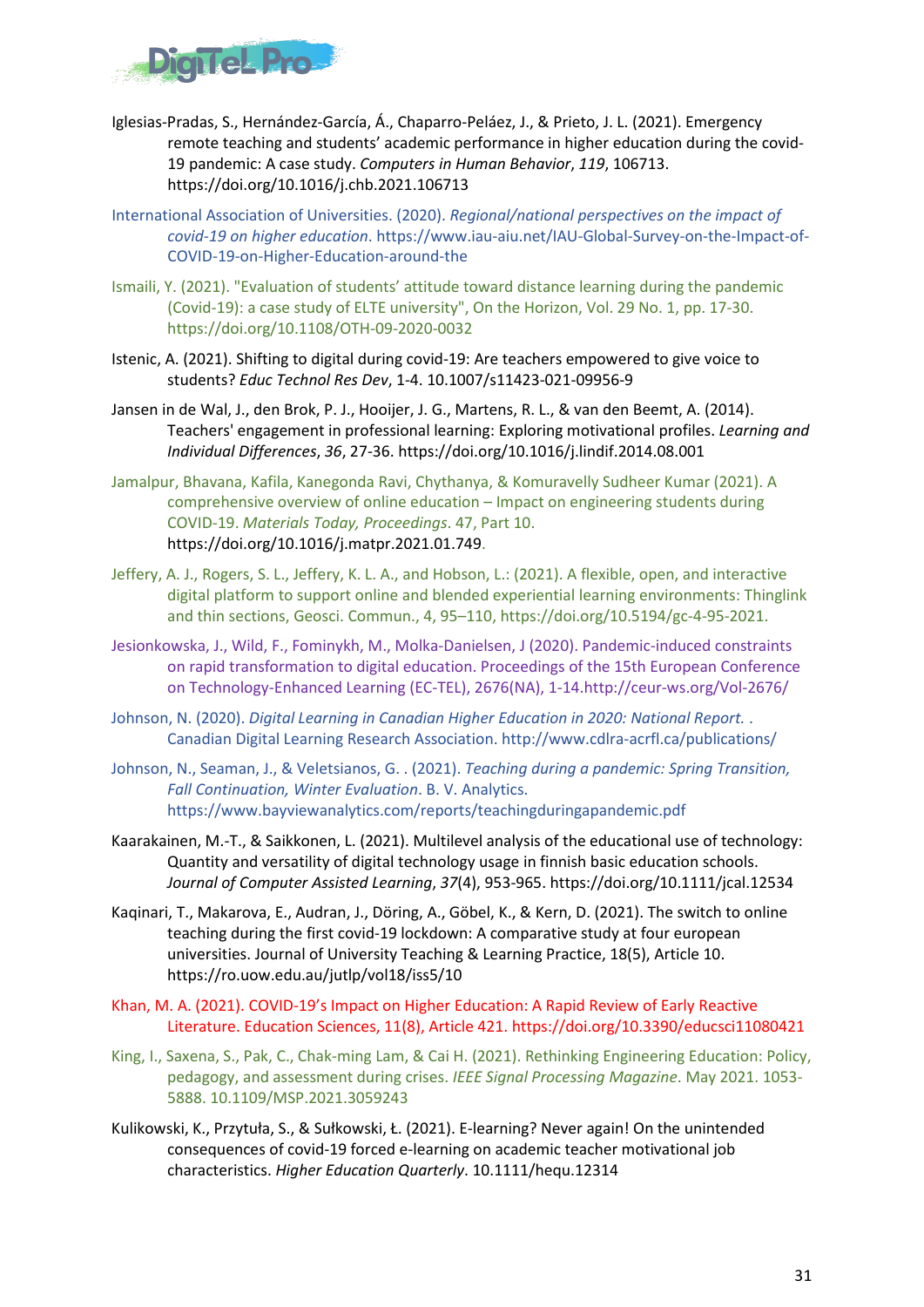Iglesias-Pradas, S., Hernández-García, Á., Chaparro-Peláez, J., & Prieto, J. L. (2021). Emergency remote teaching and students' academic performance in higher education during the covid-19 pandemic: A case study. *Computers in Human Behavior*, *119*, 106713. https://doi.org/10.1016/j.chb.2021.106713

International Association of Universities. (2020). *Regional/national perspectives on the impact of covid-19 on higher education*. https://www.iau-aiu.net/IAU-Global-Survey-on-the-Impact-of-COVID-19-on-Higher-Education-around-the

Ismaili, Y. (2021). "Evaluation of students' attitude toward distance learning during the pandemic (Covid-19): a case study of ELTE university", On the Horizon, Vol. 29 No. 1, pp. 17-30. https://doi.org/10.1108/OTH-09-2020-0032

Istenic, A. (2021). Shifting to digital during covid-19: Are teachers empowered to give voice to students? *Educ Technol Res Dev*, 1-4. 10.1007/s11423-021-09956-9

Jansen in de Wal, J., den Brok, P. J., Hooijer, J. G., Martens, R. L., & van den Beemt, A. (2014). Teachers' engagement in professional learning: Exploring motivational profiles. *Learning and Individual Differences*, *36*, 27-36. https://doi.org/10.1016/j.lindif.2014.08.001

Jamalpur, Bhavana, Kafila, Kanegonda Ravi, Chythanya, & Komuravelly Sudheer Kumar (2021). A comprehensive overview of online education – Impact on engineering students during COVID-19. *Materials Today, Proceedings*. 47, Part 10. https://doi.org/10.1016/j.matpr.2021.01.749.

Jeffery, A. J., Rogers, S. L., Jeffery, K. L. A., and Hobson, L.: (2021). A flexible, open, and interactive digital platform to support online and blended experiential learning environments: Thinglink and thin sections, Geosci. Commun., 4, 95–110, https://doi.org/10.5194/gc-4-95-2021.

Jesionkowska, J., Wild, F., Fominykh, M., Molka-Danielsen, J (2020). Pandemic-induced constraints on rapid transformation to digital education. Proceedings of the 15th European Conference on Technology-Enhanced Learning (EC-TEL), 2676(NA), 1-14.http://ceur-ws.org/Vol-2676/

Johnson, N. (2020). *Digital Learning in Canadian Higher Education in 2020: National Report.* . Canadian Digital Learning Research Association. http://www.cdlra-acrfl.ca/publications/

Johnson, N., Seaman, J., & Veletsianos, G. . (2021). *Teaching during a pandemic: Spring Transition, Fall Continuation, Winter Evaluation*. B. V. Analytics. https://www.bayviewanalytics.com/reports/teachingduringapandemic.pdf

Kaarakainen, M.-T., & Saikkonen, L. (2021). Multilevel analysis of the educational use of technology: Quantity and versatility of digital technology usage in finnish basic education schools. *Journal of Computer Assisted Learning*, *37*(4), 953-965. https://doi.org/10.1111/jcal.12534

Kaqinari, T., Makarova, E., Audran, J., Döring, A., Göbel, K., & Kern, D. (2021). The switch to online teaching during the first covid-19 lockdown: A comparative study at four european universities. Journal of University Teaching & Learning Practice, 18(5), Article 10. https://ro.uow.edu.au/jutlp/vol18/iss5/10

Khan, M. A. (2021). COVID-19's Impact on Higher Education: A Rapid Review of Early Reactive Literature. Education Sciences, 11(8), Article 421. https://doi.org/10.3390/educsci11080421

King, I., Saxena, S., Pak, C., Chak-ming Lam, & Cai H. (2021). Rethinking Engineering Education: Policy, pedagogy, and assessment during crises. *IEEE Signal Processing Magazine*. May 2021. 1053-5888. 10.1109/MSP.2021.3059243

Kulikowski, K., Przytuła, S., & Sułkowski, Ł. (2021). E-learning? Never again! On the unintended consequences of covid-19 forced e-learning on academic teacher motivational job characteristics. *Higher Education Quarterly*. 10.1111/hequ.12314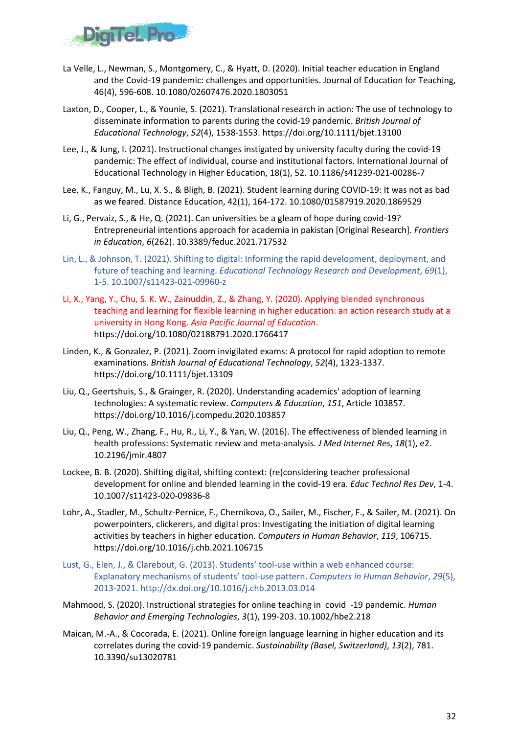La Velle, L., Newman, S., Montgomery, C., & Hyatt, D. (2020). Initial teacher education in England and the Covid-19 pandemic: challenges and opportunities. Journal of Education for Teaching, 46(4), 596-608. 10.1080/02607476.2020.1803051

Laxton, D., Cooper, L., & Younie, S. (2021). Translational research in action: The use of technology to disseminate information to parents during the covid-19 pandemic. *British Journal of Educational Technology*, *52*(4), 1538-1553. https://doi.org/10.1111/bjet.13100

Lee, J., & Jung, I. (2021). Instructional changes instigated by university faculty during the covid-19 pandemic: The effect of individual, course and institutional factors. International Journal of Educational Technology in Higher Education, 18(1), 52. 10.1186/s41239-021-00286-7

Lee, K., Fanguy, M., Lu, X. S., & Bligh, B. (2021). Student learning during COVID-19: It was not as bad as we feared. Distance Education, 42(1), 164-172. 10.1080/01587919.2020.1869529

Li, G., Pervaiz, S., & He, Q. (2021). Can universities be a gleam of hope during covid-19? Entrepreneurial intentions approach for academia in pakistan [Original Research]. *Frontiers in Education*, *6*(262). 10.3389/feduc.2021.717532

Lin, L., & Johnson, T. (2021). Shifting to digital: Informing the rapid development, deployment, and future of teaching and learning. *Educational Technology Research and Development*, *69*(1), 1-5. 10.1007/s11423-021-09960-z

Li, X., Yang, Y., Chu, S. K. W., Zainuddin, Z., & Zhang, Y. (2020). Applying blended synchronous teaching and learning for flexible learning in higher education: an action research study at a university in Hong Kong. *Asia Pacific Journal of Education*. https://doi.org/10.1080/02188791.2020.1766417

Linden, K., & Gonzalez, P. (2021). Zoom invigilated exams: A protocol for rapid adoption to remote examinations. *British Journal of Educational Technology*, *52*(4), 1323-1337. https://doi.org/10.1111/bjet.13109

Liu, Q., Geertshuis, S., & Grainger, R. (2020). Understanding academics' adoption of learning technologies: A systematic review. *Computers & Education*, *151*, Article 103857. https://doi.org/10.1016/j.compedu.2020.103857

Liu, Q., Peng, W., Zhang, F., Hu, R., Li, Y., & Yan, W. (2016). The effectiveness of blended learning in health professions: Systematic review and meta-analysis. *J Med Internet Res*, *18*(1), e2. 10.2196/jmir.4807

Lockee, B. B. (2020). Shifting digital, shifting context: (re)considering teacher professional development for online and blended learning in the covid-19 era. *Educ Technol Res Dev*, 1-4. 10.1007/s11423-020-09836-8

Lohr, A., Stadler, M., Schultz-Pernice, F., Chernikova, O., Sailer, M., Fischer, F., & Sailer, M. (2021). On powerpointers, clickerers, and digital pros: Investigating the initiation of digital learning activities by teachers in higher education. *Computers in Human Behavior*, *119*, 106715. https://doi.org/10.1016/j.chb.2021.106715

Lust, G., Elen, J., & Clarebout, G. (2013). Students' tool-use within a web enhanced course: Explanatory mechanisms of students' tool-use pattern. *Computers in Human Behavior*, *29*(5), 2013-2021. http://dx.doi.org/10.1016/j.chb.2013.03.014

Mahmood, S. (2020). Instructional strategies for online teaching in covid -19 pandemic. *Human Behavior and Emerging Technologies*, *3*(1), 199-203. 10.1002/hbe2.218

Maican, M.-A., & Cocorada, E. (2021). Online foreign language learning in higher education and its correlates during the covid-19 pandemic. *Sustainability (Basel, Switzerland)*, *13*(2), 781. 10.3390/su13020781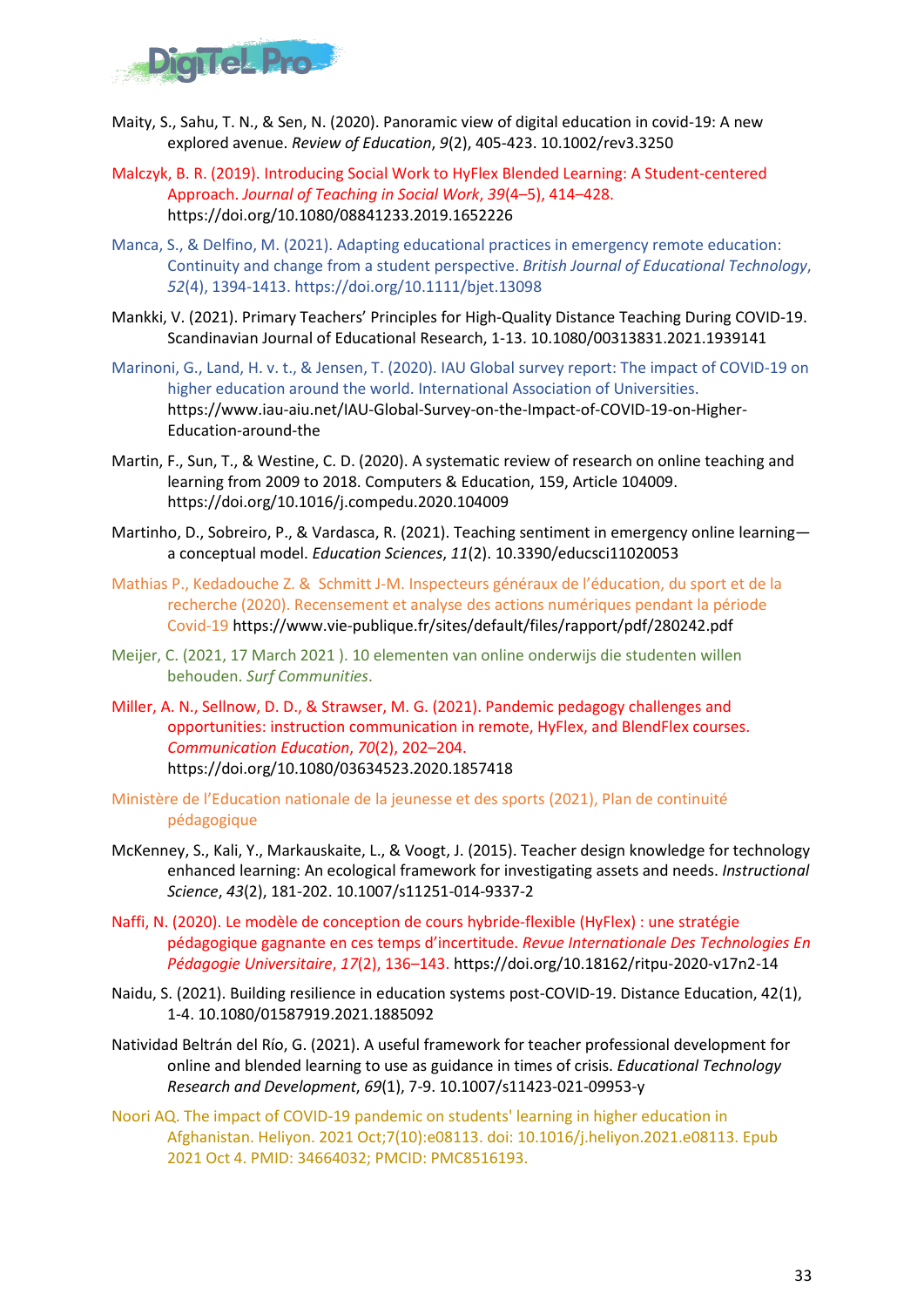Maity, S., Sahu, T. N., & Sen, N. (2020). Panoramic view of digital education in covid-19: A new explored avenue. *Review of Education*, *9*(2), 405-423. 10.1002/rev3.3250

Malczyk, B. R. (2019). Introducing Social Work to HyFlex Blended Learning: A Student-centered Approach. *Journal of Teaching in Social Work*, *39*(4–5), 414–428. https://doi.org/10.1080/08841233.2019.1652226

Manca, S., & Delfino, M. (2021). Adapting educational practices in emergency remote education: Continuity and change from a student perspective. *British Journal of Educational Technology*, *52*(4), 1394-1413. https://doi.org/10.1111/bjet.13098

Mankki, V. (2021). Primary Teachers' Principles for High-Quality Distance Teaching During COVID-19. Scandinavian Journal of Educational Research, 1-13. 10.1080/00313831.2021.1939141

Marinoni, G., Land, H. v. t., & Jensen, T. (2020). IAU Global survey report: The impact of COVID-19 on higher education around the world. International Association of Universities. https://www.iau-aiu.net/IAU-Global-Survey-on-the-Impact-of-COVID-19-on-Higher-Education-around-the

Martin, F., Sun, T., & Westine, C. D. (2020). A systematic review of research on online teaching and learning from 2009 to 2018. Computers & Education, 159, Article 104009. https://doi.org/10.1016/j.compedu.2020.104009

Martinho, D., Sobreiro, P., & Vardasca, R. (2021). Teaching sentiment in emergency online learning—a conceptual model. *Education Sciences*, *11*(2). 10.3390/educsci11020053

Mathias P., Kedadouche Z. & Schmitt J-M. Inspecteurs généraux de l'éducation, du sport et de la recherche (2020). Recensement et analyse des actions numériques pendant la période Covid-19 https://www.vie-publique.fr/sites/default/files/rapport/pdf/280242.pdf

Meijer, C. (2021, 17 March 2021 ). 10 elementen van online onderwijs die studenten willen behouden. *Surf Communities*.

Miller, A. N., Sellnow, D. D., & Strawser, M. G. (2021). Pandemic pedagogy challenges and opportunities: instruction communication in remote, HyFlex, and BlendFlex courses. *Communication Education*, *70*(2), 202–204. https://doi.org/10.1080/03634523.2020.1857418

Ministère de l'Education nationale de la jeunesse et des sports (2021), Plan de continuité pédagogique

McKenney, S., Kali, Y., Markauskaite, L., & Voogt, J. (2015). Teacher design knowledge for technology enhanced learning: An ecological framework for investigating assets and needs. *Instructional Science*, *43*(2), 181-202. 10.1007/s11251-014-9337-2

Naffi, N. (2020). Le modèle de conception de cours hybride-flexible (HyFlex) : une stratégie pédagogique gagnante en ces temps d'incertitude. *Revue Internationale Des Technologies En Pédagogie Universitaire*, *17*(2), 136–143. https://doi.org/10.18162/ritpu-2020-v17n2-14

Naidu, S. (2021). Building resilience in education systems post-COVID-19. Distance Education, 42(1), 1-4. 10.1080/01587919.2021.1885092

Natividad Beltrán del Río, G. (2021). A useful framework for teacher professional development for online and blended learning to use as guidance in times of crisis. *Educational Technology Research and Development*, *69*(1), 7-9. 10.1007/s11423-021-09953-y

Noori AQ. The impact of COVID-19 pandemic on students' learning in higher education in Afghanistan. Heliyon. 2021 Oct;7(10):e08113. doi: 10.1016/j.heliyon.2021.e08113. Epub 2021 Oct 4. PMID: 34664032; PMCID: PMC8516193.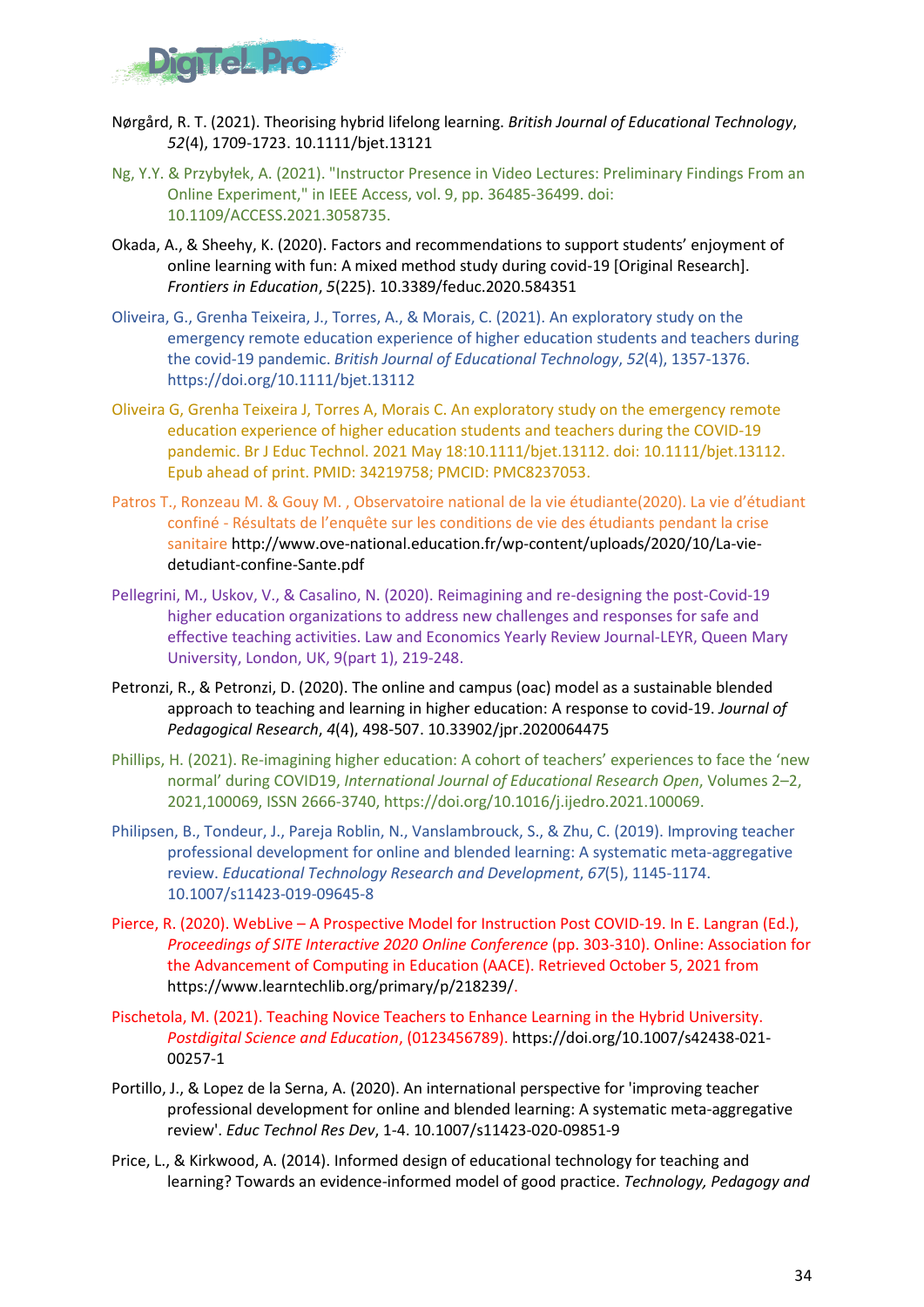Nørgård, R. T. (2021). Theorising hybrid lifelong learning. *British Journal of Educational Technology*, *52*(4), 1709-1723. 10.1111/bjet.13121

Ng, Y.Y. & Przybyłek, A. (2021). "Instructor Presence in Video Lectures: Preliminary Findings From an Online Experiment," in IEEE Access, vol. 9, pp. 36485-36499. doi: 10.1109/ACCESS.2021.3058735.

Okada, A., & Sheehy, K. (2020). Factors and recommendations to support students' enjoyment of online learning with fun: A mixed method study during covid-19 [Original Research]. *Frontiers in Education*, *5*(225). 10.3389/feduc.2020.584351

Oliveira, G., Grenha Teixeira, J., Torres, A., & Morais, C. (2021). An exploratory study on the emergency remote education experience of higher education students and teachers during the covid-19 pandemic. *British Journal of Educational Technology*, *52*(4), 1357-1376. https://doi.org/10.1111/bjet.13112

Oliveira G, Grenha Teixeira J, Torres A, Morais C. An exploratory study on the emergency remote education experience of higher education students and teachers during the COVID-19 pandemic. Br J Educ Technol. 2021 May 18:10.1111/bjet.13112. doi: 10.1111/bjet.13112. Epub ahead of print. PMID: 34219758; PMCID: PMC8237053.

Patros T., Ronzeau M. & Gouy M. , Observatoire national de la vie étudiante(2020). La vie d'étudiant confiné - Résultats de l'enquête sur les conditions de vie des étudiants pendant la crise sanitaire http://www.ove-national.education.fr/wp-content/uploads/2020/10/La-vie-detudiant-confine-Sante.pdf

Pellegrini, M., Uskov, V., & Casalino, N. (2020). Reimagining and re-designing the post-Covid-19 higher education organizations to address new challenges and responses for safe and effective teaching activities. Law and Economics Yearly Review Journal-LEYR, Queen Mary University, London, UK, 9(part 1), 219-248.

Petronzi, R., & Petronzi, D. (2020). The online and campus (oac) model as a sustainable blended approach to teaching and learning in higher education: A response to covid-19. *Journal of Pedagogical Research*, *4*(4), 498-507. 10.33902/jpr.2020064475

Phillips, H. (2021). Re-imagining higher education: A cohort of teachers' experiences to face the 'new normal' during COVID19, *International Journal of Educational Research Open*, Volumes 2–2, 2021,100069, ISSN 2666-3740, https://doi.org/10.1016/j.ijedro.2021.100069.

Philipsen, B., Tondeur, J., Pareja Roblin, N., Vanslambrouck, S., & Zhu, C. (2019). Improving teacher professional development for online and blended learning: A systematic meta-aggregative review. *Educational Technology Research and Development*, *67*(5), 1145-1174. 10.1007/s11423-019-09645-8

Pierce, R. (2020). WebLive – A Prospective Model for Instruction Post COVID-19. In E. Langran (Ed.), *Proceedings of SITE Interactive 2020 Online Conference* (pp. 303-310). Online: Association for the Advancement of Computing in Education (AACE). Retrieved October 5, 2021 from https://www.learntechlib.org/primary/p/218239/.

Pischetola, M. (2021). Teaching Novice Teachers to Enhance Learning in the Hybrid University. *Postdigital Science and Education*, (0123456789). https://doi.org/10.1007/s42438-021-00257-1

Portillo, J., & Lopez de la Serna, A. (2020). An international perspective for 'improving teacher professional development for online and blended learning: A systematic meta-aggregative review'. *Educ Technol Res Dev*, 1-4. 10.1007/s11423-020-09851-9

Price, L., & Kirkwood, A. (2014). Informed design of educational technology for teaching and learning? Towards an evidence-informed model of good practice. *Technology, Pedagogy and*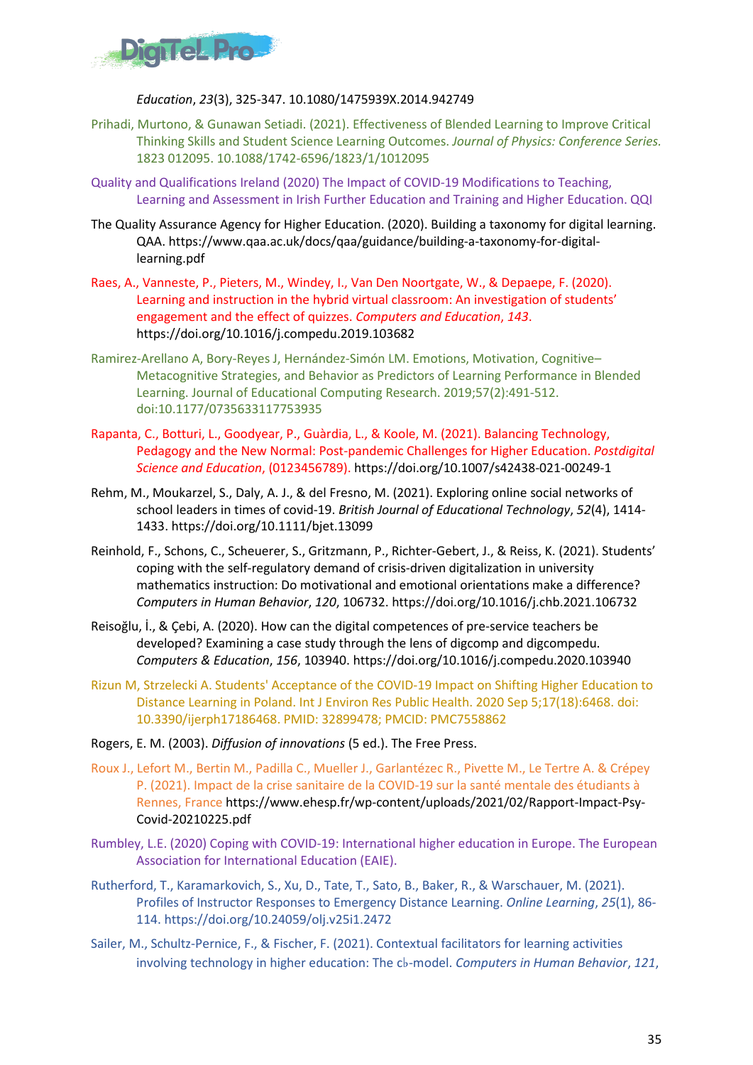*Education*, *23*(3), 325-347. 10.1080/1475939X.2014.942749

Prihadi, Murtono, & Gunawan Setiadi. (2021). Effectiveness of Blended Learning to Improve Critical Thinking Skills and Student Science Learning Outcomes. *Journal of Physics: Conference Series*. 1823 012095. 10.1088/1742-6596/1823/1/1012095

Quality and Qualifications Ireland (2020) The Impact of COVID-19 Modifications to Teaching, Learning and Assessment in Irish Further Education and Training and Higher Education. QQI

The Quality Assurance Agency for Higher Education. (2020). Building a taxonomy for digital learning. QAA. https://www.qaa.ac.uk/docs/qaa/guidance/building-a-taxonomy-for-digital-learning.pdf

Raes, A., Vanneste, P., Pieters, M., Windey, I., Van Den Noortgate, W., & Depaepe, F. (2020). Learning and instruction in the hybrid virtual classroom: An investigation of students' engagement and the effect of quizzes. *Computers and Education*, *143*. https://doi.org/10.1016/j.compedu.2019.103682

Ramirez-Arellano A, Bory-Reyes J, Hernández-Simón LM. Emotions, Motivation, Cognitive–Metacognitive Strategies, and Behavior as Predictors of Learning Performance in Blended Learning. Journal of Educational Computing Research. 2019;57(2):491-512. doi:10.1177/0735633117753935

Rapanta, C., Botturi, L., Goodyear, P., Guàrdia, L., & Koole, M. (2021). Balancing Technology, Pedagogy and the New Normal: Post-pandemic Challenges for Higher Education. *Postdigital Science and Education*, (0123456789). https://doi.org/10.1007/s42438-021-00249-1

Rehm, M., Moukarzel, S., Daly, A. J., & del Fresno, M. (2021). Exploring online social networks of school leaders in times of covid-19. *British Journal of Educational Technology*, *52*(4), 1414-1433. https://doi.org/10.1111/bjet.13099

Reinhold, F., Schons, C., Scheuerer, S., Gritzmann, P., Richter-Gebert, J., & Reiss, K. (2021). Students' coping with the self-regulatory demand of crisis-driven digitalization in university mathematics instruction: Do motivational and emotional orientations make a difference? *Computers in Human Behavior*, *120*, 106732. https://doi.org/10.1016/j.chb.2021.106732

Reisoğlu, İ., & Çebi, A. (2020). How can the digital competences of pre-service teachers be developed? Examining a case study through the lens of digcomp and digcompedu. *Computers & Education*, *156*, 103940. https://doi.org/10.1016/j.compedu.2020.103940

Rizun M, Strzelecki A. Students' Acceptance of the COVID-19 Impact on Shifting Higher Education to Distance Learning in Poland. Int J Environ Res Public Health. 2020 Sep 5;17(18):6468. doi: 10.3390/ijerph17186468. PMID: 32899478; PMCID: PMC7558862

Rogers, E. M. (2003). *Diffusion of innovations* (5 ed.). The Free Press.

Roux J., Lefort M., Bertin M., Padilla C., Mueller J., Garlantézec R., Pivette M., Le Tertre A. & Crépey P. (2021). Impact de la crise sanitaire de la COVID-19 sur la santé mentale des étudiants à Rennes, France https://www.ehesp.fr/wp-content/uploads/2021/02/Rapport-Impact-Psy-Covid-20210225.pdf

Rumbley, L.E. (2020) Coping with COVID-19: International higher education in Europe. The European Association for International Education (EAIE).

Rutherford, T., Karamarkovich, S., Xu, D., Tate, T., Sato, B., Baker, R., & Warschauer, M. (2021). Profiles of Instructor Responses to Emergency Distance Learning. *Online Learning*, *25*(1), 86-114. https://doi.org/10.24059/olj.v25i1.2472

Sailer, M., Schultz-Pernice, F., & Fischer, F. (2021). Contextual facilitators for learning activities involving technology in higher education: The cb-model. *Computers in Human Behavior*, *121*,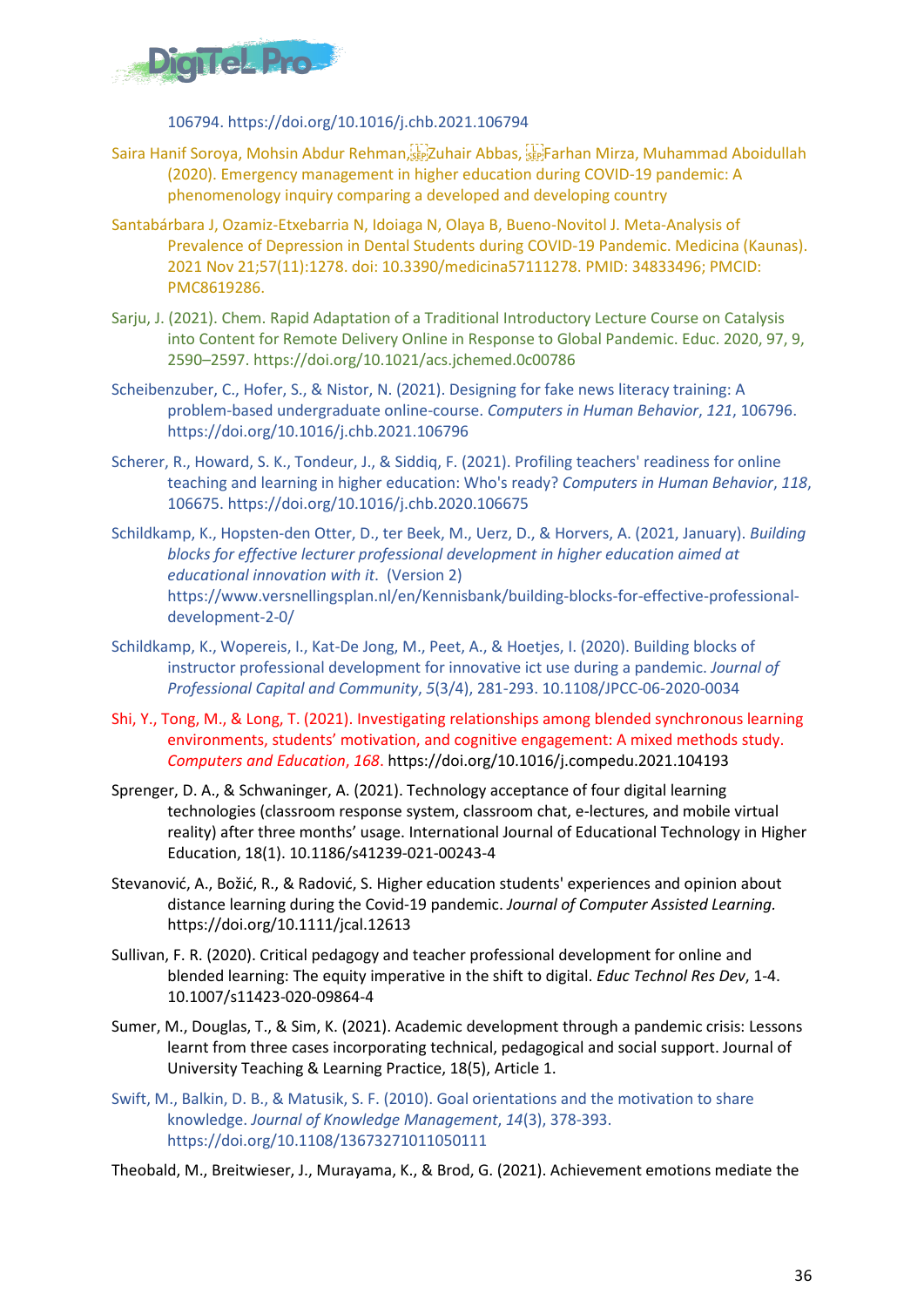106794. https://doi.org/10.1016/j.chb.2021.106794

Saira Hanif Soroya, Mohsin Abdur Rehman, Zuhair Abbas, Farhan Mirza, Muhammad Aboidullah (2020). Emergency management in higher education during COVID-19 pandemic: A phenomenology inquiry comparing a developed and developing country

Santabárbara J, Ozamiz-Etxebarria N, Idoiaga N, Olaya B, Bueno-Novitol J. Meta-Analysis of Prevalence of Depression in Dental Students during COVID-19 Pandemic. Medicina (Kaunas). 2021 Nov 21;57(11):1278. doi: 10.3390/medicina57111278. PMID: 34833496; PMCID: PMC8619286.

Sarju, J. (2021). Chem. Rapid Adaptation of a Traditional Introductory Lecture Course on Catalysis into Content for Remote Delivery Online in Response to Global Pandemic. Educ. 2020, 97, 9, 2590–2597. https://doi.org/10.1021/acs.jchemed.0c00786

Scheibenzuber, C., Hofer, S., & Nistor, N. (2021). Designing for fake news literacy training: A problem-based undergraduate online-course. *Computers in Human Behavior*, *121*, 106796. https://doi.org/10.1016/j.chb.2021.106796

Scherer, R., Howard, S. K., Tondeur, J., & Siddiq, F. (2021). Profiling teachers' readiness for online teaching and learning in higher education: Who's ready? *Computers in Human Behavior*, *118*, 106675. https://doi.org/10.1016/j.chb.2020.106675

Schildkamp, K., Hopsten-den Otter, D., ter Beek, M., Uerz, D., & Horvers, A. (2021, January). *Building blocks for effective lecturer professional development in higher education aimed at educational innovation with it*. (Version 2) https://www.versnellingsplan.nl/en/Kennisbank/building-blocks-for-effective-professional-development-2-0/

Schildkamp, K., Wopereis, I., Kat-De Jong, M., Peet, A., & Hoetjes, I. (2020). Building blocks of instructor professional development for innovative ict use during a pandemic. *Journal of Professional Capital and Community*, *5*(3/4), 281-293. 10.1108/JPCC-06-2020-0034

Shi, Y., Tong, M., & Long, T. (2021). Investigating relationships among blended synchronous learning environments, students' motivation, and cognitive engagement: A mixed methods study. *Computers and Education*, *168*. https://doi.org/10.1016/j.compedu.2021.104193

Sprenger, D. A., & Schwaninger, A. (2021). Technology acceptance of four digital learning technologies (classroom response system, classroom chat, e-lectures, and mobile virtual reality) after three months' usage. International Journal of Educational Technology in Higher Education, 18(1). 10.1186/s41239-021-00243-4

Stevanović, A., Božić, R., & Radović, S. Higher education students' experiences and opinion about distance learning during the Covid-19 pandemic. *Journal of Computer Assisted Learning.* https://doi.org/10.1111/jcal.12613

Sullivan, F. R. (2020). Critical pedagogy and teacher professional development for online and blended learning: The equity imperative in the shift to digital. *Educ Technol Res Dev*, 1-4. 10.1007/s11423-020-09864-4

Sumer, M., Douglas, T., & Sim, K. (2021). Academic development through a pandemic crisis: Lessons learnt from three cases incorporating technical, pedagogical and social support. Journal of University Teaching & Learning Practice, 18(5), Article 1.

Swift, M., Balkin, D. B., & Matusik, S. F. (2010). Goal orientations and the motivation to share knowledge. *Journal of Knowledge Management*, *14*(3), 378-393. https://doi.org/10.1108/13673271011050111

Theobald, M., Breitwieser, J., Murayama, K., & Brod, G. (2021). Achievement emotions mediate the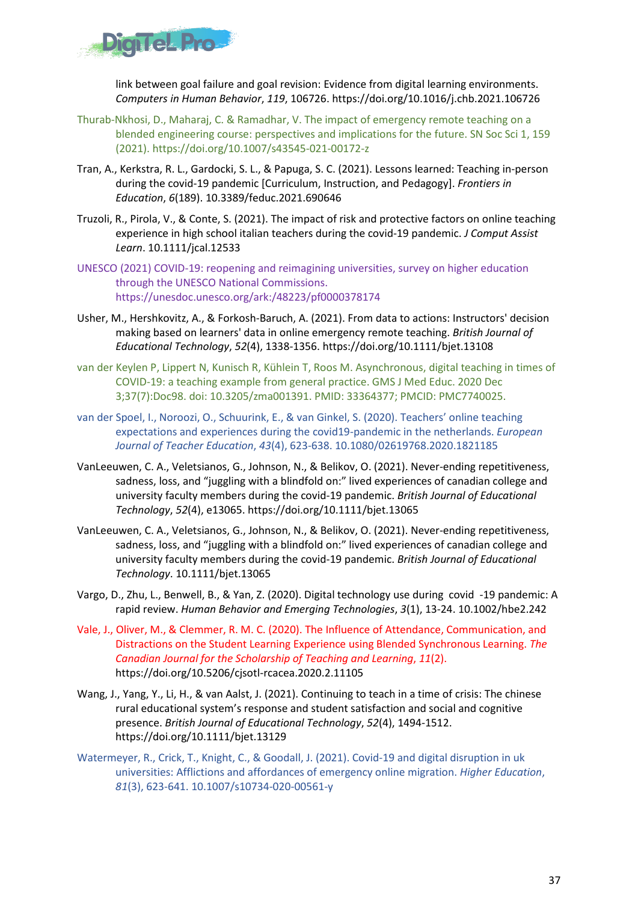link between goal failure and goal revision: Evidence from digital learning environments. *Computers in Human Behavior*, *119*, 106726. https://doi.org/10.1016/j.chb.2021.106726

Thurab-Nkhosi, D., Maharaj, C. & Ramadhar, V. The impact of emergency remote teaching on a blended engineering course: perspectives and implications for the future. SN Soc Sci 1, 159 (2021). https://doi.org/10.1007/s43545-021-00172-z

Tran, A., Kerkstra, R. L., Gardocki, S. L., & Papuga, S. C. (2021). Lessons learned: Teaching in-person during the covid-19 pandemic [Curriculum, Instruction, and Pedagogy]. *Frontiers in Education*, *6*(189). 10.3389/feduc.2021.690646

Truzoli, R., Pirola, V., & Conte, S. (2021). The impact of risk and protective factors on online teaching experience in high school italian teachers during the covid-19 pandemic. *J Comput Assist Learn*. 10.1111/jcal.12533

UNESCO (2021) COVID-19: reopening and reimagining universities, survey on higher education through the UNESCO National Commissions. https://unesdoc.unesco.org/ark:/48223/pf0000378174

Usher, M., Hershkovitz, A., & Forkosh-Baruch, A. (2021). From data to actions: Instructors' decision making based on learners' data in online emergency remote teaching. *British Journal of Educational Technology*, *52*(4), 1338-1356. https://doi.org/10.1111/bjet.13108

van der Keylen P, Lippert N, Kunisch R, Kühlein T, Roos M. Asynchronous, digital teaching in times of COVID-19: a teaching example from general practice. GMS J Med Educ. 2020 Dec 3;37(7):Doc98. doi: 10.3205/zma001391. PMID: 33364377; PMCID: PMC7740025.

van der Spoel, I., Noroozi, O., Schuurink, E., & van Ginkel, S. (2020). Teachers' online teaching expectations and experiences during the covid19-pandemic in the netherlands. *European Journal of Teacher Education*, *43*(4), 623-638. 10.1080/02619768.2020.1821185

VanLeeuwen, C. A., Veletsianos, G., Johnson, N., & Belikov, O. (2021). Never-ending repetitiveness, sadness, loss, and "juggling with a blindfold on:" lived experiences of canadian college and university faculty members during the covid-19 pandemic. *British Journal of Educational Technology*, *52*(4), e13065. https://doi.org/10.1111/bjet.13065

VanLeeuwen, C. A., Veletsianos, G., Johnson, N., & Belikov, O. (2021). Never-ending repetitiveness, sadness, loss, and "juggling with a blindfold on:" lived experiences of canadian college and university faculty members during the covid-19 pandemic. *British Journal of Educational Technology*. 10.1111/bjet.13065

Vargo, D., Zhu, L., Benwell, B., & Yan, Z. (2020). Digital technology use during covid -19 pandemic: A rapid review. *Human Behavior and Emerging Technologies*, *3*(1), 13-24. 10.1002/hbe2.242

Vale, J., Oliver, M., & Clemmer, R. M. C. (2020). The Influence of Attendance, Communication, and Distractions on the Student Learning Experience using Blended Synchronous Learning. *The Canadian Journal for the Scholarship of Teaching and Learning*, *11*(2). https://doi.org/10.5206/cjsotl-rcacea.2020.2.11105

Wang, J., Yang, Y., Li, H., & van Aalst, J. (2021). Continuing to teach in a time of crisis: The chinese rural educational system's response and student satisfaction and social and cognitive presence. *British Journal of Educational Technology*, *52*(4), 1494-1512. https://doi.org/10.1111/bjet.13129

Watermeyer, R., Crick, T., Knight, C., & Goodall, J. (2021). Covid-19 and digital disruption in uk universities: Afflictions and affordances of emergency online migration. *Higher Education*, *81*(3), 623-641. 10.1007/s10734-020-00561-y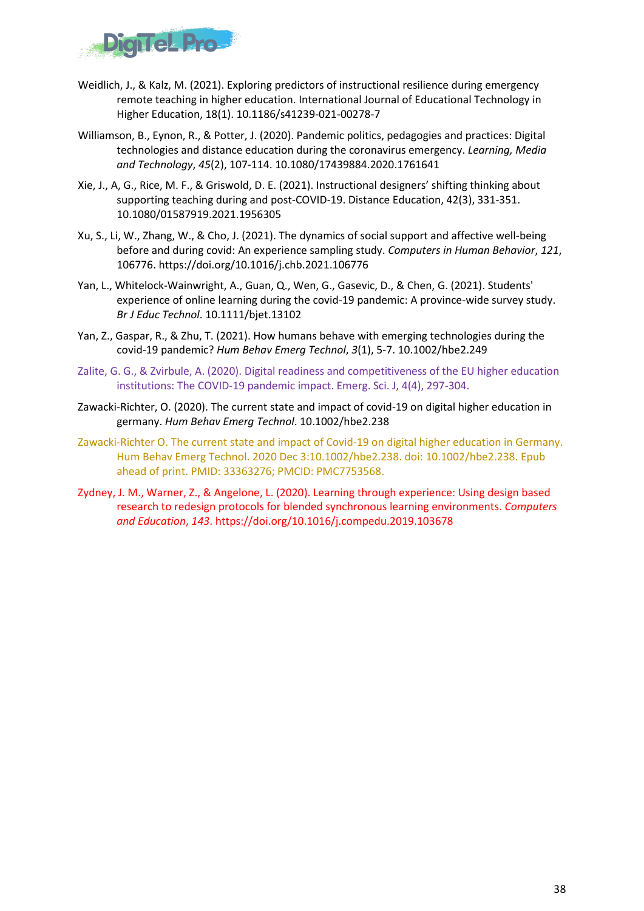Weidlich, J., & Kalz, M. (2021). Exploring predictors of instructional resilience during emergency remote teaching in higher education. International Journal of Educational Technology in Higher Education, 18(1). 10.1186/s41239-021-00278-7

Williamson, B., Eynon, R., & Potter, J. (2020). Pandemic politics, pedagogies and practices: Digital technologies and distance education during the coronavirus emergency. *Learning, Media and Technology*, *45*(2), 107-114. 10.1080/17439884.2020.1761641

Xie, J., A, G., Rice, M. F., & Griswold, D. E. (2021). Instructional designers' shifting thinking about supporting teaching during and post-COVID-19. Distance Education, 42(3), 331-351. 10.1080/01587919.2021.1956305

Xu, S., Li, W., Zhang, W., & Cho, J. (2021). The dynamics of social support and affective well-being before and during covid: An experience sampling study. *Computers in Human Behavior*, *121*, 106776. https://doi.org/10.1016/j.chb.2021.106776

Yan, L., Whitelock-Wainwright, A., Guan, Q., Wen, G., Gasevic, D., & Chen, G. (2021). Students' experience of online learning during the covid-19 pandemic: A province-wide survey study. *Br J Educ Technol*. 10.1111/bjet.13102

Yan, Z., Gaspar, R., & Zhu, T. (2021). How humans behave with emerging technologies during the covid-19 pandemic? *Hum Behav Emerg Technol*, *3*(1), 5-7. 10.1002/hbe2.249

Zalite, G. G., & Zvirbule, A. (2020). Digital readiness and competitiveness of the EU higher education institutions: The COVID-19 pandemic impact. Emerg. Sci. J, 4(4), 297-304.

Zawacki-Richter, O. (2020). The current state and impact of covid-19 on digital higher education in germany. *Hum Behav Emerg Technol*. 10.1002/hbe2.238

Zawacki-Richter O. The current state and impact of Covid-19 on digital higher education in Germany. Hum Behav Emerg Technol. 2020 Dec 3:10.1002/hbe2.238. doi: 10.1002/hbe2.238. Epub ahead of print. PMID: 33363276; PMCID: PMC7753568.

Zydney, J. M., Warner, Z., & Angelone, L. (2020). Learning through experience: Using design based research to redesign protocols for blended synchronous learning environments. *Computers and Education*, *143*. https://doi.org/10.1016/j.compedu.2019.103678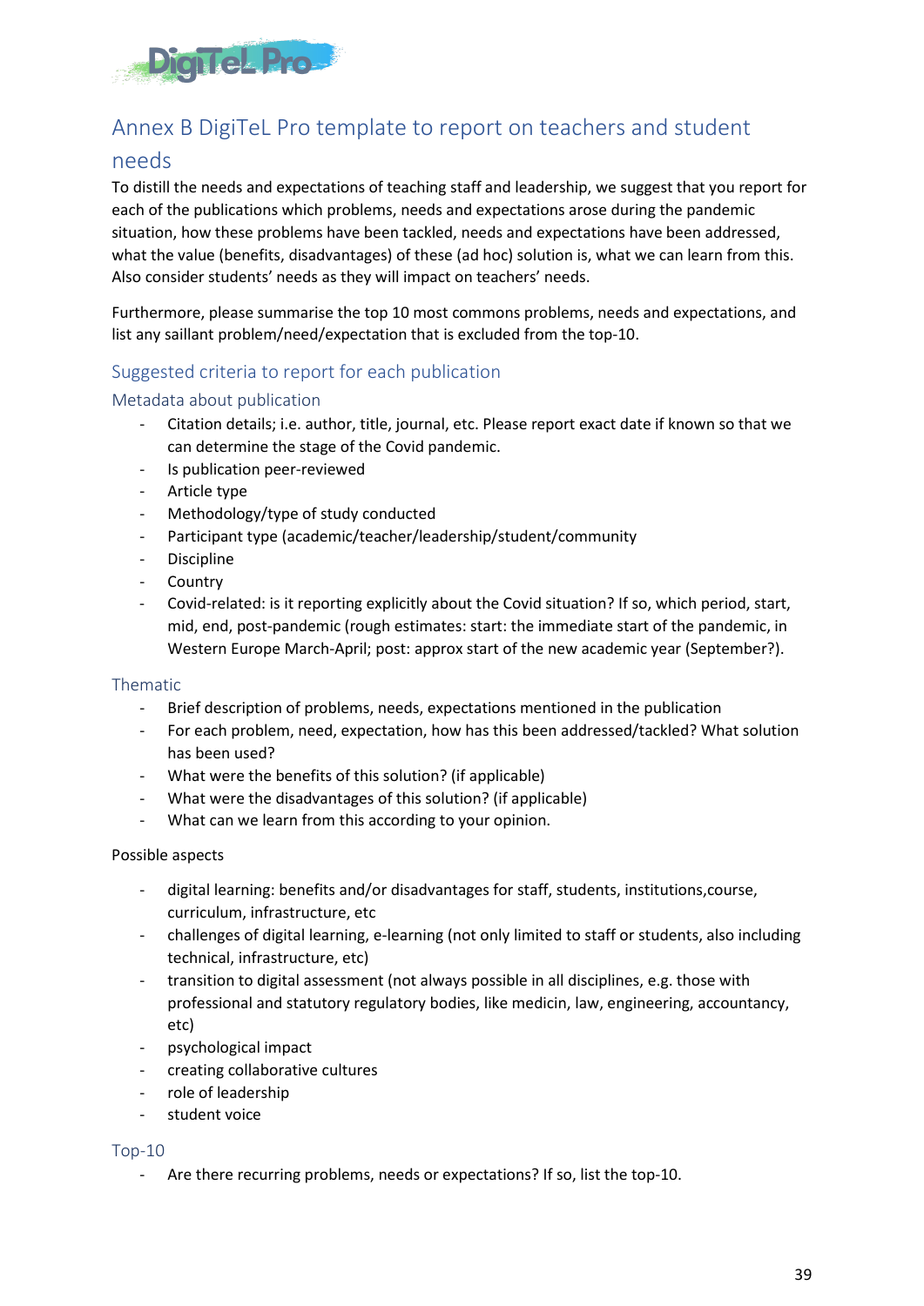# Annex B DigiTeL Pro template to report on teachers and student needs

To distill the needs and expectations of teaching staff and leadership, we suggest that you report for each of the publications which problems, needs and expectations arose during the pandemic situation, how these problems have been tackled, needs and expectations have been addressed, what the value (benefits, disadvantages) of these (ad hoc) solution is, what we can learn from this. Also consider students' needs as they will impact on teachers' needs.

Furthermore, please summarise the top 10 most commons problems, needs and expectations, and list any saillant problem/need/expectation that is excluded from the top-10.

## Suggested criteria to report for each publication

### Metadata about publication

- Citation details; i.e. author, title, journal, etc. Please report exact date if known so that we can determine the stage of the Covid pandemic.
- Is publication peer-reviewed
- Article type
- Methodology/type of study conducted
- Participant type (academic/teacher/leadership/student/community
- Discipline
- Country
- Covid-related: is it reporting explicitly about the Covid situation? If so, which period, start, mid, end, post-pandemic (rough estimates: start: the immediate start of the pandemic, in Western Europe March-April; post: approx start of the new academic year (September?).

### Thematic

- Brief description of problems, needs, expectations mentioned in the publication
- For each problem, need, expectation, how has this been addressed/tackled? What solution has been used?
- What were the benefits of this solution? (if applicable)
- What were the disadvantages of this solution? (if applicable)
- What can we learn from this according to your opinion.

Possible aspects

- digital learning: benefits and/or disadvantages for staff, students, institutions,course, curriculum, infrastructure, etc
- challenges of digital learning, e-learning (not only limited to staff or students, also including technical, infrastructure, etc)
- transition to digital assessment (not always possible in all disciplines, e.g. those with professional and statutory regulatory bodies, like medicin, law, engineering, accountancy, etc)
- psychological impact
- creating collaborative cultures
- role of leadership
- student voice

### Top-10

- Are there recurring problems, needs or expectations? If so, list the top-10.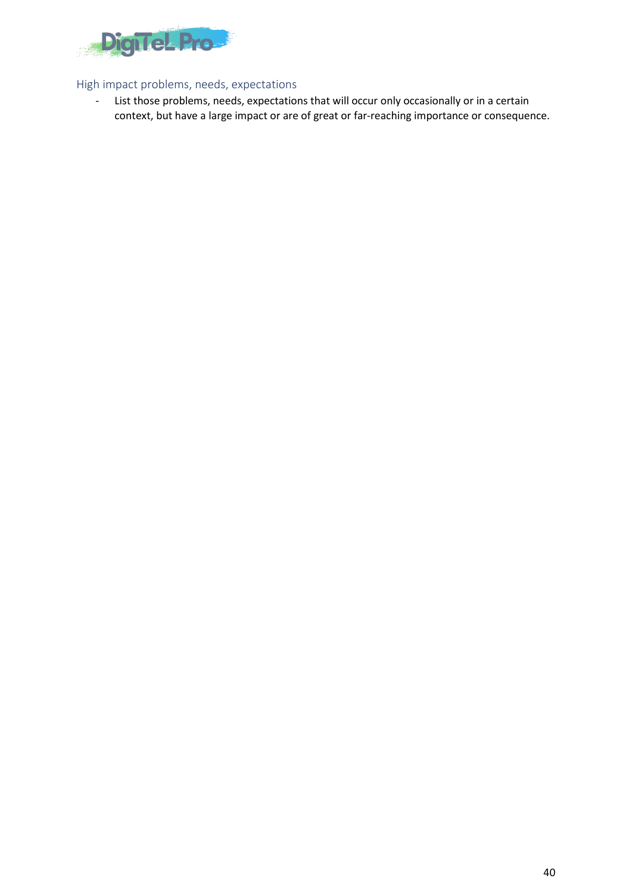### High impact problems, needs, expectations

- List those problems, needs, expectations that will occur only occasionally or in a certain context, but have a large impact or are of great or far-reaching importance or consequence.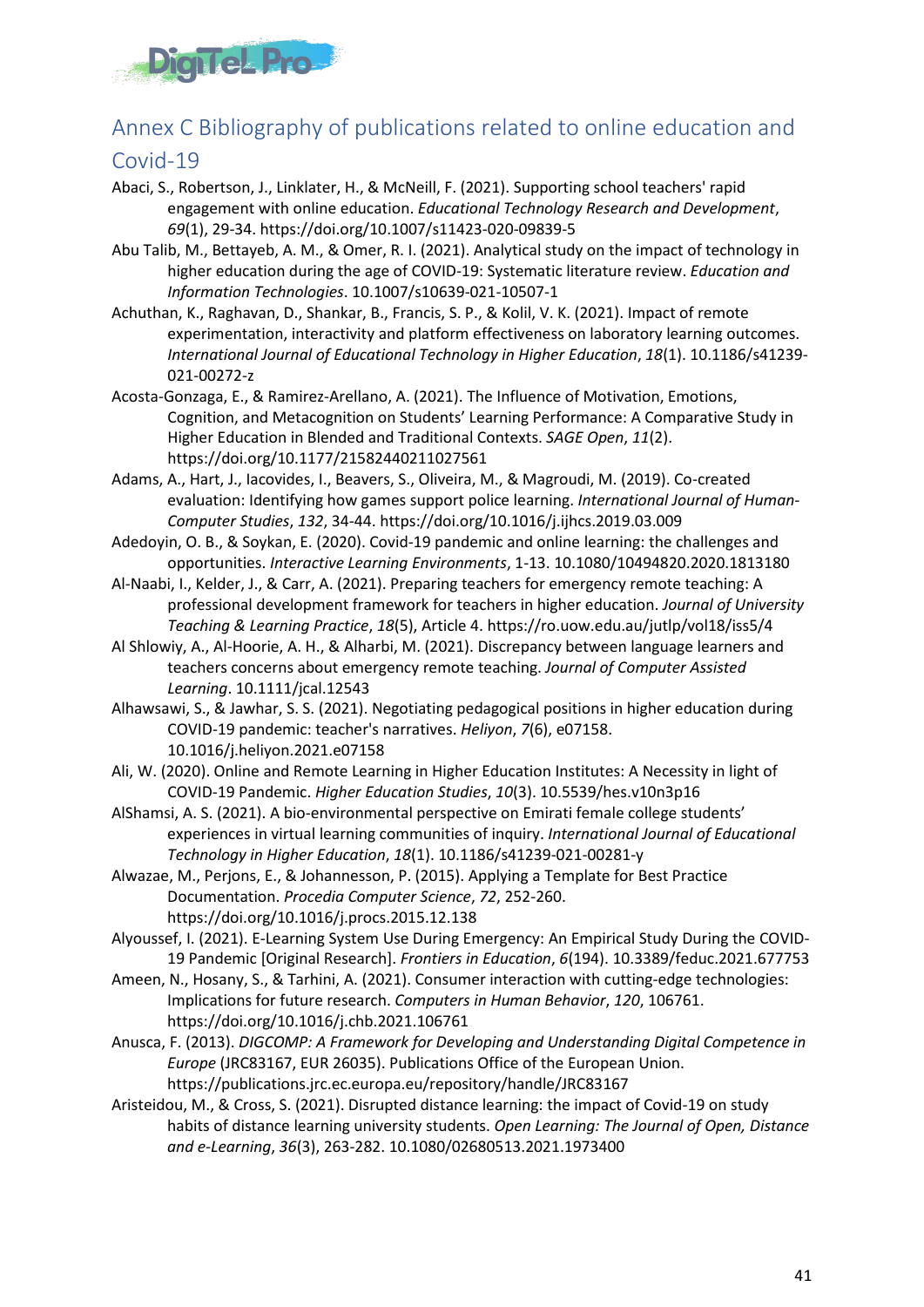# Annex C Bibliography of publications related to online education and Covid-19

Abaci, S., Robertson, J., Linklater, H., & McNeill, F. (2021). Supporting school teachers' rapid engagement with online education. *Educational Technology Research and Development*, *69*(1), 29-34. https://doi.org/10.1007/s11423-020-09839-5

Abu Talib, M., Bettayeb, A. M., & Omer, R. I. (2021). Analytical study on the impact of technology in higher education during the age of COVID-19: Systematic literature review. *Education and Information Technologies*. 10.1007/s10639-021-10507-1

Achuthan, K., Raghavan, D., Shankar, B., Francis, S. P., & Kolil, V. K. (2021). Impact of remote experimentation, interactivity and platform effectiveness on laboratory learning outcomes. *International Journal of Educational Technology in Higher Education*, *18*(1). 10.1186/s41239-021-00272-z

Acosta-Gonzaga, E., & Ramirez-Arellano, A. (2021). The Influence of Motivation, Emotions, Cognition, and Metacognition on Students' Learning Performance: A Comparative Study in Higher Education in Blended and Traditional Contexts. *SAGE Open*, *11*(2). https://doi.org/10.1177/21582440211027561

Adams, A., Hart, J., Iacovides, I., Beavers, S., Oliveira, M., & Magroudi, M. (2019). Co-created evaluation: Identifying how games support police learning. *International Journal of Human-Computer Studies*, *132*, 34-44. https://doi.org/10.1016/j.ijhcs.2019.03.009

Adedoyin, O. B., & Soykan, E. (2020). Covid-19 pandemic and online learning: the challenges and opportunities. *Interactive Learning Environments*, 1-13. 10.1080/10494820.2020.1813180

Al-Naabi, I., Kelder, J., & Carr, A. (2021). Preparing teachers for emergency remote teaching: A professional development framework for teachers in higher education. *Journal of University Teaching & Learning Practice*, *18*(5), Article 4. https://ro.uow.edu.au/jutlp/vol18/iss5/4

Al Shlowiy, A., Al-Hoorie, A. H., & Alharbi, M. (2021). Discrepancy between language learners and teachers concerns about emergency remote teaching. *Journal of Computer Assisted Learning*. 10.1111/jcal.12543

Alhawsawi, S., & Jawhar, S. S. (2021). Negotiating pedagogical positions in higher education during COVID-19 pandemic: teacher's narratives. *Heliyon*, *7*(6), e07158. 10.1016/j.heliyon.2021.e07158

Ali, W. (2020). Online and Remote Learning in Higher Education Institutes: A Necessity in light of COVID-19 Pandemic. *Higher Education Studies*, *10*(3). 10.5539/hes.v10n3p16

AlShamsi, A. S. (2021). A bio-environmental perspective on Emirati female college students' experiences in virtual learning communities of inquiry. *International Journal of Educational Technology in Higher Education*, *18*(1). 10.1186/s41239-021-00281-y

Alwazae, M., Perjons, E., & Johannesson, P. (2015). Applying a Template for Best Practice Documentation. *Procedia Computer Science*, *72*, 252-260. https://doi.org/10.1016/j.procs.2015.12.138

Alyoussef, I. (2021). E-Learning System Use During Emergency: An Empirical Study During the COVID-19 Pandemic [Original Research]. *Frontiers in Education*, *6*(194). 10.3389/feduc.2021.677753

Ameen, N., Hosany, S., & Tarhini, A. (2021). Consumer interaction with cutting-edge technologies: Implications for future research. *Computers in Human Behavior*, *120*, 106761. https://doi.org/10.1016/j.chb.2021.106761

Anusca, F. (2013). *DIGCOMP: A Framework for Developing and Understanding Digital Competence in Europe* (JRC83167, EUR 26035). Publications Office of the European Union. https://publications.jrc.ec.europa.eu/repository/handle/JRC83167

Aristeidou, M., & Cross, S. (2021). Disrupted distance learning: the impact of Covid-19 on study habits of distance learning university students. *Open Learning: The Journal of Open, Distance and e-Learning*, *36*(3), 263-282. 10.1080/02680513.2021.1973400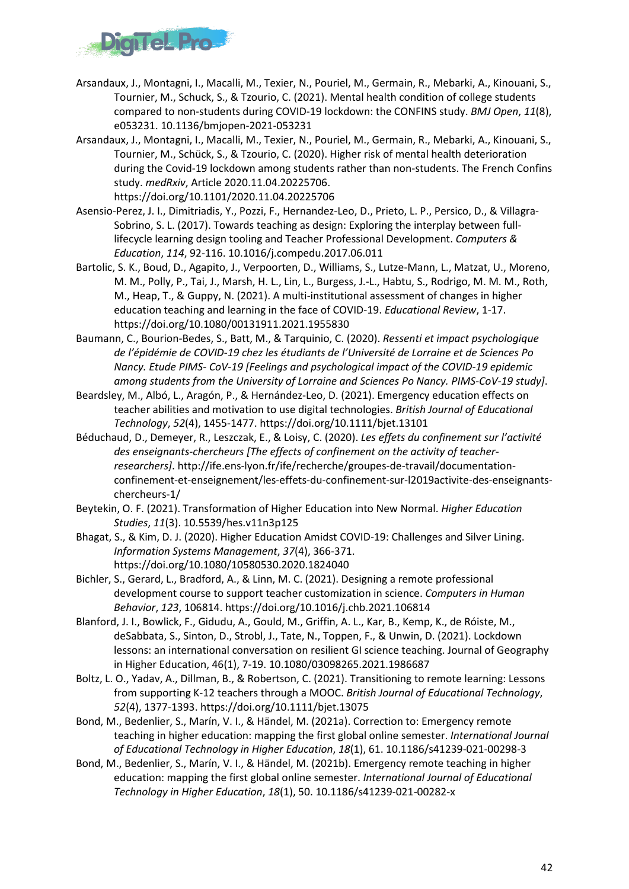Arsandaux, J., Montagni, I., Macalli, M., Texier, N., Pouriel, M., Germain, R., Mebarki, A., Kinouani, S., Tournier, M., Schuck, S., & Tzourio, C. (2021). Mental health condition of college students compared to non-students during COVID-19 lockdown: the CONFINS study. *BMJ Open*, *11*(8), e053231. 10.1136/bmjopen-2021-053231

Arsandaux, J., Montagni, I., Macalli, M., Texier, N., Pouriel, M., Germain, R., Mebarki, A., Kinouani, S., Tournier, M., Schück, S., & Tzourio, C. (2020). Higher risk of mental health deterioration during the Covid-19 lockdown among students rather than non-students. The French Confins study. *medRxiv*, Article 2020.11.04.20225706. https://doi.org/10.1101/2020.11.04.20225706

Asensio-Perez, J. I., Dimitriadis, Y., Pozzi, F., Hernandez-Leo, D., Prieto, L. P., Persico, D., & Villagra-Sobrino, S. L. (2017). Towards teaching as design: Exploring the interplay between full-lifecycle learning design tooling and Teacher Professional Development. *Computers & Education*, *114*, 92-116. 10.1016/j.compedu.2017.06.011

Bartolic, S. K., Boud, D., Agapito, J., Verpoorten, D., Williams, S., Lutze-Mann, L., Matzat, U., Moreno, M. M., Polly, P., Tai, J., Marsh, H. L., Lin, L., Burgess, J.-L., Habtu, S., Rodrigo, M. M. M., Roth, M., Heap, T., & Guppy, N. (2021). A multi-institutional assessment of changes in higher education teaching and learning in the face of COVID-19. *Educational Review*, 1-17. https://doi.org/10.1080/00131911.2021.1955830

Baumann, C., Bourion-Bedes, S., Batt, M., & Tarquinio, C. (2020). *Ressenti et impact psychologique de l'épidémie de COVID-19 chez les étudiants de l'Université de Lorraine et de Sciences Po Nancy. Etude PIMS- CoV-19 [Feelings and psychological impact of the COVID-19 epidemic among students from the University of Lorraine and Sciences Po Nancy. PIMS-CoV-19 study]*.

Beardsley, M., Albó, L., Aragón, P., & Hernández-Leo, D. (2021). Emergency education effects on teacher abilities and motivation to use digital technologies. *British Journal of Educational Technology*, *52*(4), 1455-1477. https://doi.org/10.1111/bjet.13101

Béduchaud, D., Demeyer, R., Leszczak, E., & Loisy, C. (2020). *Les effets du confinement sur l'activité des enseignants-chercheurs [The effects of confinement on the activity of teacher-researchers]*. http://ife.ens-lyon.fr/ife/recherche/groupes-de-travail/documentation-confinement-et-enseignement/les-effets-du-confinement-sur-l2019activite-des-enseignants-chercheurs-1/

Beytekin, O. F. (2021). Transformation of Higher Education into New Normal. *Higher Education Studies*, *11*(3). 10.5539/hes.v11n3p125

Bhagat, S., & Kim, D. J. (2020). Higher Education Amidst COVID-19: Challenges and Silver Lining. *Information Systems Management*, *37*(4), 366-371. https://doi.org/10.1080/10580530.2020.1824040

Bichler, S., Gerard, L., Bradford, A., & Linn, M. C. (2021). Designing a remote professional development course to support teacher customization in science. *Computers in Human Behavior*, *123*, 106814. https://doi.org/10.1016/j.chb.2021.106814

Blanford, J. I., Bowlick, F., Gidudu, A., Gould, M., Griffin, A. L., Kar, B., Kemp, K., de Róiste, M., deSabbata, S., Sinton, D., Strobl, J., Tate, N., Toppen, F., & Unwin, D. (2021). Lockdown lessons: an international conversation on resilient GI science teaching. Journal of Geography in Higher Education, 46(1), 7-19. 10.1080/03098265.2021.1986687

Boltz, L. O., Yadav, A., Dillman, B., & Robertson, C. (2021). Transitioning to remote learning: Lessons from supporting K-12 teachers through a MOOC. *British Journal of Educational Technology*, *52*(4), 1377-1393. https://doi.org/10.1111/bjet.13075

Bond, M., Bedenlier, S., Marín, V. I., & Händel, M. (2021a). Correction to: Emergency remote teaching in higher education: mapping the first global online semester. *International Journal of Educational Technology in Higher Education*, *18*(1), 61. 10.1186/s41239-021-00298-3

Bond, M., Bedenlier, S., Marín, V. I., & Händel, M. (2021b). Emergency remote teaching in higher education: mapping the first global online semester. *International Journal of Educational Technology in Higher Education*, *18*(1), 50. 10.1186/s41239-021-00282-x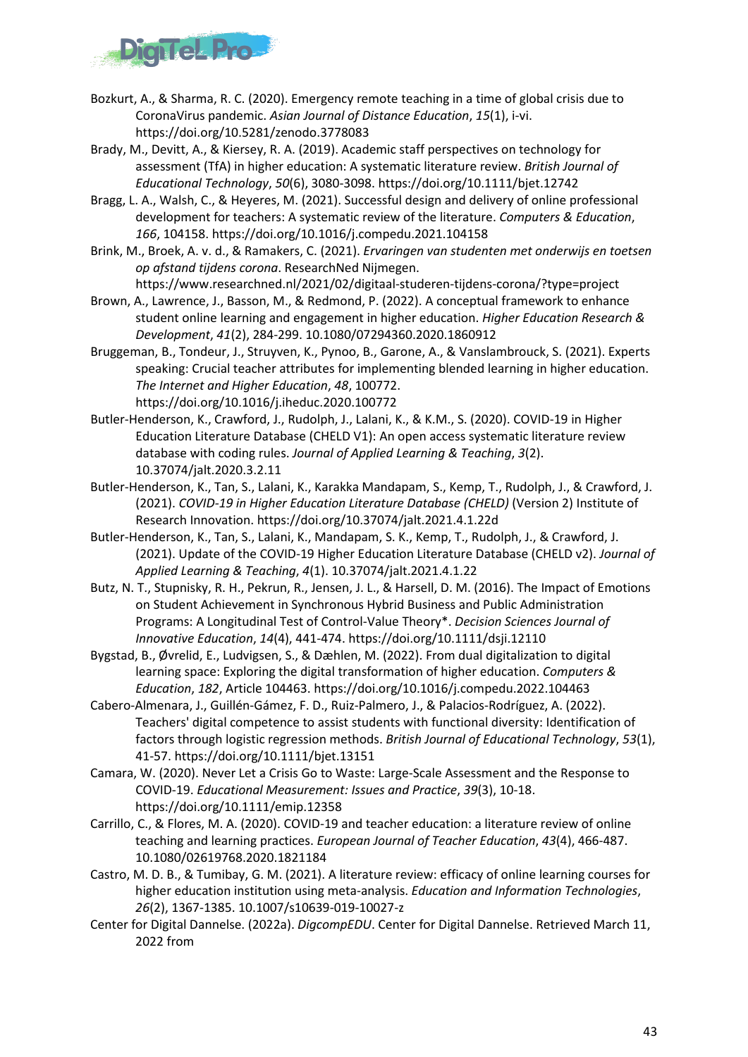Bozkurt, A., & Sharma, R. C. (2020). Emergency remote teaching in a time of global crisis due to CoronaVirus pandemic. *Asian Journal of Distance Education*, *15*(1), i-vi. https://doi.org/10.5281/zenodo.3778083

Brady, M., Devitt, A., & Kiersey, R. A. (2019). Academic staff perspectives on technology for assessment (TfA) in higher education: A systematic literature review. *British Journal of Educational Technology*, *50*(6), 3080-3098. https://doi.org/10.1111/bjet.12742

Bragg, L. A., Walsh, C., & Heyeres, M. (2021). Successful design and delivery of online professional development for teachers: A systematic review of the literature. *Computers & Education*, *166*, 104158. https://doi.org/10.1016/j.compedu.2021.104158

Brink, M., Broek, A. v. d., & Ramakers, C. (2021). *Ervaringen van studenten met onderwijs en toetsen op afstand tijdens corona*. ResearchNed Nijmegen. https://www.researchned.nl/2021/02/digitaal-studeren-tijdens-corona/?type=project

Brown, A., Lawrence, J., Basson, M., & Redmond, P. (2022). A conceptual framework to enhance student online learning and engagement in higher education. *Higher Education Research & Development*, *41*(2), 284-299. 10.1080/07294360.2020.1860912

Bruggeman, B., Tondeur, J., Struyven, K., Pynoo, B., Garone, A., & Vanslambrouck, S. (2021). Experts speaking: Crucial teacher attributes for implementing blended learning in higher education. *The Internet and Higher Education*, *48*, 100772. https://doi.org/10.1016/j.iheduc.2020.100772

Butler-Henderson, K., Crawford, J., Rudolph, J., Lalani, K., & K.M., S. (2020). COVID-19 in Higher Education Literature Database (CHELD V1): An open access systematic literature review database with coding rules. *Journal of Applied Learning & Teaching*, *3*(2). 10.37074/jalt.2020.3.2.11

Butler-Henderson, K., Tan, S., Lalani, K., Karakka Mandapam, S., Kemp, T., Rudolph, J., & Crawford, J. (2021). *COVID-19 in Higher Education Literature Database (CHELD)* (Version 2) Institute of Research Innovation. https://doi.org/10.37074/jalt.2021.4.1.22d

Butler-Henderson, K., Tan, S., Lalani, K., Mandapam, S. K., Kemp, T., Rudolph, J., & Crawford, J. (2021). Update of the COVID-19 Higher Education Literature Database (CHELD v2). *Journal of Applied Learning & Teaching*, *4*(1). 10.37074/jalt.2021.4.1.22

Butz, N. T., Stupnisky, R. H., Pekrun, R., Jensen, J. L., & Harsell, D. M. (2016). The Impact of Emotions on Student Achievement in Synchronous Hybrid Business and Public Administration Programs: A Longitudinal Test of Control-Value Theory*. *Decision Sciences Journal of Innovative Education*, *14*(4), 441-474. https://doi.org/10.1111/dsji.12110

Bygstad, B., Øvrelid, E., Ludvigsen, S., & Dæhlen, M. (2022). From dual digitalization to digital learning space: Exploring the digital transformation of higher education. *Computers & Education*, *182*, Article 104463. https://doi.org/10.1016/j.compedu.2022.104463

Cabero-Almenara, J., Guillén-Gámez, F. D., Ruiz-Palmero, J., & Palacios-Rodríguez, A. (2022). Teachers' digital competence to assist students with functional diversity: Identification of factors through logistic regression methods. *British Journal of Educational Technology*, *53*(1), 41-57. https://doi.org/10.1111/bjet.13151

Camara, W. (2020). Never Let a Crisis Go to Waste: Large-Scale Assessment and the Response to COVID-19. *Educational Measurement: Issues and Practice*, *39*(3), 10-18. https://doi.org/10.1111/emip.12358

Carrillo, C., & Flores, M. A. (2020). COVID-19 and teacher education: a literature review of online teaching and learning practices. *European Journal of Teacher Education*, *43*(4), 466-487. 10.1080/02619768.2020.1821184

Castro, M. D. B., & Tumibay, G. M. (2021). A literature review: efficacy of online learning courses for higher education institution using meta-analysis. *Education and Information Technologies*, *26*(2), 1367-1385. 10.1007/s10639-019-10027-z

Center for Digital Dannelse. (2022a). *DigcompEDU*. Center for Digital Dannelse. Retrieved March 11, 2022 from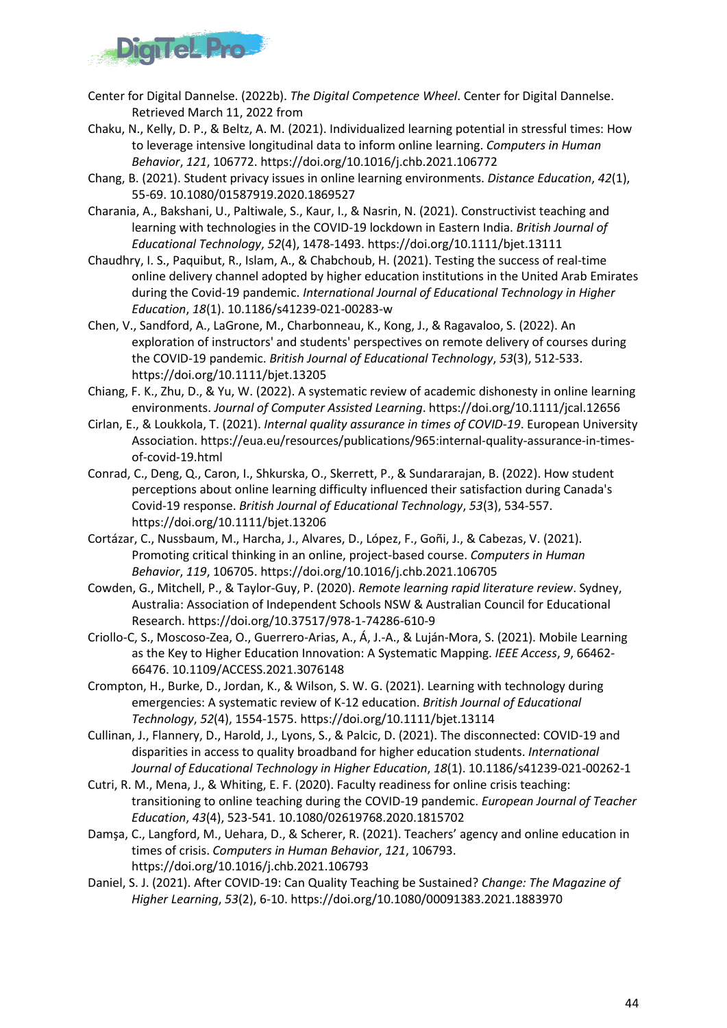Center for Digital Dannelse. (2022b). *The Digital Competence Wheel*. Center for Digital Dannelse. Retrieved March 11, 2022 from

Chaku, N., Kelly, D. P., & Beltz, A. M. (2021). Individualized learning potential in stressful times: How to leverage intensive longitudinal data to inform online learning. *Computers in Human Behavior*, *121*, 106772. https://doi.org/10.1016/j.chb.2021.106772

Chang, B. (2021). Student privacy issues in online learning environments. *Distance Education*, *42*(1), 55-69. 10.1080/01587919.2020.1869527

Charania, A., Bakshani, U., Paltiwale, S., Kaur, I., & Nasrin, N. (2021). Constructivist teaching and learning with technologies in the COVID-19 lockdown in Eastern India. *British Journal of Educational Technology*, *52*(4), 1478-1493. https://doi.org/10.1111/bjet.13111

Chaudhry, I. S., Paquibut, R., Islam, A., & Chabchoub, H. (2021). Testing the success of real-time online delivery channel adopted by higher education institutions in the United Arab Emirates during the Covid-19 pandemic. *International Journal of Educational Technology in Higher Education*, *18*(1). 10.1186/s41239-021-00283-w

Chen, V., Sandford, A., LaGrone, M., Charbonneau, K., Kong, J., & Ragavaloo, S. (2022). An exploration of instructors' and students' perspectives on remote delivery of courses during the COVID-19 pandemic. *British Journal of Educational Technology*, *53*(3), 512-533. https://doi.org/10.1111/bjet.13205

Chiang, F. K., Zhu, D., & Yu, W. (2022). A systematic review of academic dishonesty in online learning environments. *Journal of Computer Assisted Learning*. https://doi.org/10.1111/jcal.12656

Cirlan, E., & Loukkola, T. (2021). *Internal quality assurance in times of COVID-19*. European University Association. https://eua.eu/resources/publications/965:internal-quality-assurance-in-times-of-covid-19.html

Conrad, C., Deng, Q., Caron, I., Shkurska, O., Skerrett, P., & Sundararajan, B. (2022). How student perceptions about online learning difficulty influenced their satisfaction during Canada's Covid-19 response. *British Journal of Educational Technology*, *53*(3), 534-557. https://doi.org/10.1111/bjet.13206

Cortázar, C., Nussbaum, M., Harcha, J., Alvares, D., López, F., Goñi, J., & Cabezas, V. (2021). Promoting critical thinking in an online, project-based course. *Computers in Human Behavior*, *119*, 106705. https://doi.org/10.1016/j.chb.2021.106705

Cowden, G., Mitchell, P., & Taylor-Guy, P. (2020). *Remote learning rapid literature review*. Sydney, Australia: Association of Independent Schools NSW & Australian Council for Educational Research. https://doi.org/10.37517/978-1-74286-610-9

Criollo-C, S., Moscoso-Zea, O., Guerrero-Arias, A., Á, J.-A., & Luján-Mora, S. (2021). Mobile Learning as the Key to Higher Education Innovation: A Systematic Mapping. *IEEE Access*, *9*, 66462-66476. 10.1109/ACCESS.2021.3076148

Crompton, H., Burke, D., Jordan, K., & Wilson, S. W. G. (2021). Learning with technology during emergencies: A systematic review of K-12 education. *British Journal of Educational Technology*, *52*(4), 1554-1575. https://doi.org/10.1111/bjet.13114

Cullinan, J., Flannery, D., Harold, J., Lyons, S., & Palcic, D. (2021). The disconnected: COVID-19 and disparities in access to quality broadband for higher education students. *International Journal of Educational Technology in Higher Education*, *18*(1). 10.1186/s41239-021-00262-1

Cutri, R. M., Mena, J., & Whiting, E. F. (2020). Faculty readiness for online crisis teaching: transitioning to online teaching during the COVID-19 pandemic. *European Journal of Teacher Education*, *43*(4), 523-541. 10.1080/02619768.2020.1815702

Damşa, C., Langford, M., Uehara, D., & Scherer, R. (2021). Teachers' agency and online education in times of crisis. *Computers in Human Behavior*, *121*, 106793. https://doi.org/10.1016/j.chb.2021.106793

Daniel, S. J. (2021). After COVID-19: Can Quality Teaching be Sustained? *Change: The Magazine of Higher Learning*, *53*(2), 6-10. https://doi.org/10.1080/00091383.2021.1883970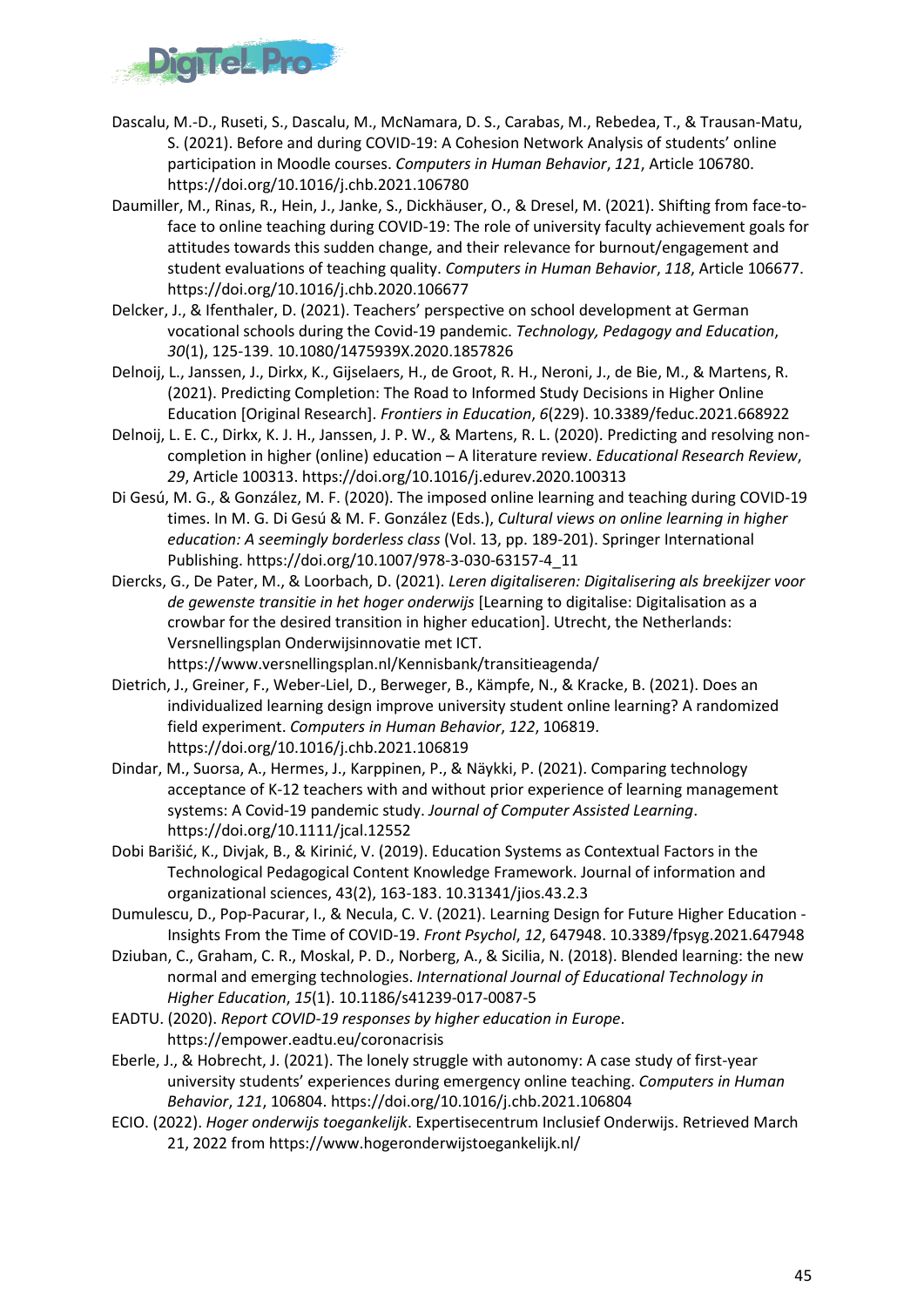Dascalu, M.-D., Ruseti, S., Dascalu, M., McNamara, D. S., Carabas, M., Rebedea, T., & Trausan-Matu, S. (2021). Before and during COVID-19: A Cohesion Network Analysis of students' online participation in Moodle courses. *Computers in Human Behavior*, *121*, Article 106780. https://doi.org/10.1016/j.chb.2021.106780

Daumiller, M., Rinas, R., Hein, J., Janke, S., Dickhäuser, O., & Dresel, M. (2021). Shifting from face-to-face to online teaching during COVID-19: The role of university faculty achievement goals for attitudes towards this sudden change, and their relevance for burnout/engagement and student evaluations of teaching quality. *Computers in Human Behavior*, *118*, Article 106677. https://doi.org/10.1016/j.chb.2020.106677

Delcker, J., & Ifenthaler, D. (2021). Teachers' perspective on school development at German vocational schools during the Covid-19 pandemic. *Technology, Pedagogy and Education*, *30*(1), 125-139. 10.1080/1475939X.2020.1857826

Delnoij, L., Janssen, J., Dirkx, K., Gijselaers, H., de Groot, R. H., Neroni, J., de Bie, M., & Martens, R. (2021). Predicting Completion: The Road to Informed Study Decisions in Higher Online Education [Original Research]. *Frontiers in Education*, *6*(229). 10.3389/feduc.2021.668922

Delnoij, L. E. C., Dirkx, K. J. H., Janssen, J. P. W., & Martens, R. L. (2020). Predicting and resolving non-completion in higher (online) education – A literature review. *Educational Research Review*, *29*, Article 100313. https://doi.org/10.1016/j.edurev.2020.100313

Di Gesú, M. G., & González, M. F. (2020). The imposed online learning and teaching during COVID-19 times. In M. G. Di Gesú & M. F. González (Eds.), *Cultural views on online learning in higher education: A seemingly borderless class* (Vol. 13, pp. 189-201). Springer International Publishing. https://doi.org/10.1007/978-3-030-63157-4_11

Diercks, G., De Pater, M., & Loorbach, D. (2021). *Leren digitaliseren: Digitalisering als breekijzer voor de gewenste transitie in het hoger onderwijs* [Learning to digitalise: Digitalisation as a crowbar for the desired transition in higher education]. Utrecht, the Netherlands: Versnellingsplan Onderwijsinnovatie met ICT. https://www.versnellingsplan.nl/Kennisbank/transitieagenda/

Dietrich, J., Greiner, F., Weber-Liel, D., Berweger, B., Kämpfe, N., & Kracke, B. (2021). Does an individualized learning design improve university student online learning? A randomized field experiment. *Computers in Human Behavior*, *122*, 106819. https://doi.org/10.1016/j.chb.2021.106819

Dindar, M., Suorsa, A., Hermes, J., Karppinen, P., & Näykki, P. (2021). Comparing technology acceptance of K-12 teachers with and without prior experience of learning management systems: A Covid-19 pandemic study. *Journal of Computer Assisted Learning*. https://doi.org/10.1111/jcal.12552

Dobi Barišić, K., Divjak, B., & Kirinić, V. (2019). Education Systems as Contextual Factors in the Technological Pedagogical Content Knowledge Framework. Journal of information and organizational sciences, 43(2), 163-183. 10.31341/jios.43.2.3

Dumulescu, D., Pop-Pacurar, I., & Necula, C. V. (2021). Learning Design for Future Higher Education - Insights From the Time of COVID-19. *Front Psychol*, *12*, 647948. 10.3389/fpsyg.2021.647948

Dziuban, C., Graham, C. R., Moskal, P. D., Norberg, A., & Sicilia, N. (2018). Blended learning: the new normal and emerging technologies. *International Journal of Educational Technology in Higher Education*, *15*(1). 10.1186/s41239-017-0087-5

EADTU. (2020). *Report COVID-19 responses by higher education in Europe*. https://empower.eadtu.eu/coronacrisis

Eberle, J., & Hobrecht, J. (2021). The lonely struggle with autonomy: A case study of first-year university students' experiences during emergency online teaching. *Computers in Human Behavior*, *121*, 106804. https://doi.org/10.1016/j.chb.2021.106804

ECIO. (2022). *Hoger onderwijs toegankelijk*. Expertisecentrum Inclusief Onderwijs. Retrieved March 21, 2022 from https://www.hogeronderwijstoegankelijk.nl/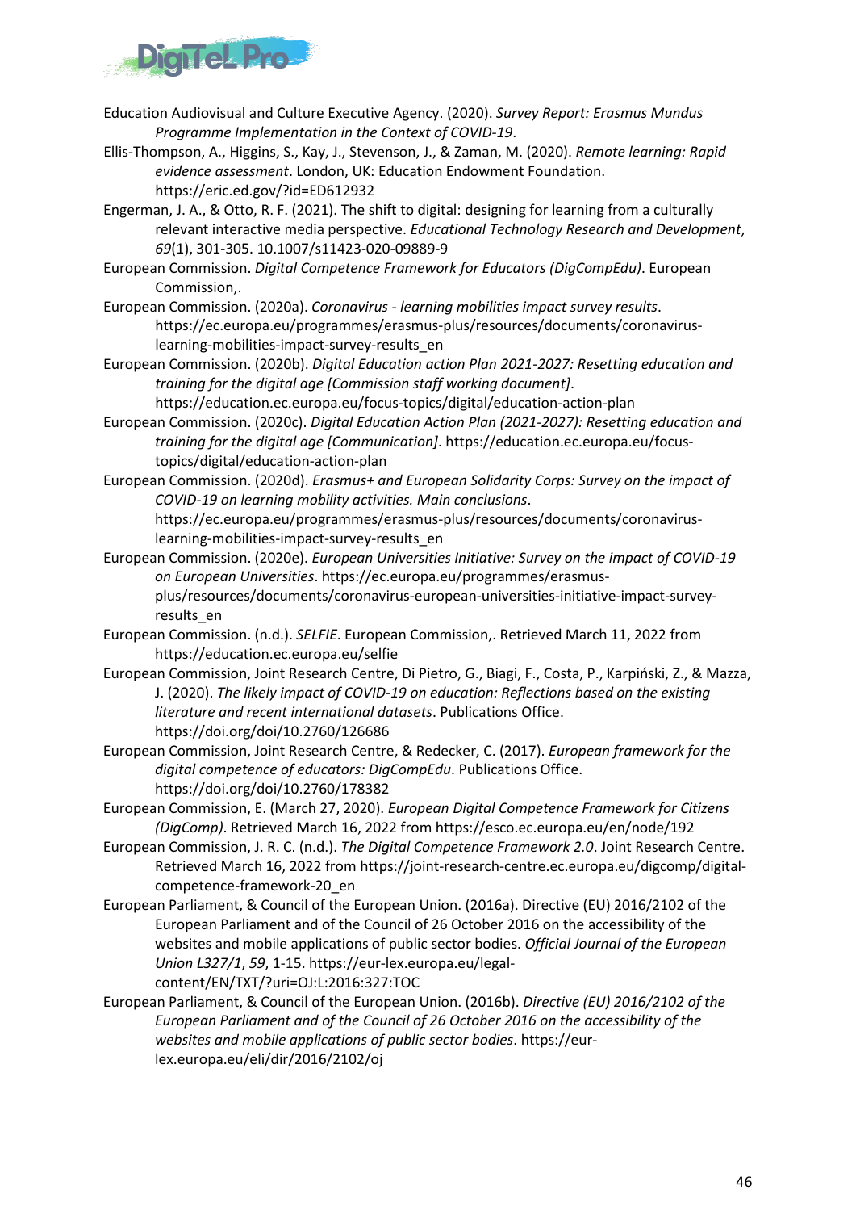Education Audiovisual and Culture Executive Agency. (2020). *Survey Report: Erasmus Mundus Programme Implementation in the Context of COVID-19*.

Ellis-Thompson, A., Higgins, S., Kay, J., Stevenson, J., & Zaman, M. (2020). *Remote learning: Rapid evidence assessment*. London, UK: Education Endowment Foundation. https://eric.ed.gov/?id=ED612932

Engerman, J. A., & Otto, R. F. (2021). The shift to digital: designing for learning from a culturally relevant interactive media perspective. *Educational Technology Research and Development*, *69*(1), 301-305. 10.1007/s11423-020-09889-9

European Commission. *Digital Competence Framework for Educators (DigCompEdu)*. European Commission,.

European Commission. (2020a). *Coronavirus - learning mobilities impact survey results*. https://ec.europa.eu/programmes/erasmus-plus/resources/documents/coronavirus-learning-mobilities-impact-survey-results_en

European Commission. (2020b). *Digital Education action Plan 2021-2027: Resetting education and training for the digital age [Commission staff working document]*. https://education.ec.europa.eu/focus-topics/digital/education-action-plan

European Commission. (2020c). *Digital Education Action Plan (2021-2027): Resetting education and training for the digital age [Communication]*. https://education.ec.europa.eu/focus-topics/digital/education-action-plan

European Commission. (2020d). *Erasmus+ and European Solidarity Corps: Survey on the impact of COVID-19 on learning mobility activities. Main conclusions*. https://ec.europa.eu/programmes/erasmus-plus/resources/documents/coronavirus-learning-mobilities-impact-survey-results_en

European Commission. (2020e). *European Universities Initiative: Survey on the impact of COVID-19 on European Universities*. https://ec.europa.eu/programmes/erasmus-plus/resources/documents/coronavirus-european-universities-initiative-impact-survey-results_en

European Commission. (n.d.). *SELFIE*. European Commission,. Retrieved March 11, 2022 from https://education.ec.europa.eu/selfie

European Commission, Joint Research Centre, Di Pietro, G., Biagi, F., Costa, P., Karpiński, Z., & Mazza, J. (2020). *The likely impact of COVID-19 on education: Reflections based on the existing literature and recent international datasets*. Publications Office. https://doi.org/doi/10.2760/126686

European Commission, Joint Research Centre, & Redecker, C. (2017). *European framework for the digital competence of educators: DigCompEdu*. Publications Office. https://doi.org/doi/10.2760/178382

European Commission, E. (March 27, 2020). *European Digital Competence Framework for Citizens (DigComp)*. Retrieved March 16, 2022 from https://esco.ec.europa.eu/en/node/192

European Commission, J. R. C. (n.d.). *The Digital Competence Framework 2.0*. Joint Research Centre. Retrieved March 16, 2022 from https://joint-research-centre.ec.europa.eu/digcomp/digital-competence-framework-20_en

European Parliament, & Council of the European Union. (2016a). Directive (EU) 2016/2102 of the European Parliament and of the Council of 26 October 2016 on the accessibility of the websites and mobile applications of public sector bodies. *Official Journal of the European Union L327/1*, *59*, 1-15. https://eur-lex.europa.eu/legal-content/EN/TXT/?uri=OJ:L:2016:327:TOC

European Parliament, & Council of the European Union. (2016b). *Directive (EU) 2016/2102 of the European Parliament and of the Council of 26 October 2016 on the accessibility of the websites and mobile applications of public sector bodies*. https://eur-lex.europa.eu/eli/dir/2016/2102/oj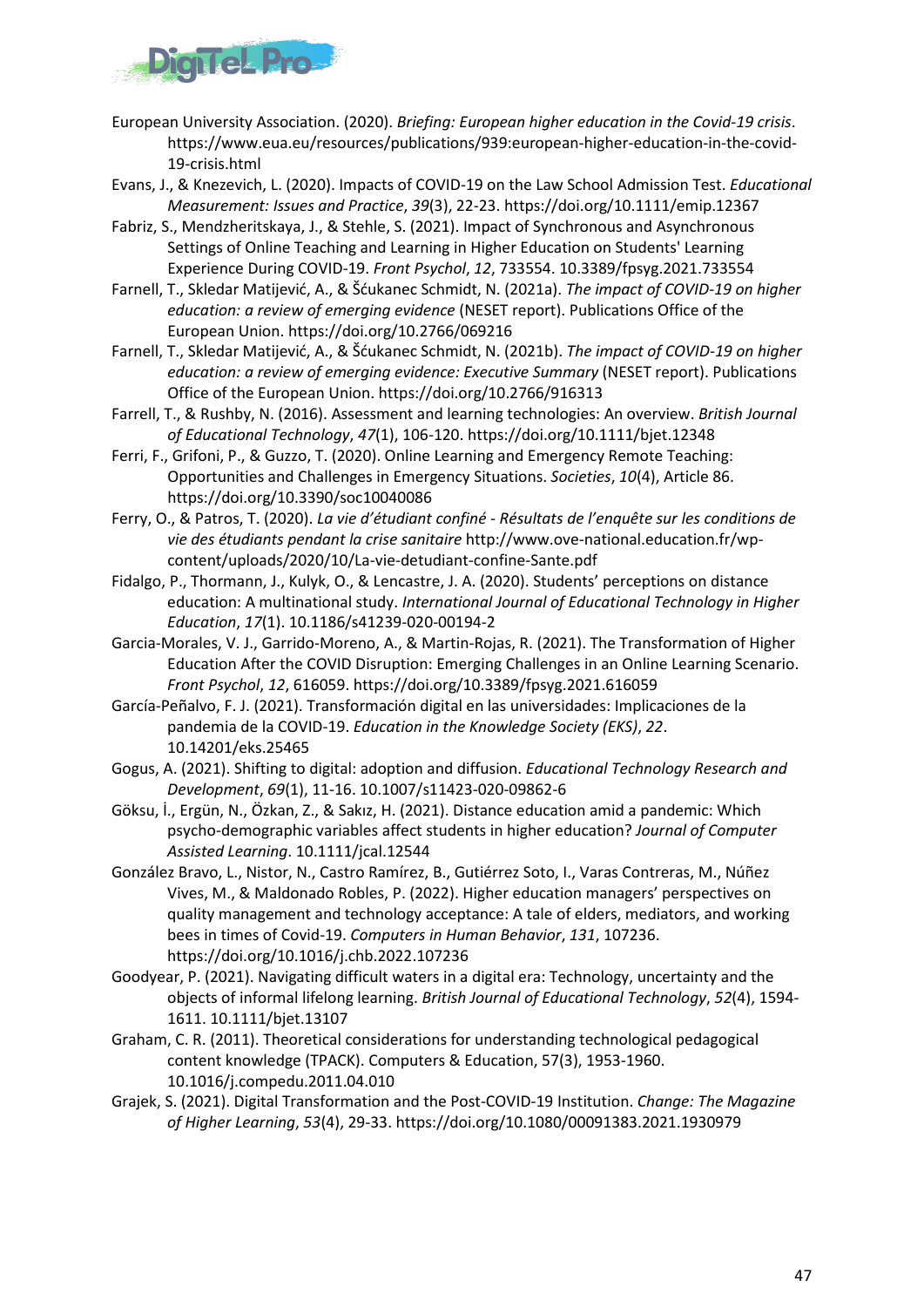European University Association. (2020). *Briefing: European higher education in the Covid-19 crisis*. https://www.eua.eu/resources/publications/939:european-higher-education-in-the-covid-19-crisis.html

Evans, J., & Knezevich, L. (2020). Impacts of COVID-19 on the Law School Admission Test. *Educational Measurement: Issues and Practice*, *39*(3), 22-23. https://doi.org/10.1111/emip.12367

Fabriz, S., Mendzheritskaya, J., & Stehle, S. (2021). Impact of Synchronous and Asynchronous Settings of Online Teaching and Learning in Higher Education on Students' Learning Experience During COVID-19. *Front Psychol*, *12*, 733554. 10.3389/fpsyg.2021.733554

Farnell, T., Skledar Matijević, A., & Šćukanec Schmidt, N. (2021a). *The impact of COVID-19 on higher education: a review of emerging evidence* (NESET report). Publications Office of the European Union. https://doi.org/10.2766/069216

Farnell, T., Skledar Matijević, A., & Šćukanec Schmidt, N. (2021b). *The impact of COVID-19 on higher education: a review of emerging evidence: Executive Summary* (NESET report). Publications Office of the European Union. https://doi.org/10.2766/916313

Farrell, T., & Rushby, N. (2016). Assessment and learning technologies: An overview. *British Journal of Educational Technology*, *47*(1), 106-120. https://doi.org/10.1111/bjet.12348

Ferri, F., Grifoni, P., & Guzzo, T. (2020). Online Learning and Emergency Remote Teaching: Opportunities and Challenges in Emergency Situations. *Societies*, *10*(4), Article 86. https://doi.org/10.3390/soc10040086

Ferry, O., & Patros, T. (2020). *La vie d'étudiant confiné - Résultats de l'enquête sur les conditions de vie des étudiants pendant la crise sanitaire* http://www.ove-national.education.fr/wp-content/uploads/2020/10/La-vie-detudiant-confine-Sante.pdf

Fidalgo, P., Thormann, J., Kulyk, O., & Lencastre, J. A. (2020). Students' perceptions on distance education: A multinational study. *International Journal of Educational Technology in Higher Education*, *17*(1). 10.1186/s41239-020-00194-2

Garcia-Morales, V. J., Garrido-Moreno, A., & Martin-Rojas, R. (2021). The Transformation of Higher Education After the COVID Disruption: Emerging Challenges in an Online Learning Scenario. *Front Psychol*, *12*, 616059. https://doi.org/10.3389/fpsyg.2021.616059

García-Peñalvo, F. J. (2021). Transformación digital en las universidades: Implicaciones de la pandemia de la COVID-19. *Education in the Knowledge Society (EKS)*, *22*. 10.14201/eks.25465

Gogus, A. (2021). Shifting to digital: adoption and diffusion. *Educational Technology Research and Development*, *69*(1), 11-16. 10.1007/s11423-020-09862-6

Göksu, İ., Ergün, N., Özkan, Z., & Sakız, H. (2021). Distance education amid a pandemic: Which psycho-demographic variables affect students in higher education? *Journal of Computer Assisted Learning*. 10.1111/jcal.12544

González Bravo, L., Nistor, N., Castro Ramírez, B., Gutiérrez Soto, I., Varas Contreras, M., Núñez Vives, M., & Maldonado Robles, P. (2022). Higher education managers' perspectives on quality management and technology acceptance: A tale of elders, mediators, and working bees in times of Covid-19. *Computers in Human Behavior*, *131*, 107236. https://doi.org/10.1016/j.chb.2022.107236

Goodyear, P. (2021). Navigating difficult waters in a digital era: Technology, uncertainty and the objects of informal lifelong learning. *British Journal of Educational Technology*, *52*(4), 1594-1611. 10.1111/bjet.13107

Graham, C. R. (2011). Theoretical considerations for understanding technological pedagogical content knowledge (TPACK). Computers & Education, 57(3), 1953-1960. 10.1016/j.compedu.2011.04.010

Grajek, S. (2021). Digital Transformation and the Post-COVID-19 Institution. *Change: The Magazine of Higher Learning*, *53*(4), 29-33. https://doi.org/10.1080/00091383.2021.1930979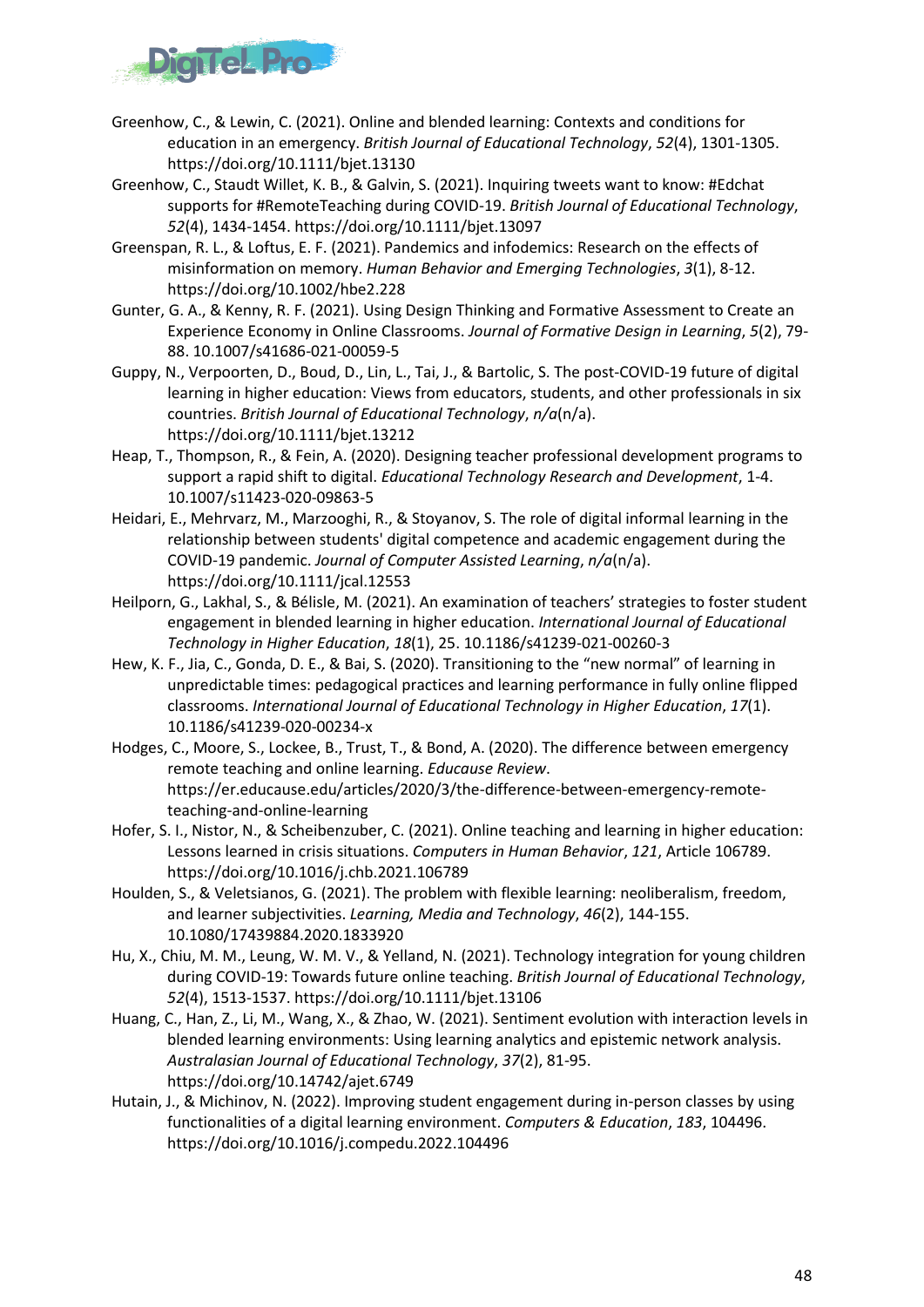Greenhow, C., & Lewin, C. (2021). Online and blended learning: Contexts and conditions for education in an emergency. *British Journal of Educational Technology*, *52*(4), 1301-1305. https://doi.org/10.1111/bjet.13130

Greenhow, C., Staudt Willet, K. B., & Galvin, S. (2021). Inquiring tweets want to know: #Edchat supports for #RemoteTeaching during COVID-19. *British Journal of Educational Technology*, *52*(4), 1434-1454. https://doi.org/10.1111/bjet.13097

Greenspan, R. L., & Loftus, E. F. (2021). Pandemics and infodemics: Research on the effects of misinformation on memory. *Human Behavior and Emerging Technologies*, *3*(1), 8-12. https://doi.org/10.1002/hbe2.228

Gunter, G. A., & Kenny, R. F. (2021). Using Design Thinking and Formative Assessment to Create an Experience Economy in Online Classrooms. *Journal of Formative Design in Learning*, *5*(2), 79-88. 10.1007/s41686-021-00059-5

Guppy, N., Verpoorten, D., Boud, D., Lin, L., Tai, J., & Bartolic, S. The post-COVID-19 future of digital learning in higher education: Views from educators, students, and other professionals in six countries. *British Journal of Educational Technology*, *n/a*(n/a). https://doi.org/10.1111/bjet.13212

Heap, T., Thompson, R., & Fein, A. (2020). Designing teacher professional development programs to support a rapid shift to digital. *Educational Technology Research and Development*, 1-4. 10.1007/s11423-020-09863-5

Heidari, E., Mehrvarz, M., Marzooghi, R., & Stoyanov, S. The role of digital informal learning in the relationship between students' digital competence and academic engagement during the COVID-19 pandemic. *Journal of Computer Assisted Learning*, *n/a*(n/a). https://doi.org/10.1111/jcal.12553

Heilporn, G., Lakhal, S., & Bélisle, M. (2021). An examination of teachers' strategies to foster student engagement in blended learning in higher education. *International Journal of Educational Technology in Higher Education*, *18*(1), 25. 10.1186/s41239-021-00260-3

Hew, K. F., Jia, C., Gonda, D. E., & Bai, S. (2020). Transitioning to the "new normal" of learning in unpredictable times: pedagogical practices and learning performance in fully online flipped classrooms. *International Journal of Educational Technology in Higher Education*, *17*(1). 10.1186/s41239-020-00234-x

Hodges, C., Moore, S., Lockee, B., Trust, T., & Bond, A. (2020). The difference between emergency remote teaching and online learning. *Educause Review*. https://er.educause.edu/articles/2020/3/the-difference-between-emergency-remote-teaching-and-online-learning

Hofer, S. I., Nistor, N., & Scheibenzuber, C. (2021). Online teaching and learning in higher education: Lessons learned in crisis situations. *Computers in Human Behavior*, *121*, Article 106789. https://doi.org/10.1016/j.chb.2021.106789

Houlden, S., & Veletsianos, G. (2021). The problem with flexible learning: neoliberalism, freedom, and learner subjectivities. *Learning, Media and Technology*, *46*(2), 144-155. 10.1080/17439884.2020.1833920

Hu, X., Chiu, M. M., Leung, W. M. V., & Yelland, N. (2021). Technology integration for young children during COVID-19: Towards future online teaching. *British Journal of Educational Technology*, *52*(4), 1513-1537. https://doi.org/10.1111/bjet.13106

Huang, C., Han, Z., Li, M., Wang, X., & Zhao, W. (2021). Sentiment evolution with interaction levels in blended learning environments: Using learning analytics and epistemic network analysis. *Australasian Journal of Educational Technology*, *37*(2), 81-95. https://doi.org/10.14742/ajet.6749

Hutain, J., & Michinov, N. (2022). Improving student engagement during in-person classes by using functionalities of a digital learning environment. *Computers & Education*, *183*, 104496. https://doi.org/10.1016/j.compedu.2022.104496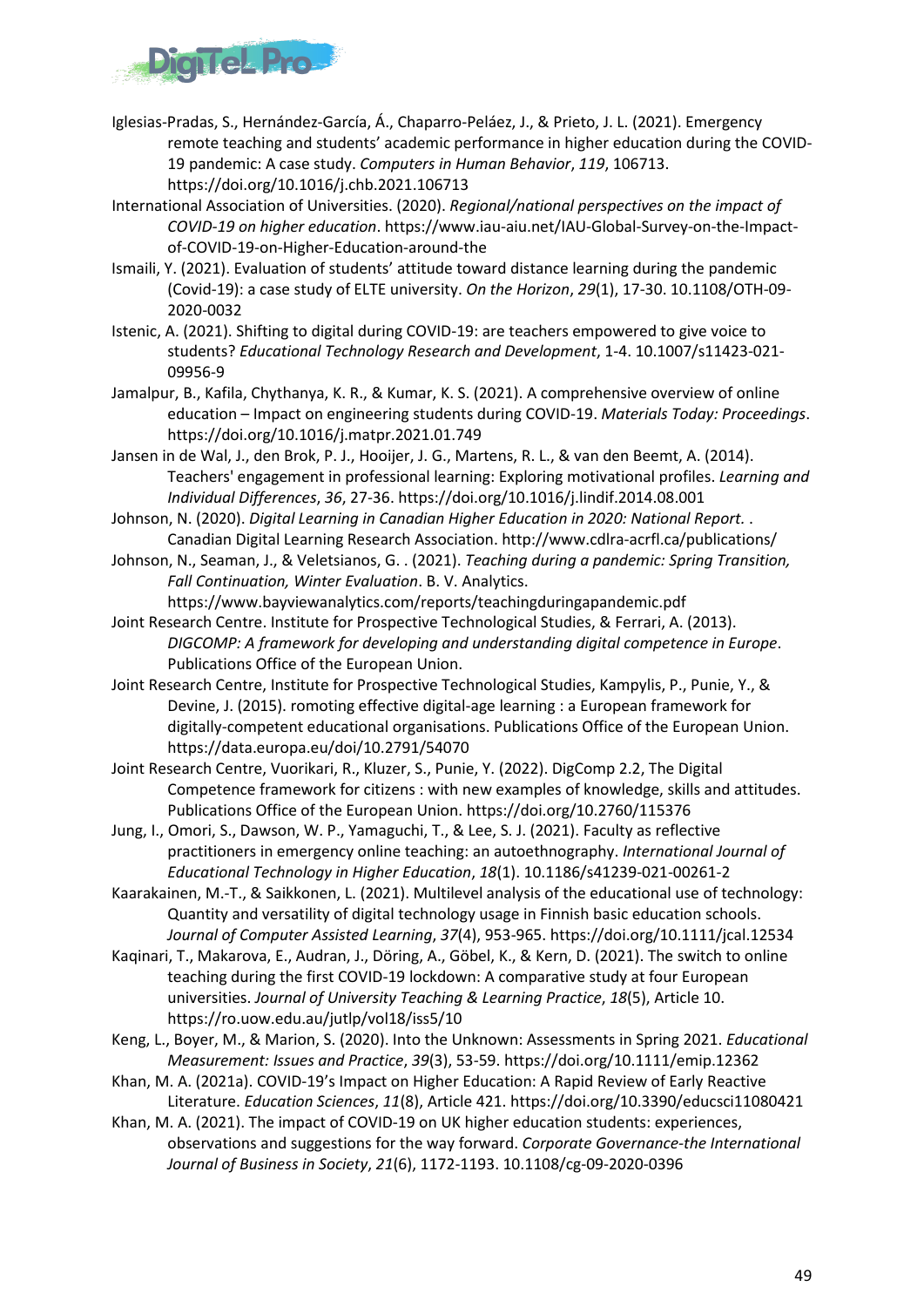Iglesias-Pradas, S., Hernández-García, Á., Chaparro-Peláez, J., & Prieto, J. L. (2021). Emergency remote teaching and students' academic performance in higher education during the COVID-19 pandemic: A case study. *Computers in Human Behavior*, *119*, 106713. https://doi.org/10.1016/j.chb.2021.106713

International Association of Universities. (2020). *Regional/national perspectives on the impact of COVID-19 on higher education*. https://www.iau-aiu.net/IAU-Global-Survey-on-the-Impact-of-COVID-19-on-Higher-Education-around-the

Ismaili, Y. (2021). Evaluation of students' attitude toward distance learning during the pandemic (Covid-19): a case study of ELTE university. *On the Horizon*, *29*(1), 17-30. 10.1108/OTH-09-2020-0032

Istenic, A. (2021). Shifting to digital during COVID-19: are teachers empowered to give voice to students? *Educational Technology Research and Development*, 1-4. 10.1007/s11423-021-09956-9

Jamalpur, B., Kafila, Chythanya, K. R., & Kumar, K. S. (2021). A comprehensive overview of online education – Impact on engineering students during COVID-19. *Materials Today: Proceedings*. https://doi.org/10.1016/j.matpr.2021.01.749

Jansen in de Wal, J., den Brok, P. J., Hooijer, J. G., Martens, R. L., & van den Beemt, A. (2014). Teachers' engagement in professional learning: Exploring motivational profiles. *Learning and Individual Differences*, *36*, 27-36. https://doi.org/10.1016/j.lindif.2014.08.001

Johnson, N. (2020). *Digital Learning in Canadian Higher Education in 2020: National Report.* . Canadian Digital Learning Research Association. http://www.cdlra-acrfl.ca/publications/

Johnson, N., Seaman, J., & Veletsianos, G. . (2021). *Teaching during a pandemic: Spring Transition, Fall Continuation, Winter Evaluation*. B. V. Analytics. https://www.bayviewanalytics.com/reports/teachingduringapandemic.pdf

Joint Research Centre. Institute for Prospective Technological Studies, & Ferrari, A. (2013). *DIGCOMP: A framework for developing and understanding digital competence in Europe*. Publications Office of the European Union.

Joint Research Centre, Institute for Prospective Technological Studies, Kampylis, P., Punie, Y., & Devine, J. (2015). romoting effective digital-age learning : a European framework for digitally-competent educational organisations. Publications Office of the European Union. https://data.europa.eu/doi/10.2791/54070

Joint Research Centre, Vuorikari, R., Kluzer, S., Punie, Y. (2022). DigComp 2.2, The Digital Competence framework for citizens : with new examples of knowledge, skills and attitudes. Publications Office of the European Union. https://doi.org/10.2760/115376

Jung, I., Omori, S., Dawson, W. P., Yamaguchi, T., & Lee, S. J. (2021). Faculty as reflective practitioners in emergency online teaching: an autoethnography. *International Journal of Educational Technology in Higher Education*, *18*(1). 10.1186/s41239-021-00261-2

Kaarakainen, M.-T., & Saikkonen, L. (2021). Multilevel analysis of the educational use of technology: Quantity and versatility of digital technology usage in Finnish basic education schools. *Journal of Computer Assisted Learning*, *37*(4), 953-965. https://doi.org/10.1111/jcal.12534

Kaqinari, T., Makarova, E., Audran, J., Döring, A., Göbel, K., & Kern, D. (2021). The switch to online teaching during the first COVID-19 lockdown: A comparative study at four European universities. *Journal of University Teaching & Learning Practice*, *18*(5), Article 10. https://ro.uow.edu.au/jutlp/vol18/iss5/10

Keng, L., Boyer, M., & Marion, S. (2020). Into the Unknown: Assessments in Spring 2021. *Educational Measurement: Issues and Practice*, *39*(3), 53-59. https://doi.org/10.1111/emip.12362

Khan, M. A. (2021a). COVID-19's Impact on Higher Education: A Rapid Review of Early Reactive Literature. *Education Sciences*, *11*(8), Article 421. https://doi.org/10.3390/educsci11080421

Khan, M. A. (2021). The impact of COVID-19 on UK higher education students: experiences, observations and suggestions for the way forward. *Corporate Governance-the International Journal of Business in Society*, *21*(6), 1172-1193. 10.1108/cg-09-2020-0396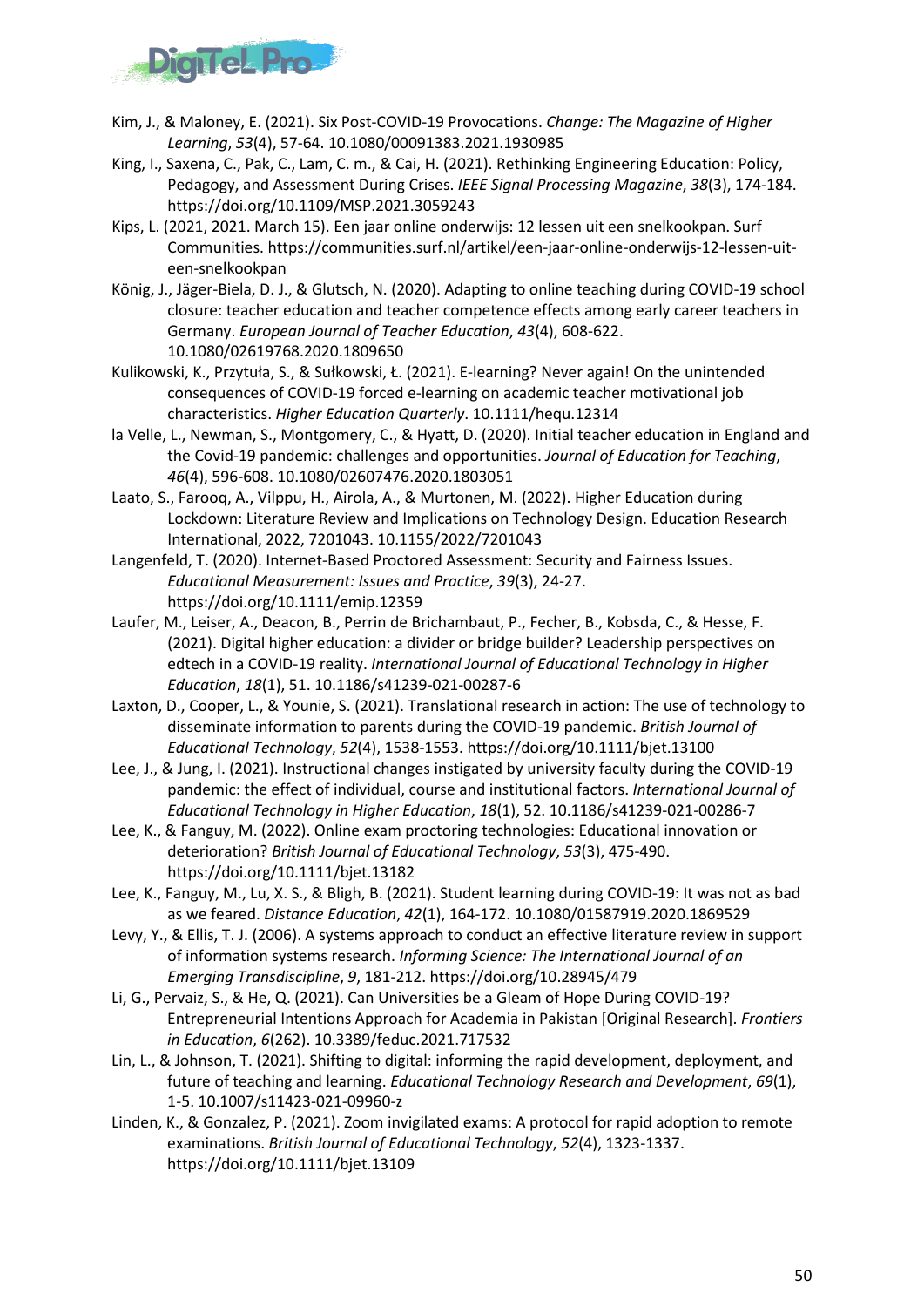Kim, J., & Maloney, E. (2021). Six Post-COVID-19 Provocations. *Change: The Magazine of Higher Learning*, *53*(4), 57-64. 10.1080/00091383.2021.1930985

King, I., Saxena, C., Pak, C., Lam, C. m., & Cai, H. (2021). Rethinking Engineering Education: Policy, Pedagogy, and Assessment During Crises. *IEEE Signal Processing Magazine*, *38*(3), 174-184. https://doi.org/10.1109/MSP.2021.3059243

Kips, L. (2021, 2021. March 15). Een jaar online onderwijs: 12 lessen uit een snelkookpan. Surf Communities. https://communities.surf.nl/artikel/een-jaar-online-onderwijs-12-lessen-uit-een-snelkookpan

König, J., Jäger-Biela, D. J., & Glutsch, N. (2020). Adapting to online teaching during COVID-19 school closure: teacher education and teacher competence effects among early career teachers in Germany. *European Journal of Teacher Education*, *43*(4), 608-622. 10.1080/02619768.2020.1809650

Kulikowski, K., Przytuła, S., & Sułkowski, Ł. (2021). E-learning? Never again! On the unintended consequences of COVID-19 forced e-learning on academic teacher motivational job characteristics. *Higher Education Quarterly*. 10.1111/hequ.12314

la Velle, L., Newman, S., Montgomery, C., & Hyatt, D. (2020). Initial teacher education in England and the Covid-19 pandemic: challenges and opportunities. *Journal of Education for Teaching*, *46*(4), 596-608. 10.1080/02607476.2020.1803051

Laato, S., Farooq, A., Vilppu, H., Airola, A., & Murtonen, M. (2022). Higher Education during Lockdown: Literature Review and Implications on Technology Design. Education Research International, 2022, 7201043. 10.1155/2022/7201043

Langenfeld, T. (2020). Internet-Based Proctored Assessment: Security and Fairness Issues. *Educational Measurement: Issues and Practice*, *39*(3), 24-27. https://doi.org/10.1111/emip.12359

Laufer, M., Leiser, A., Deacon, B., Perrin de Brichambaut, P., Fecher, B., Kobsda, C., & Hesse, F. (2021). Digital higher education: a divider or bridge builder? Leadership perspectives on edtech in a COVID-19 reality. *International Journal of Educational Technology in Higher Education*, *18*(1), 51. 10.1186/s41239-021-00287-6

Laxton, D., Cooper, L., & Younie, S. (2021). Translational research in action: The use of technology to disseminate information to parents during the COVID-19 pandemic. *British Journal of Educational Technology*, *52*(4), 1538-1553. https://doi.org/10.1111/bjet.13100

Lee, J., & Jung, I. (2021). Instructional changes instigated by university faculty during the COVID-19 pandemic: the effect of individual, course and institutional factors. *International Journal of Educational Technology in Higher Education*, *18*(1), 52. 10.1186/s41239-021-00286-7

Lee, K., & Fanguy, M. (2022). Online exam proctoring technologies: Educational innovation or deterioration? *British Journal of Educational Technology*, *53*(3), 475-490. https://doi.org/10.1111/bjet.13182

Lee, K., Fanguy, M., Lu, X. S., & Bligh, B. (2021). Student learning during COVID-19: It was not as bad as we feared. *Distance Education*, *42*(1), 164-172. 10.1080/01587919.2020.1869529

Levy, Y., & Ellis, T. J. (2006). A systems approach to conduct an effective literature review in support of information systems research. *Informing Science: The International Journal of an Emerging Transdiscipline*, *9*, 181-212. https://doi.org/10.28945/479

Li, G., Pervaiz, S., & He, Q. (2021). Can Universities be a Gleam of Hope During COVID-19? Entrepreneurial Intentions Approach for Academia in Pakistan [Original Research]. *Frontiers in Education*, *6*(262). 10.3389/feduc.2021.717532

Lin, L., & Johnson, T. (2021). Shifting to digital: informing the rapid development, deployment, and future of teaching and learning. *Educational Technology Research and Development*, *69*(1), 1-5. 10.1007/s11423-021-09960-z

Linden, K., & Gonzalez, P. (2021). Zoom invigilated exams: A protocol for rapid adoption to remote examinations. *British Journal of Educational Technology*, *52*(4), 1323-1337. https://doi.org/10.1111/bjet.13109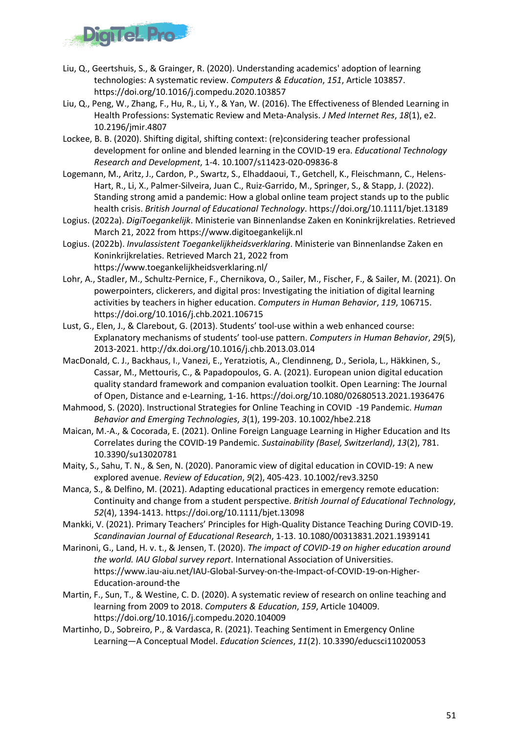Liu, Q., Geertshuis, S., & Grainger, R. (2020). Understanding academics' adoption of learning technologies: A systematic review. *Computers & Education*, *151*, Article 103857. https://doi.org/10.1016/j.compedu.2020.103857

Liu, Q., Peng, W., Zhang, F., Hu, R., Li, Y., & Yan, W. (2016). The Effectiveness of Blended Learning in Health Professions: Systematic Review and Meta-Analysis. *J Med Internet Res*, *18*(1), e2. 10.2196/jmir.4807

Lockee, B. B. (2020). Shifting digital, shifting context: (re)considering teacher professional development for online and blended learning in the COVID-19 era. *Educational Technology Research and Development*, 1-4. 10.1007/s11423-020-09836-8

Logemann, M., Aritz, J., Cardon, P., Swartz, S., Elhaddaoui, T., Getchell, K., Fleischmann, C., Helens-Hart, R., Li, X., Palmer-Silveira, Juan C., Ruiz-Garrido, M., Springer, S., & Stapp, J. (2022). Standing strong amid a pandemic: How a global online team project stands up to the public health crisis. *British Journal of Educational Technology*. https://doi.org/10.1111/bjet.13189

Logius. (2022a). *DigiToegankelijk*. Ministerie van Binnenlandse Zaken en Koninkrijkrelaties. Retrieved March 21, 2022 from https://www.digitoegankelijk.nl

Logius. (2022b). *Invulassistent Toegankelijkheidsverklaring*. Ministerie van Binnenlandse Zaken en Koninkrijkrelaties. Retrieved March 21, 2022 from https://www.toegankelijkheidsverklaring.nl/

Lohr, A., Stadler, M., Schultz-Pernice, F., Chernikova, O., Sailer, M., Fischer, F., & Sailer, M. (2021). On powerpointers, clickerers, and digital pros: Investigating the initiation of digital learning activities by teachers in higher education. *Computers in Human Behavior*, *119*, 106715. https://doi.org/10.1016/j.chb.2021.106715

Lust, G., Elen, J., & Clarebout, G. (2013). Students' tool-use within a web enhanced course: Explanatory mechanisms of students' tool-use pattern. *Computers in Human Behavior*, *29*(5), 2013-2021. http://dx.doi.org/10.1016/j.chb.2013.03.014

MacDonald, C. J., Backhaus, I., Vanezi, E., Yeratziotis, A., Clendinneng, D., Seriola, L., Häkkinen, S., Cassar, M., Mettouris, C., & Papadopoulos, G. A. (2021). European union digital education quality standard framework and companion evaluation toolkit. Open Learning: The Journal of Open, Distance and e-Learning, 1-16. https://doi.org/10.1080/02680513.2021.1936476

Mahmood, S. (2020). Instructional Strategies for Online Teaching in COVID -19 Pandemic. *Human Behavior and Emerging Technologies*, *3*(1), 199-203. 10.1002/hbe2.218

Maican, M.-A., & Cocorada, E. (2021). Online Foreign Language Learning in Higher Education and Its Correlates during the COVID-19 Pandemic. *Sustainability (Basel, Switzerland)*, *13*(2), 781. 10.3390/su13020781

Maity, S., Sahu, T. N., & Sen, N. (2020). Panoramic view of digital education in COVID-19: A new explored avenue. *Review of Education*, *9*(2), 405-423. 10.1002/rev3.3250

Manca, S., & Delfino, M. (2021). Adapting educational practices in emergency remote education: Continuity and change from a student perspective. *British Journal of Educational Technology*, *52*(4), 1394-1413. https://doi.org/10.1111/bjet.13098

Mankki, V. (2021). Primary Teachers' Principles for High-Quality Distance Teaching During COVID-19. *Scandinavian Journal of Educational Research*, 1-13. 10.1080/00313831.2021.1939141

Marinoni, G., Land, H. v. t., & Jensen, T. (2020). *The impact of COVID-19 on higher education around the world. IAU Global survey report*. International Association of Universities. https://www.iau-aiu.net/IAU-Global-Survey-on-the-Impact-of-COVID-19-on-Higher-Education-around-the

Martin, F., Sun, T., & Westine, C. D. (2020). A systematic review of research on online teaching and learning from 2009 to 2018. *Computers & Education*, *159*, Article 104009. https://doi.org/10.1016/j.compedu.2020.104009

Martinho, D., Sobreiro, P., & Vardasca, R. (2021). Teaching Sentiment in Emergency Online Learning—A Conceptual Model. *Education Sciences*, *11*(2). 10.3390/educsci11020053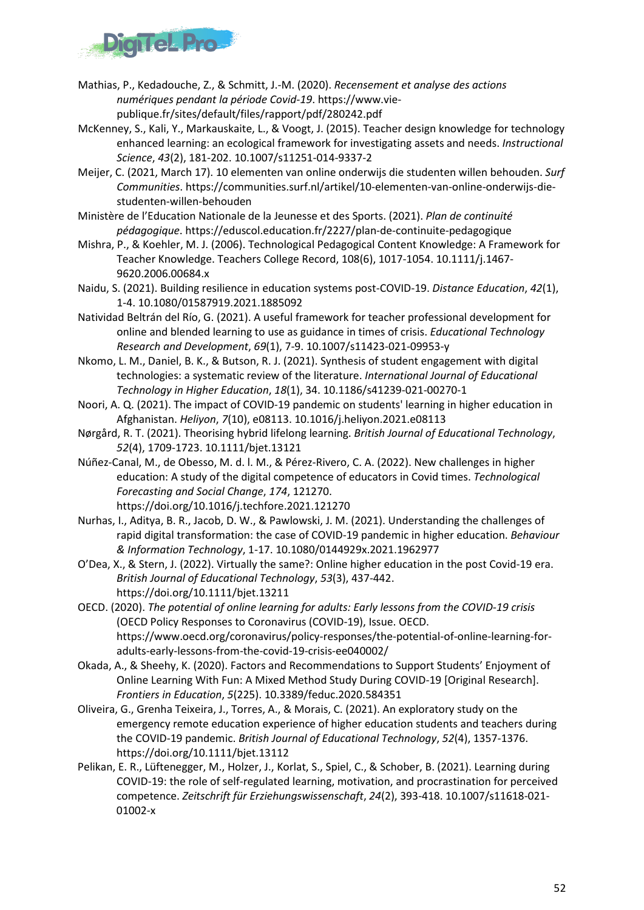Mathias, P., Kedadouche, Z., & Schmitt, J.-M. (2020). *Recensement et analyse des actions numériques pendant la période Covid-19*. https://www.vie-publique.fr/sites/default/files/rapport/pdf/280242.pdf

McKenney, S., Kali, Y., Markauskaite, L., & Voogt, J. (2015). Teacher design knowledge for technology enhanced learning: an ecological framework for investigating assets and needs. *Instructional Science*, *43*(2), 181-202. 10.1007/s11251-014-9337-2

Meijer, C. (2021, March 17). 10 elementen van online onderwijs die studenten willen behouden. *Surf Communities*. https://communities.surf.nl/artikel/10-elementen-van-online-onderwijs-die-studenten-willen-behouden

Ministère de l'Education Nationale de la Jeunesse et des Sports. (2021). *Plan de continuité pédagogique*. https://eduscol.education.fr/2227/plan-de-continuite-pedagogique

Mishra, P., & Koehler, M. J. (2006). Technological Pedagogical Content Knowledge: A Framework for Teacher Knowledge. Teachers College Record, 108(6), 1017-1054. 10.1111/j.1467-9620.2006.00684.x

Naidu, S. (2021). Building resilience in education systems post-COVID-19. *Distance Education*, *42*(1), 1-4. 10.1080/01587919.2021.1885092

Natividad Beltrán del Río, G. (2021). A useful framework for teacher professional development for online and blended learning to use as guidance in times of crisis. *Educational Technology Research and Development*, *69*(1), 7-9. 10.1007/s11423-021-09953-y

Nkomo, L. M., Daniel, B. K., & Butson, R. J. (2021). Synthesis of student engagement with digital technologies: a systematic review of the literature. *International Journal of Educational Technology in Higher Education*, *18*(1), 34. 10.1186/s41239-021-00270-1

Noori, A. Q. (2021). The impact of COVID-19 pandemic on students' learning in higher education in Afghanistan. *Heliyon*, *7*(10), e08113. 10.1016/j.heliyon.2021.e08113

Nørgård, R. T. (2021). Theorising hybrid lifelong learning. *British Journal of Educational Technology*, *52*(4), 1709-1723. 10.1111/bjet.13121

Núñez-Canal, M., de Obesso, M. d. l. M., & Pérez-Rivero, C. A. (2022). New challenges in higher education: A study of the digital competence of educators in Covid times. *Technological Forecasting and Social Change*, *174*, 121270. https://doi.org/10.1016/j.techfore.2021.121270

Nurhas, I., Aditya, B. R., Jacob, D. W., & Pawlowski, J. M. (2021). Understanding the challenges of rapid digital transformation: the case of COVID-19 pandemic in higher education. *Behaviour & Information Technology*, 1-17. 10.1080/0144929x.2021.1962977

O'Dea, X., & Stern, J. (2022). Virtually the same?: Online higher education in the post Covid-19 era. *British Journal of Educational Technology*, *53*(3), 437-442. https://doi.org/10.1111/bjet.13211

OECD. (2020). *The potential of online learning for adults: Early lessons from the COVID-19 crisis* (OECD Policy Responses to Coronavirus (COVID-19), Issue. OECD. https://www.oecd.org/coronavirus/policy-responses/the-potential-of-online-learning-for-adults-early-lessons-from-the-covid-19-crisis-ee040002/

Okada, A., & Sheehy, K. (2020). Factors and Recommendations to Support Students' Enjoyment of Online Learning With Fun: A Mixed Method Study During COVID-19 [Original Research]. *Frontiers in Education*, *5*(225). 10.3389/feduc.2020.584351

Oliveira, G., Grenha Teixeira, J., Torres, A., & Morais, C. (2021). An exploratory study on the emergency remote education experience of higher education students and teachers during the COVID-19 pandemic. *British Journal of Educational Technology*, *52*(4), 1357-1376. https://doi.org/10.1111/bjet.13112

Pelikan, E. R., Lüftenegger, M., Holzer, J., Korlat, S., Spiel, C., & Schober, B. (2021). Learning during COVID-19: the role of self-regulated learning, motivation, and procrastination for perceived competence. *Zeitschrift für Erziehungswissenschaft*, *24*(2), 393-418. 10.1007/s11618-021-01002-x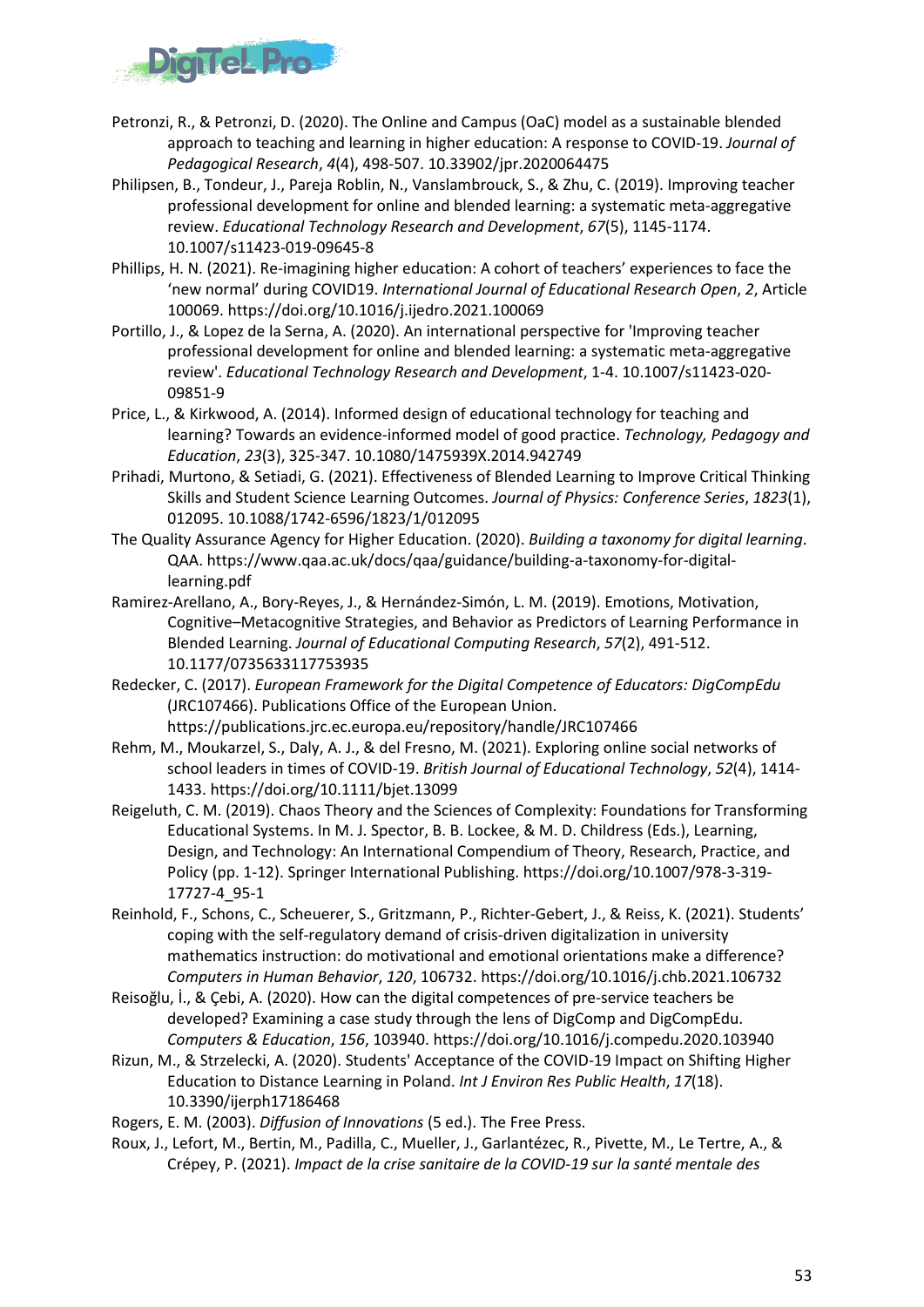Petronzi, R., & Petronzi, D. (2020). The Online and Campus (OaC) model as a sustainable blended approach to teaching and learning in higher education: A response to COVID-19. *Journal of Pedagogical Research*, *4*(4), 498-507. 10.33902/jpr.2020064475

Philipsen, B., Tondeur, J., Pareja Roblin, N., Vanslambrouck, S., & Zhu, C. (2019). Improving teacher professional development for online and blended learning: a systematic meta-aggregative review. *Educational Technology Research and Development*, *67*(5), 1145-1174. 10.1007/s11423-019-09645-8

Phillips, H. N. (2021). Re-imagining higher education: A cohort of teachers' experiences to face the 'new normal' during COVID19. *International Journal of Educational Research Open*, *2*, Article 100069. https://doi.org/10.1016/j.ijedro.2021.100069

Portillo, J., & Lopez de la Serna, A. (2020). An international perspective for 'Improving teacher professional development for online and blended learning: a systematic meta-aggregative review'. *Educational Technology Research and Development*, 1-4. 10.1007/s11423-020-09851-9

Price, L., & Kirkwood, A. (2014). Informed design of educational technology for teaching and learning? Towards an evidence-informed model of good practice. *Technology, Pedagogy and Education*, *23*(3), 325-347. 10.1080/1475939X.2014.942749

Prihadi, Murtono, & Setiadi, G. (2021). Effectiveness of Blended Learning to Improve Critical Thinking Skills and Student Science Learning Outcomes. *Journal of Physics: Conference Series*, *1823*(1), 012095. 10.1088/1742-6596/1823/1/012095

The Quality Assurance Agency for Higher Education. (2020). *Building a taxonomy for digital learning*. QAA. https://www.qaa.ac.uk/docs/qaa/guidance/building-a-taxonomy-for-digital-learning.pdf

Ramirez-Arellano, A., Bory-Reyes, J., & Hernández-Simón, L. M. (2019). Emotions, Motivation, Cognitive–Metacognitive Strategies, and Behavior as Predictors of Learning Performance in Blended Learning. *Journal of Educational Computing Research*, *57*(2), 491-512. 10.1177/0735633117753935

Redecker, C. (2017). *European Framework for the Digital Competence of Educators: DigCompEdu* (JRC107466). Publications Office of the European Union. https://publications.jrc.ec.europa.eu/repository/handle/JRC107466

Rehm, M., Moukarzel, S., Daly, A. J., & del Fresno, M. (2021). Exploring online social networks of school leaders in times of COVID-19. *British Journal of Educational Technology*, *52*(4), 1414-1433. https://doi.org/10.1111/bjet.13099

Reigeluth, C. M. (2019). Chaos Theory and the Sciences of Complexity: Foundations for Transforming Educational Systems. In M. J. Spector, B. B. Lockee, & M. D. Childress (Eds.), Learning, Design, and Technology: An International Compendium of Theory, Research, Practice, and Policy (pp. 1-12). Springer International Publishing. https://doi.org/10.1007/978-3-319-17727-4_95-1

Reinhold, F., Schons, C., Scheuerer, S., Gritzmann, P., Richter-Gebert, J., & Reiss, K. (2021). Students' coping with the self-regulatory demand of crisis-driven digitalization in university mathematics instruction: do motivational and emotional orientations make a difference? *Computers in Human Behavior*, *120*, 106732. https://doi.org/10.1016/j.chb.2021.106732

Reisoğlu, İ., & Çebi, A. (2020). How can the digital competences of pre-service teachers be developed? Examining a case study through the lens of DigComp and DigCompEdu. *Computers & Education*, *156*, 103940. https://doi.org/10.1016/j.compedu.2020.103940

Rizun, M., & Strzelecki, A. (2020). Students' Acceptance of the COVID-19 Impact on Shifting Higher Education to Distance Learning in Poland. *Int J Environ Res Public Health*, *17*(18). 10.3390/ijerph17186468

Rogers, E. M. (2003). *Diffusion of Innovations* (5 ed.). The Free Press.

Roux, J., Lefort, M., Bertin, M., Padilla, C., Mueller, J., Garlantézec, R., Pivette, M., Le Tertre, A., & Crépey, P. (2021). *Impact de la crise sanitaire de la COVID-19 sur la santé mentale des*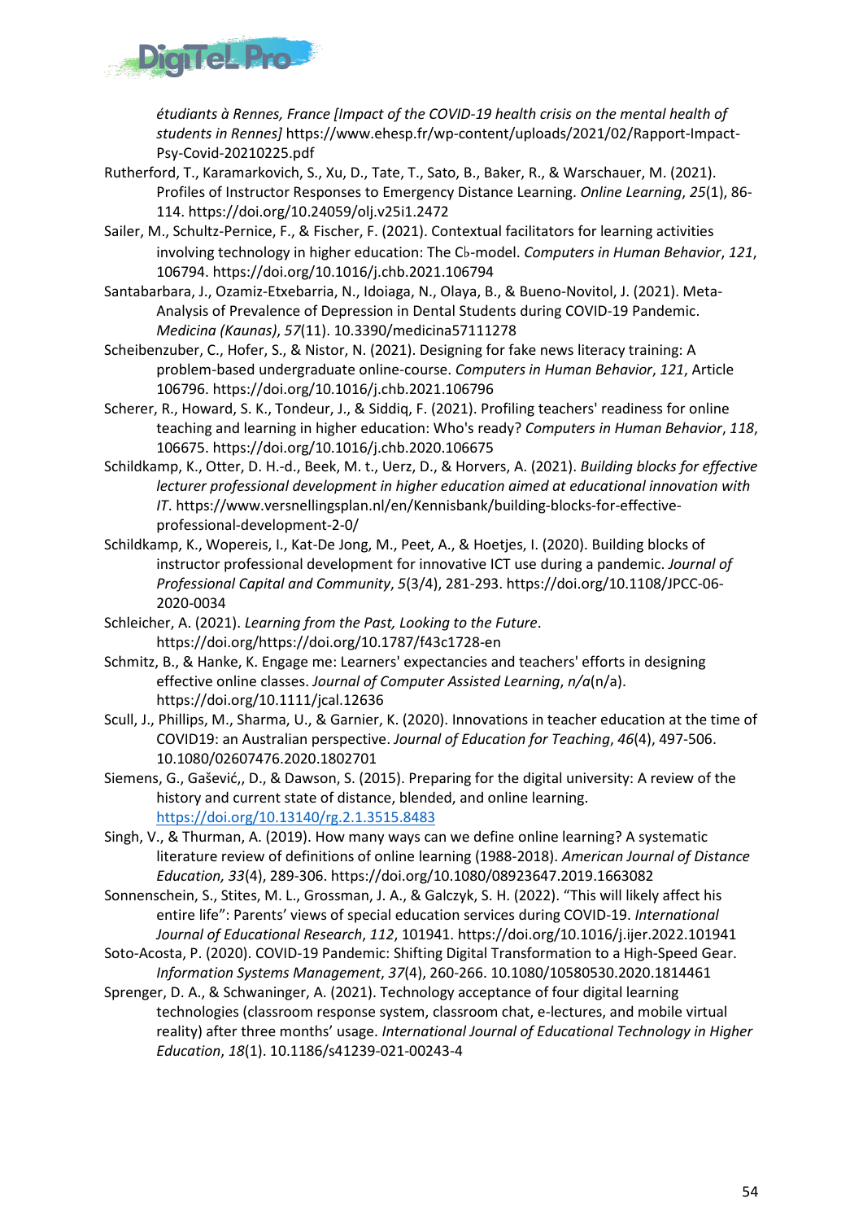*étudiants à Rennes, France [Impact of the COVID-19 health crisis on the mental health of students in Rennes]* https://www.ehesp.fr/wp-content/uploads/2021/02/Rapport-Impact-Psy-Covid-20210225.pdf

Rutherford, T., Karamarkovich, S., Xu, D., Tate, T., Sato, B., Baker, R., & Warschauer, M. (2021). Profiles of Instructor Responses to Emergency Distance Learning. *Online Learning*, *25*(1), 86-114. https://doi.org/10.24059/olj.v25i1.2472

Sailer, M., Schultz-Pernice, F., & Fischer, F. (2021). Contextual facilitators for learning activities involving technology in higher education: The Cb-model. *Computers in Human Behavior*, *121*, 106794. https://doi.org/10.1016/j.chb.2021.106794

Santabarbara, J., Ozamiz-Etxebarria, N., Idoiaga, N., Olaya, B., & Bueno-Novitol, J. (2021). Meta-Analysis of Prevalence of Depression in Dental Students during COVID-19 Pandemic. *Medicina (Kaunas)*, *57*(11). 10.3390/medicina57111278

Scheibenzuber, C., Hofer, S., & Nistor, N. (2021). Designing for fake news literacy training: A problem-based undergraduate online-course. *Computers in Human Behavior*, *121*, Article 106796. https://doi.org/10.1016/j.chb.2021.106796

Scherer, R., Howard, S. K., Tondeur, J., & Siddiq, F. (2021). Profiling teachers' readiness for online teaching and learning in higher education: Who's ready? *Computers in Human Behavior*, *118*, 106675. https://doi.org/10.1016/j.chb.2020.106675

Schildkamp, K., Otter, D. H.-d., Beek, M. t., Uerz, D., & Horvers, A. (2021). *Building blocks for effective lecturer professional development in higher education aimed at educational innovation with IT*. https://www.versnellingsplan.nl/en/Kennisbank/building-blocks-for-effective-professional-development-2-0/

Schildkamp, K., Wopereis, I., Kat-De Jong, M., Peet, A., & Hoetjes, I. (2020). Building blocks of instructor professional development for innovative ICT use during a pandemic. *Journal of Professional Capital and Community*, *5*(3/4), 281-293. https://doi.org/10.1108/JPCC-06-2020-0034

Schleicher, A. (2021). *Learning from the Past, Looking to the Future*. https://doi.org/https://doi.org/10.1787/f43c1728-en

Schmitz, B., & Hanke, K. Engage me: Learners' expectancies and teachers' efforts in designing effective online classes. *Journal of Computer Assisted Learning*, *n/a*(n/a). https://doi.org/10.1111/jcal.12636

Scull, J., Phillips, M., Sharma, U., & Garnier, K. (2020). Innovations in teacher education at the time of COVID19: an Australian perspective. *Journal of Education for Teaching*, *46*(4), 497-506. 10.1080/02607476.2020.1802701

Siemens, G., Gašević,, D., & Dawson, S. (2015). Preparing for the digital university: A review of the history and current state of distance, blended, and online learning. https://doi.org/10.13140/rg.2.1.3515.8483

Singh, V., & Thurman, A. (2019). How many ways can we define online learning? A systematic literature review of definitions of online learning (1988-2018). *American Journal of Distance Education, 33*(4), 289-306. https://doi.org/10.1080/08923647.2019.1663082

Sonnenschein, S., Stites, M. L., Grossman, J. A., & Galczyk, S. H. (2022). "This will likely affect his entire life": Parents' views of special education services during COVID-19. *International Journal of Educational Research*, *112*, 101941. https://doi.org/10.1016/j.ijer.2022.101941

Soto-Acosta, P. (2020). COVID-19 Pandemic: Shifting Digital Transformation to a High-Speed Gear. *Information Systems Management*, *37*(4), 260-266. 10.1080/10580530.2020.1814461

Sprenger, D. A., & Schwaninger, A. (2021). Technology acceptance of four digital learning technologies (classroom response system, classroom chat, e-lectures, and mobile virtual reality) after three months' usage. *International Journal of Educational Technology in Higher Education*, *18*(1). 10.1186/s41239-021-00243-4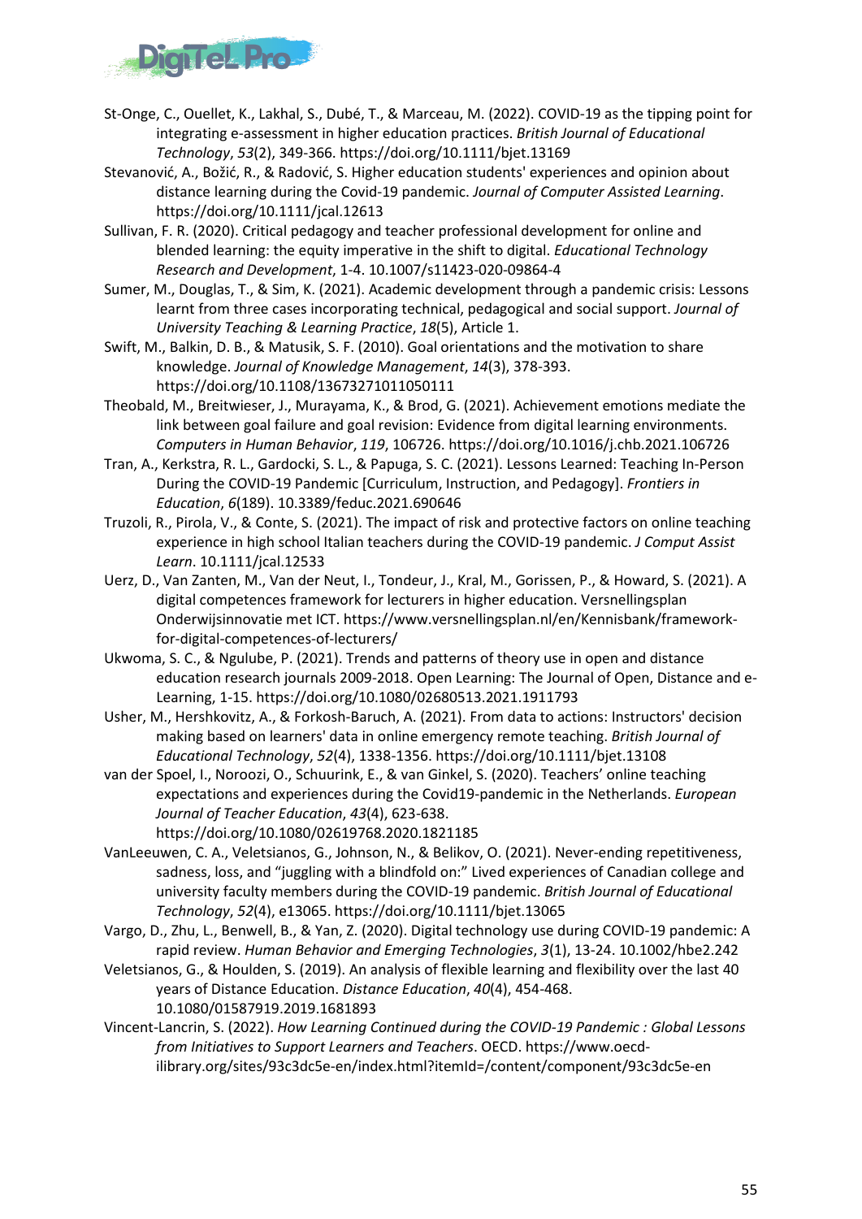St-Onge, C., Ouellet, K., Lakhal, S., Dubé, T., & Marceau, M. (2022). COVID-19 as the tipping point for integrating e-assessment in higher education practices. *British Journal of Educational Technology*, *53*(2), 349-366. https://doi.org/10.1111/bjet.13169

Stevanović, A., Božić, R., & Radović, S. Higher education students' experiences and opinion about distance learning during the Covid-19 pandemic. *Journal of Computer Assisted Learning*. https://doi.org/10.1111/jcal.12613

Sullivan, F. R. (2020). Critical pedagogy and teacher professional development for online and blended learning: the equity imperative in the shift to digital. *Educational Technology Research and Development*, 1-4. 10.1007/s11423-020-09864-4

Sumer, M., Douglas, T., & Sim, K. (2021). Academic development through a pandemic crisis: Lessons learnt from three cases incorporating technical, pedagogical and social support. *Journal of University Teaching & Learning Practice*, *18*(5), Article 1.

Swift, M., Balkin, D. B., & Matusik, S. F. (2010). Goal orientations and the motivation to share knowledge. *Journal of Knowledge Management*, *14*(3), 378-393. https://doi.org/10.1108/13673271011050111

Theobald, M., Breitwieser, J., Murayama, K., & Brod, G. (2021). Achievement emotions mediate the link between goal failure and goal revision: Evidence from digital learning environments. *Computers in Human Behavior*, *119*, 106726. https://doi.org/10.1016/j.chb.2021.106726

Tran, A., Kerkstra, R. L., Gardocki, S. L., & Papuga, S. C. (2021). Lessons Learned: Teaching In-Person During the COVID-19 Pandemic [Curriculum, Instruction, and Pedagogy]. *Frontiers in Education*, *6*(189). 10.3389/feduc.2021.690646

Truzoli, R., Pirola, V., & Conte, S. (2021). The impact of risk and protective factors on online teaching experience in high school Italian teachers during the COVID-19 pandemic. *J Comput Assist Learn*. 10.1111/jcal.12533

Uerz, D., Van Zanten, M., Van der Neut, I., Tondeur, J., Kral, M., Gorissen, P., & Howard, S. (2021). A digital competences framework for lecturers in higher education. Versnellingsplan Onderwijsinnovatie met ICT. https://www.versnellingsplan.nl/en/Kennisbank/framework-for-digital-competences-of-lecturers/

Ukwoma, S. C., & Ngulube, P. (2021). Trends and patterns of theory use in open and distance education research journals 2009-2018. Open Learning: The Journal of Open, Distance and e-Learning, 1-15. https://doi.org/10.1080/02680513.2021.1911793

Usher, M., Hershkovitz, A., & Forkosh-Baruch, A. (2021). From data to actions: Instructors' decision making based on learners' data in online emergency remote teaching. *British Journal of Educational Technology*, *52*(4), 1338-1356. https://doi.org/10.1111/bjet.13108

van der Spoel, I., Noroozi, O., Schuurink, E., & van Ginkel, S. (2020). Teachers' online teaching expectations and experiences during the Covid19-pandemic in the Netherlands. *European Journal of Teacher Education*, *43*(4), 623-638. https://doi.org/10.1080/02619768.2020.1821185

VanLeeuwen, C. A., Veletsianos, G., Johnson, N., & Belikov, O. (2021). Never-ending repetitiveness, sadness, loss, and "juggling with a blindfold on:" Lived experiences of Canadian college and university faculty members during the COVID-19 pandemic. *British Journal of Educational Technology*, *52*(4), e13065. https://doi.org/10.1111/bjet.13065

Vargo, D., Zhu, L., Benwell, B., & Yan, Z. (2020). Digital technology use during COVID-19 pandemic: A rapid review. *Human Behavior and Emerging Technologies*, *3*(1), 13-24. 10.1002/hbe2.242

Veletsianos, G., & Houlden, S. (2019). An analysis of flexible learning and flexibility over the last 40 years of Distance Education. *Distance Education*, *40*(4), 454-468. 10.1080/01587919.2019.1681893

Vincent-Lancrin, S. (2022). *How Learning Continued during the COVID-19 Pandemic : Global Lessons from Initiatives to Support Learners and Teachers*. OECD. https://www.oecd-ilibrary.org/sites/93c3dc5e-en/index.html?itemId=/content/component/93c3dc5e-en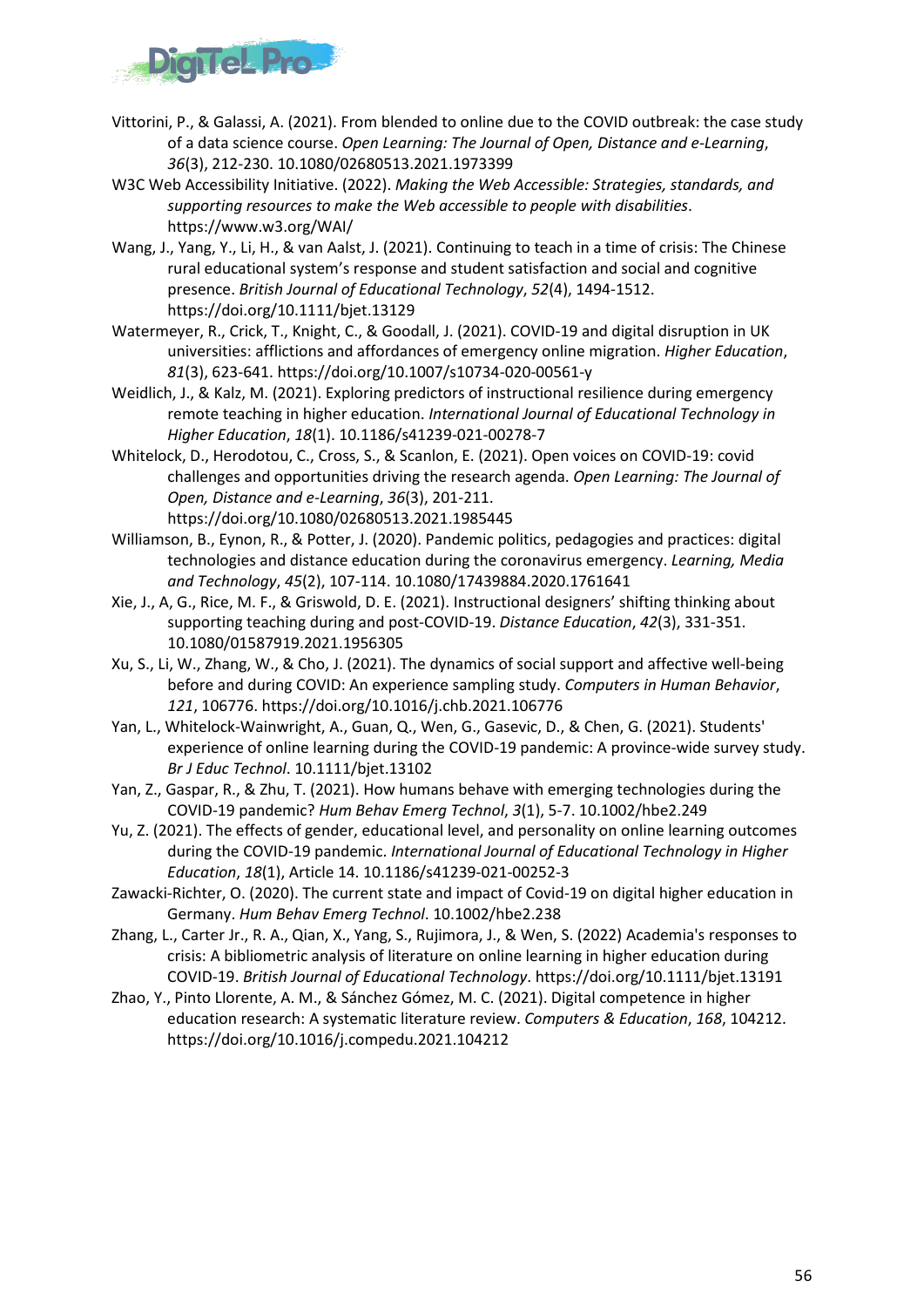Vittorini, P., & Galassi, A. (2021). From blended to online due to the COVID outbreak: the case study of a data science course. *Open Learning: The Journal of Open, Distance and e-Learning*, *36*(3), 212-230. 10.1080/02680513.2021.1973399

W3C Web Accessibility Initiative. (2022). *Making the Web Accessible: Strategies, standards, and supporting resources to make the Web accessible to people with disabilities*. https://www.w3.org/WAI/

Wang, J., Yang, Y., Li, H., & van Aalst, J. (2021). Continuing to teach in a time of crisis: The Chinese rural educational system's response and student satisfaction and social and cognitive presence. *British Journal of Educational Technology*, *52*(4), 1494-1512. https://doi.org/10.1111/bjet.13129

Watermeyer, R., Crick, T., Knight, C., & Goodall, J. (2021). COVID-19 and digital disruption in UK universities: afflictions and affordances of emergency online migration. *Higher Education*, *81*(3), 623-641. https://doi.org/10.1007/s10734-020-00561-y

Weidlich, J., & Kalz, M. (2021). Exploring predictors of instructional resilience during emergency remote teaching in higher education. *International Journal of Educational Technology in Higher Education*, *18*(1). 10.1186/s41239-021-00278-7

Whitelock, D., Herodotou, C., Cross, S., & Scanlon, E. (2021). Open voices on COVID-19: covid challenges and opportunities driving the research agenda. *Open Learning: The Journal of Open, Distance and e-Learning*, *36*(3), 201-211. https://doi.org/10.1080/02680513.2021.1985445

Williamson, B., Eynon, R., & Potter, J. (2020). Pandemic politics, pedagogies and practices: digital technologies and distance education during the coronavirus emergency. *Learning, Media and Technology*, *45*(2), 107-114. 10.1080/17439884.2020.1761641

Xie, J., A, G., Rice, M. F., & Griswold, D. E. (2021). Instructional designers' shifting thinking about supporting teaching during and post-COVID-19. *Distance Education*, *42*(3), 331-351. 10.1080/01587919.2021.1956305

Xu, S., Li, W., Zhang, W., & Cho, J. (2021). The dynamics of social support and affective well-being before and during COVID: An experience sampling study. *Computers in Human Behavior*, *121*, 106776. https://doi.org/10.1016/j.chb.2021.106776

Yan, L., Whitelock-Wainwright, A., Guan, Q., Wen, G., Gasevic, D., & Chen, G. (2021). Students' experience of online learning during the COVID-19 pandemic: A province-wide survey study. *Br J Educ Technol*. 10.1111/bjet.13102

Yan, Z., Gaspar, R., & Zhu, T. (2021). How humans behave with emerging technologies during the COVID-19 pandemic? *Hum Behav Emerg Technol*, *3*(1), 5-7. 10.1002/hbe2.249

Yu, Z. (2021). The effects of gender, educational level, and personality on online learning outcomes during the COVID-19 pandemic. *International Journal of Educational Technology in Higher Education*, *18*(1), Article 14. 10.1186/s41239-021-00252-3

Zawacki-Richter, O. (2020). The current state and impact of Covid-19 on digital higher education in Germany. *Hum Behav Emerg Technol*. 10.1002/hbe2.238

Zhang, L., Carter Jr., R. A., Qian, X., Yang, S., Rujimora, J., & Wen, S. (2022) Academia's responses to crisis: A bibliometric analysis of literature on online learning in higher education during COVID-19. *British Journal of Educational Technology*. https://doi.org/10.1111/bjet.13191

Zhao, Y., Pinto Llorente, A. M., & Sánchez Gómez, M. C. (2021). Digital competence in higher education research: A systematic literature review. *Computers & Education*, *168*, 104212. https://doi.org/10.1016/j.compedu.2021.104212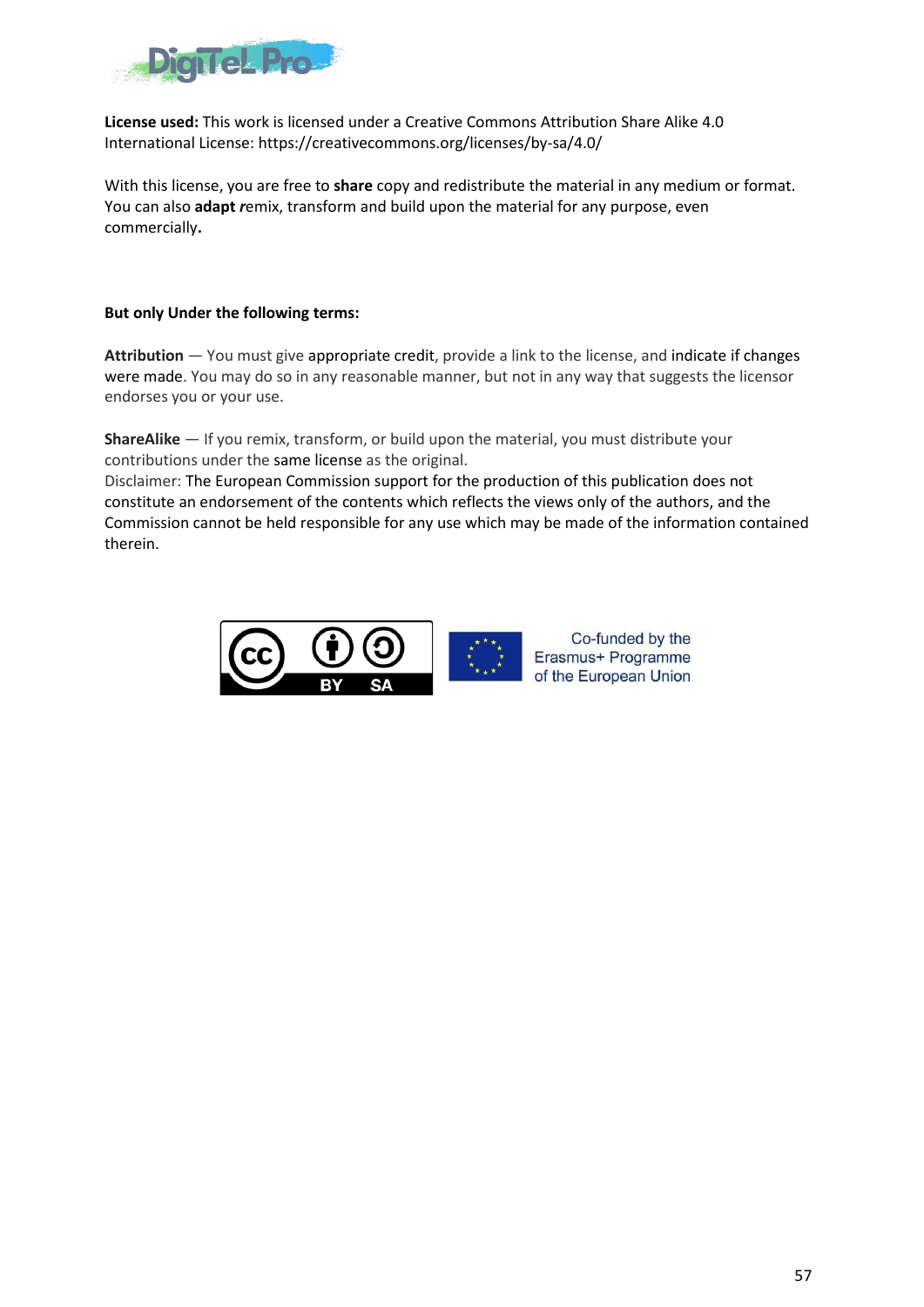**License used:** This work is licensed under a Creative Commons Attribution Share Alike 4.0 International License: https://creativecommons.org/licenses/by-sa/4.0/

With this license, you are free to **share** copy and redistribute the material in any medium or format. You can also **adapt** *r*emix, transform and build upon the material for any purpose, even commercially**.**

**But only Under the following terms:**

**Attribution** — You must give appropriate credit, provide a link to the license, and indicate if changes were made. You may do so in any reasonable manner, but not in any way that suggests the licensor endorses you or your use.

**ShareAlike** — If you remix, transform, or build upon the material, you must distribute your contributions under the same license as the original.
Disclaimer: The European Commission support for the production of this publication does not constitute an endorsement of the contents which reflects the views only of the authors, and the Commission cannot be held responsible for any use which may be made of the information contained therein.

Co-funded by the Erasmus+ Programme of the European Union